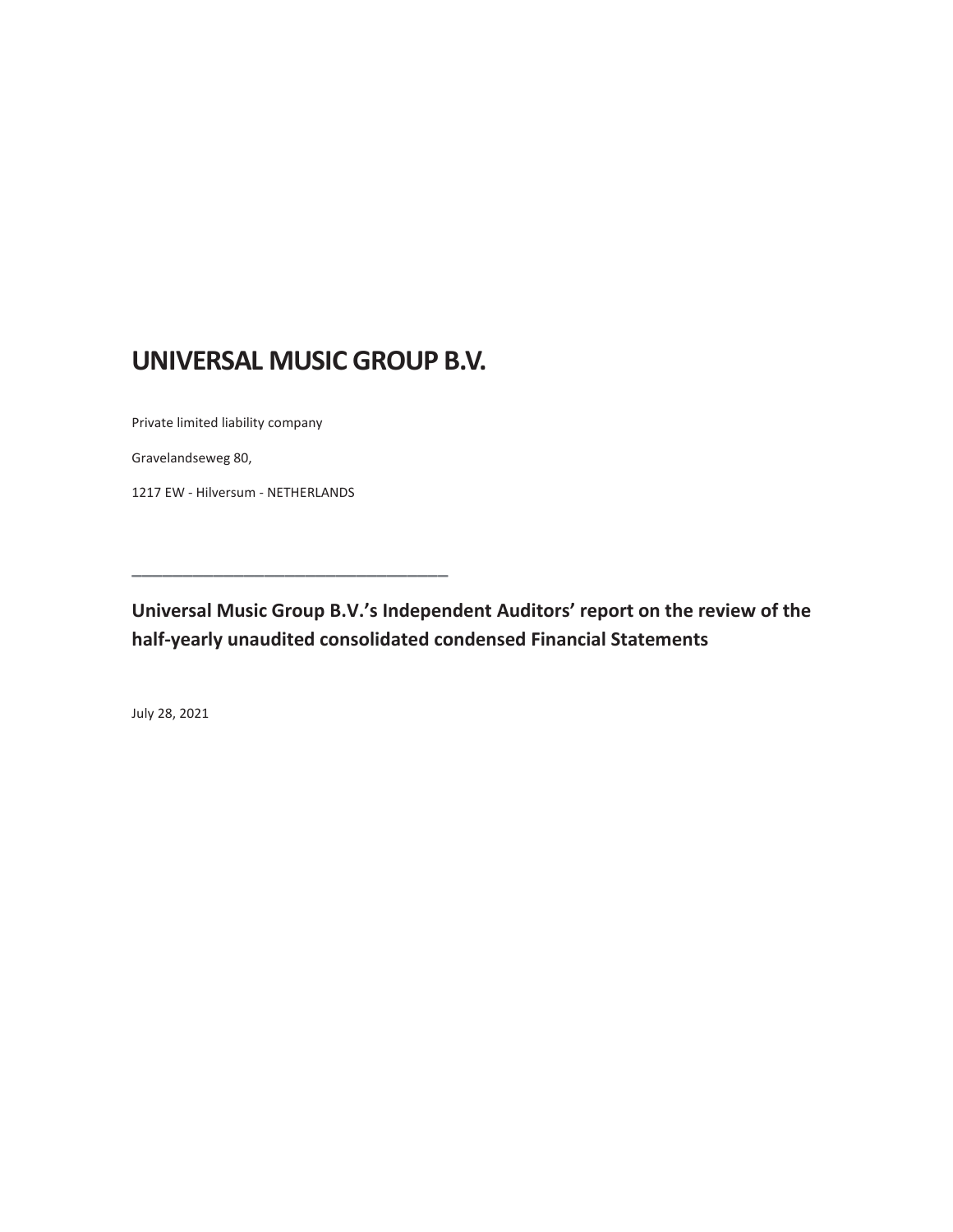# UNIVERSAL MUSIC GROUP B.V.

Private limited liability company

Gravelandseweg 80,

1217 EW - Hilversum - NETHERLANDS

---

**Universal Music Group B.V.'s Independent Auditors' report on the review of the half-yearly unaudited consolidated condensed Financial Statements**

July 28, 2021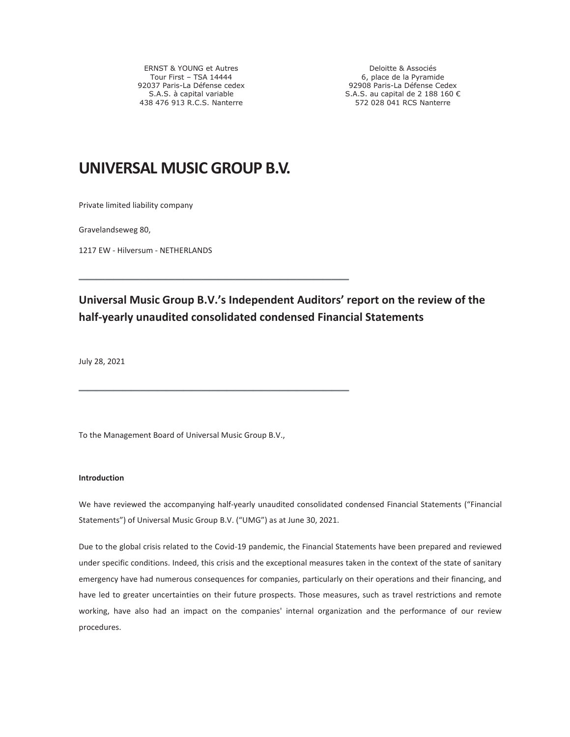ERNST & YOUNG et Autres
Tour First – TSA 14444
92037 Paris-La Défense cedex
S.A.S. à capital variable
438 476 913 R.C.S. Nanterre

Deloitte & Associés
6, place de la Pyramide
92908 Paris-La Défense Cedex
S.A.S. au capital de 2 188 160 €
572 028 041 RCS Nanterre

# UNIVERSAL MUSIC GROUP B.V.

Private limited liability company

Gravelandseweg 80,

1217 EW - Hilversum - NETHERLANDS

---

## Universal Music Group B.V.'s Independent Auditors' report on the review of the half-yearly unaudited consolidated condensed Financial Statements

July 28, 2021

---

To the Management Board of Universal Music Group B.V.,

**Introduction**

We have reviewed the accompanying half-yearly unaudited consolidated condensed Financial Statements ("Financial Statements") of Universal Music Group B.V. ("UMG") as at June 30, 2021.

Due to the global crisis related to the Covid-19 pandemic, the Financial Statements have been prepared and reviewed under specific conditions. Indeed, this crisis and the exceptional measures taken in the context of the state of sanitary emergency have had numerous consequences for companies, particularly on their operations and their financing, and have led to greater uncertainties on their future prospects. Those measures, such as travel restrictions and remote working, have also had an impact on the companies' internal organization and the performance of our review procedures.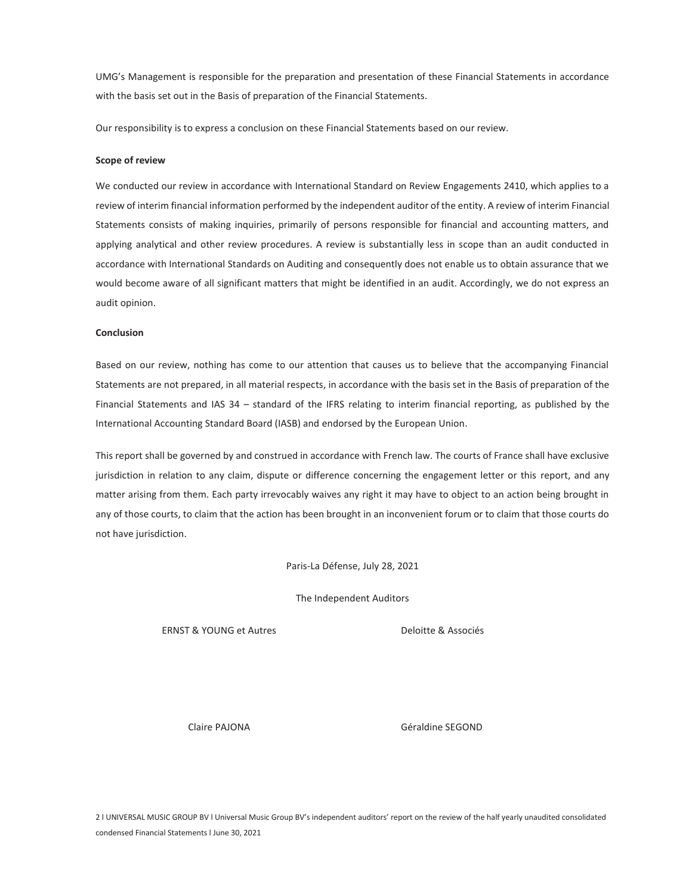UMG's Management is responsible for the preparation and presentation of these Financial Statements in accordance with the basis set out in the Basis of preparation of the Financial Statements.

Our responsibility is to express a conclusion on these Financial Statements based on our review.

**Scope of review**

We conducted our review in accordance with International Standard on Review Engagements 2410, which applies to a review of interim financial information performed by the independent auditor of the entity. A review of interim Financial Statements consists of making inquiries, primarily of persons responsible for financial and accounting matters, and applying analytical and other review procedures. A review is substantially less in scope than an audit conducted in accordance with International Standards on Auditing and consequently does not enable us to obtain assurance that we would become aware of all significant matters that might be identified in an audit. Accordingly, we do not express an audit opinion.

**Conclusion**

Based on our review, nothing has come to our attention that causes us to believe that the accompanying Financial Statements are not prepared, in all material respects, in accordance with the basis set in the Basis of preparation of the Financial Statements and IAS 34 – standard of the IFRS relating to interim financial reporting, as published by the International Accounting Standard Board (IASB) and endorsed by the European Union.

This report shall be governed by and construed in accordance with French law. The courts of France shall have exclusive jurisdiction in relation to any claim, dispute or difference concerning the engagement letter or this report, and any matter arising from them. Each party irrevocably waives any right it may have to object to an action being brought in any of those courts, to claim that the action has been brought in an inconvenient forum or to claim that those courts do not have jurisdiction.

Paris-La Défense, July 28, 2021

The Independent Auditors

ERNST & YOUNG et Autres

Claire PAJONA

Deloitte & Associés

Géraldine SEGOND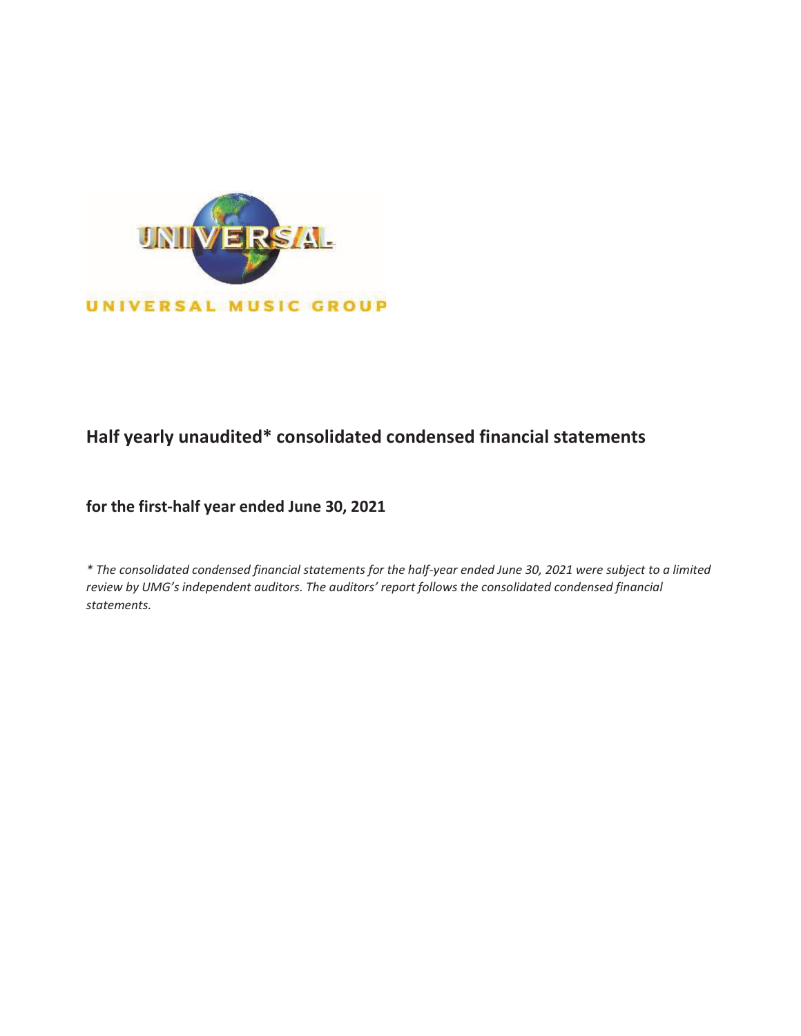UNIVERSAL MUSIC GROUP

# Half yearly unaudited* consolidated condensed financial statements

## for the first-half year ended June 30, 2021

*\* The consolidated condensed financial statements for the half-year ended June 30, 2021 were subject to a limited review by UMG's independent auditors. The auditors' report follows the consolidated condensed financial statements.*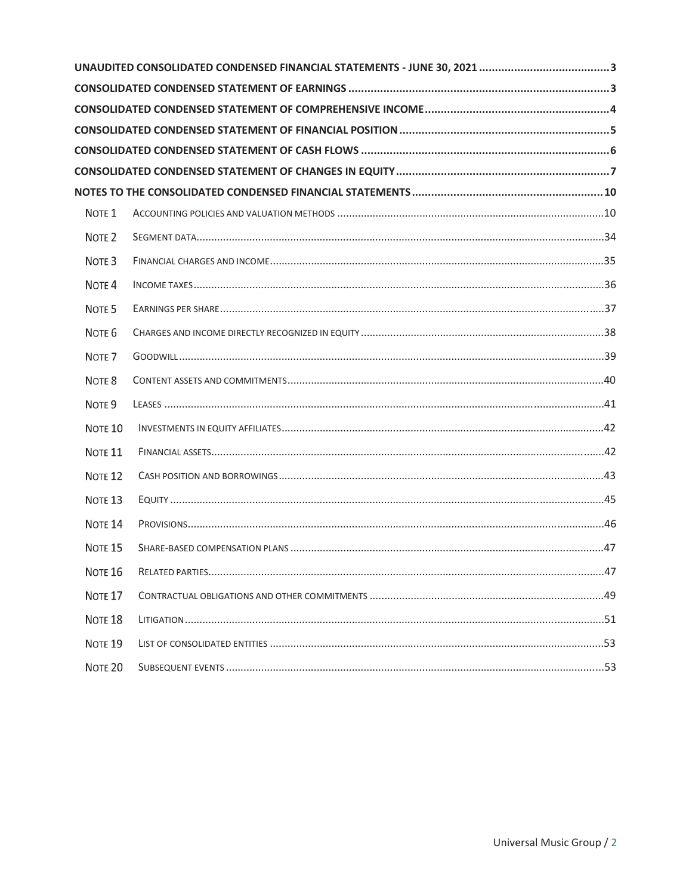| | |
|---|---|
| **UNAUDITED CONSOLIDATED CONDENSED FINANCIAL STATEMENTS - JUNE 30, 2021** | **3** |
| **CONSOLIDATED CONDENSED STATEMENT OF EARNINGS** | **3** |
| **CONSOLIDATED CONDENSED STATEMENT OF COMPREHENSIVE INCOME** | **4** |
| **CONSOLIDATED CONDENSED STATEMENT OF FINANCIAL POSITION** | **5** |
| **CONSOLIDATED CONDENSED STATEMENT OF CASH FLOWS** | **6** |
| **CONSOLIDATED CONDENSED STATEMENT OF CHANGES IN EQUITY** | **7** |
| **NOTES TO THE CONSOLIDATED CONDENSED FINANCIAL STATEMENTS** | **10** |

| | | |
|---|---|---|
| NOTE 1 | ACCOUNTING POLICIES AND VALUATION METHODS | 10 |
| NOTE 2 | SEGMENT DATA | 34 |
| NOTE 3 | FINANCIAL CHARGES AND INCOME | 35 |
| NOTE 4 | INCOME TAXES | 36 |
| NOTE 5 | EARNINGS PER SHARE | 37 |
| NOTE 6 | CHARGES AND INCOME DIRECTLY RECOGNIZED IN EQUITY | 38 |
| NOTE 7 | GOODWILL | 39 |
| NOTE 8 | CONTENT ASSETS AND COMMITMENTS | 40 |
| NOTE 9 | LEASES | 41 |
| NOTE 10 | INVESTMENTS IN EQUITY AFFILIATES | 42 |
| NOTE 11 | FINANCIAL ASSETS | 42 |
| NOTE 12 | CASH POSITION AND BORROWINGS | 43 |
| NOTE 13 | EQUITY | 45 |
| NOTE 14 | PROVISIONS | 46 |
| NOTE 15 | SHARE-BASED COMPENSATION PLANS | 47 |
| NOTE 16 | RELATED PARTIES | 47 |
| NOTE 17 | CONTRACTUAL OBLIGATIONS AND OTHER COMMITMENTS | 49 |
| NOTE 18 | LITIGATION | 51 |
| NOTE 19 | LIST OF CONSOLIDATED ENTITIES | 53 |
| NOTE 20 | SUBSEQUENT EVENTS | 53 |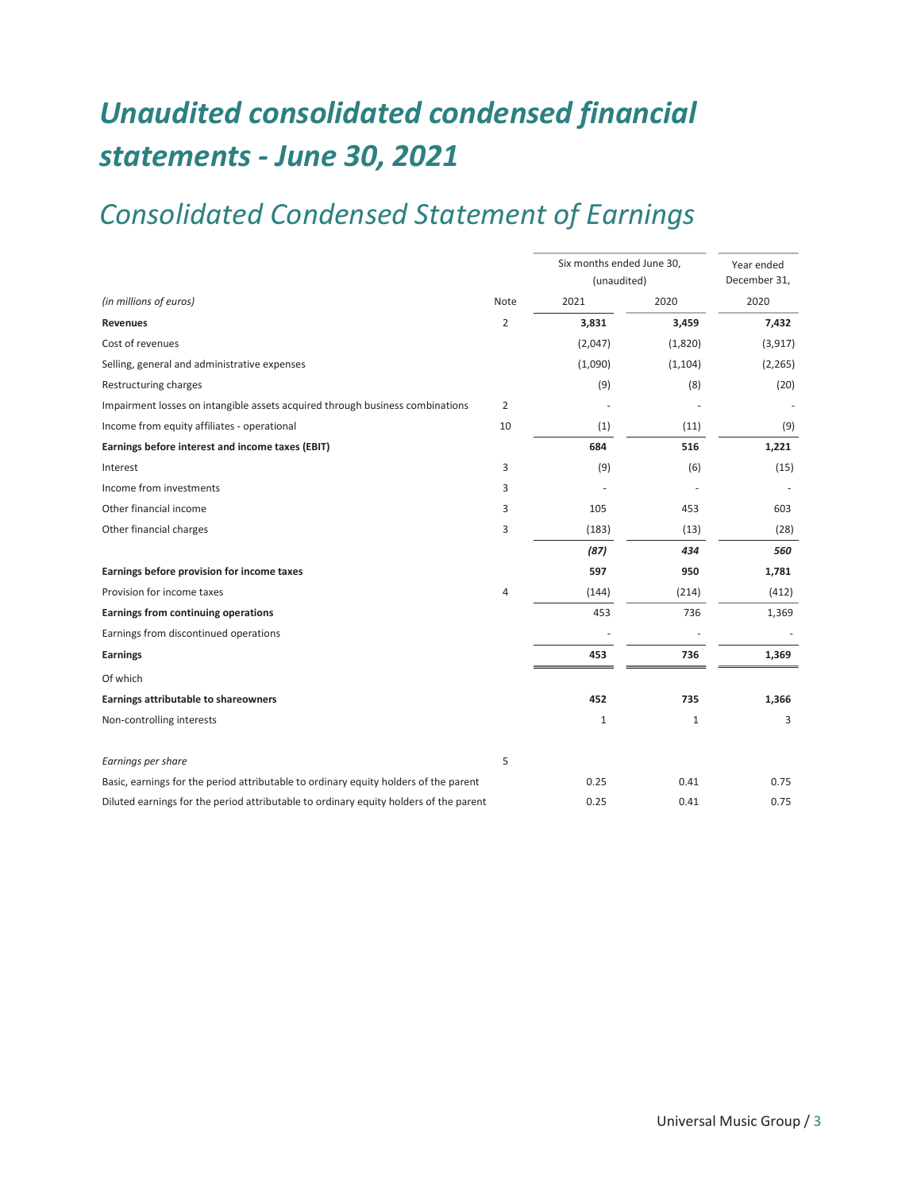# Unaudited consolidated condensed financial statements - June 30, 2021

## Consolidated Condensed Statement of Earnings

| *(in millions of euros)* | Note | Six months ended June 30, (unaudited) 2021 | 2020 | Year ended December 31, 2020 |
|---|---|---|---|---|
| **Revenues** | 2 | **3,831** | **3,459** | **7,432** |
| Cost of revenues | | (2,047) | (1,820) | (3,917) |
| Selling, general and administrative expenses | | (1,090) | (1,104) | (2,265) |
| Restructuring charges | | (9) | (8) | (20) |
| Impairment losses on intangible assets acquired through business combinations | 2 | - | - | - |
| Income from equity affiliates - operational | 10 | (1) | (11) | (9) |
| **Earnings before interest and income taxes (EBIT)** | | **684** | **516** | **1,221** |
| Interest | 3 | (9) | (6) | (15) |
| Income from investments | 3 | - | - | - |
| Other financial income | 3 | 105 | 453 | 603 |
| Other financial charges | 3 | (183) | (13) | (28) |
| | | ***(87)*** | ***434*** | ***560*** |
| **Earnings before provision for income taxes** | | **597** | **950** | **1,781** |
| Provision for income taxes | 4 | (144) | (214) | (412) |
| **Earnings from continuing operations** | | 453 | 736 | 1,369 |
| Earnings from discontinued operations | | - | - | - |
| **Earnings** | | **453** | **736** | **1,369** |
| Of which | | | | |
| **Earnings attributable to shareowners** | | **452** | **735** | **1,366** |
| Non-controlling interests | | 1 | 1 | 3 |
| | | | | |
| *Earnings per share* | 5 | | | |
| Basic, earnings for the period attributable to ordinary equity holders of the parent | | 0.25 | 0.41 | 0.75 |
| Diluted earnings for the period attributable to ordinary equity holders of the parent | | 0.25 | 0.41 | 0.75 |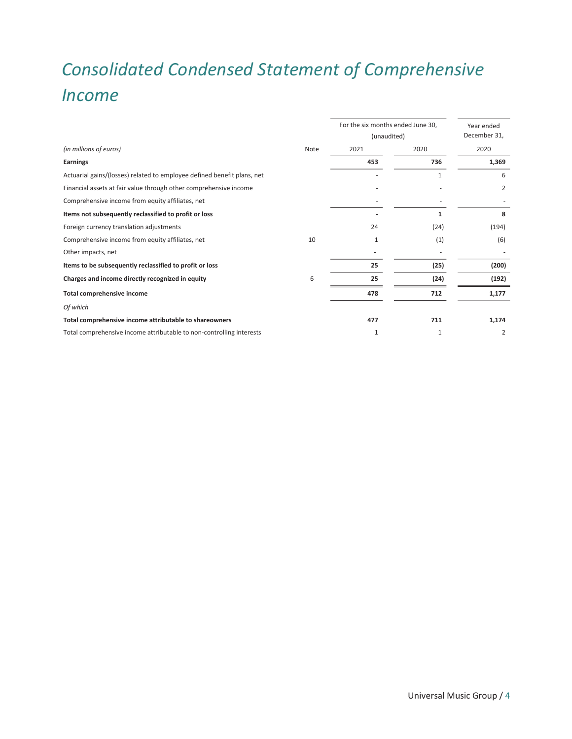# Consolidated Condensed Statement of Comprehensive Income

| (in millions of euros) | Note | For the six months ended June 30, (unaudited) 2021 | 2020 | Year ended December 31, 2020 |
|---|---|---|---|---|
| **Earnings** | | **453** | **736** | **1,369** |
| Actuarial gains/(losses) related to employee defined benefit plans, net | | - | 1 | 6 |
| Financial assets at fair value through other comprehensive income | | - | - | 2 |
| Comprehensive income from equity affiliates, net | | - | - | - |
| **Items not subsequently reclassified to profit or loss** | | **-** | **1** | **8** |
| Foreign currency translation adjustments | | 24 | (24) | (194) |
| Comprehensive income from equity affiliates, net | 10 | 1 | (1) | (6) |
| Other impacts, net | | - | - | - |
| **Items to be subsequently reclassified to profit or loss** | | **25** | **(25)** | **(200)** |
| **Charges and income directly recognized in equity** | 6 | **25** | **(24)** | **(192)** |
| **Total comprehensive income** | | **478** | **712** | **1,177** |
| *Of which* | | | | |
| **Total comprehensive income attributable to shareowners** | | **477** | **711** | **1,174** |
| Total comprehensive income attributable to non-controlling interests | | 1 | 1 | 2 |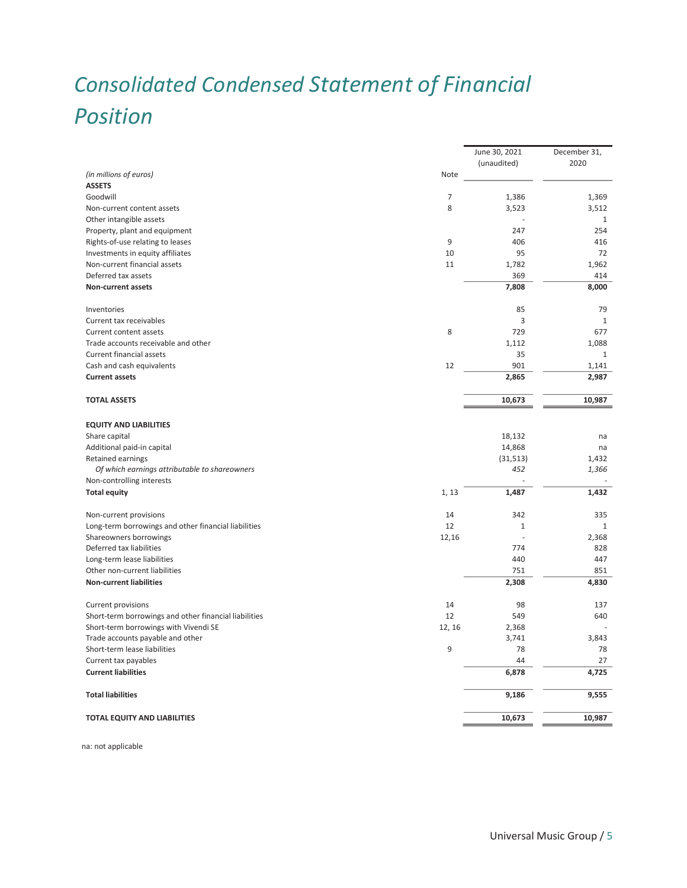# Consolidated Condensed Statement of Financial Position

| (in millions of euros) | Note | June 30, 2021 (unaudited) | December 31, 2020 |
|---|---|---|---|
| **ASSETS** | | | |
| Goodwill | 7 | 1,386 | 1,369 |
| Non-current content assets | 8 | 3,523 | 3,512 |
| Other intangible assets | | - | 1 |
| Property, plant and equipment | | 247 | 254 |
| Rights-of-use relating to leases | 9 | 406 | 416 |
| Investments in equity affiliates | 10 | 95 | 72 |
| Non-current financial assets | 11 | 1,782 | 1,962 |
| Deferred tax assets | | 369 | 414 |
| **Non-current assets** | | **7,808** | **8,000** |
| | | | |
| Inventories | | 85 | 79 |
| Current tax receivables | | 3 | 1 |
| Current content assets | 8 | 729 | 677 |
| Trade accounts receivable and other | | 1,112 | 1,088 |
| Current financial assets | | 35 | 1 |
| Cash and cash equivalents | 12 | 901 | 1,141 |
| **Current assets** | | **2,865** | **2,987** |
| | | | |
| **TOTAL ASSETS** | | **10,673** | **10,987** |
| | | | |
| **EQUITY AND LIABILITIES** | | | |
| Share capital | | 18,132 | na |
| Additional paid-in capital | | 14,868 | na |
| Retained earnings | | (31,513) | 1,432 |
| *Of which earnings attributable to shareowners* | | *452* | *1,366* |
| Non-controlling interests | | - | - |
| **Total equity** | 1, 13 | **1,487** | **1,432** |
| | | | |
| Non-current provisions | 14 | 342 | 335 |
| Long-term borrowings and other financial liabilities | 12 | 1 | 1 |
| Shareowners borrowings | 12,16 | - | 2,368 |
| Deferred tax liabilities | | 774 | 828 |
| Long-term lease liabilities | | 440 | 447 |
| Other non-current liabilities | | 751 | 851 |
| **Non-current liabilities** | | **2,308** | **4,830** |
| | | | |
| Current provisions | 14 | 98 | 137 |
| Short-term borrowings and other financial liabilities | 12 | 549 | 640 |
| Short-term borrowings with Vivendi SE | 12, 16 | 2,368 | - |
| Trade accounts payable and other | | 3,741 | 3,843 |
| Short-term lease liabilities | 9 | 78 | 78 |
| Current tax payables | | 44 | 27 |
| **Current liabilities** | | **6,878** | **4,725** |
| | | | |
| **Total liabilities** | | **9,186** | **9,555** |
| | | | |
| **TOTAL EQUITY AND LIABILITIES** | | **10,673** | **10,987** |

na: not applicable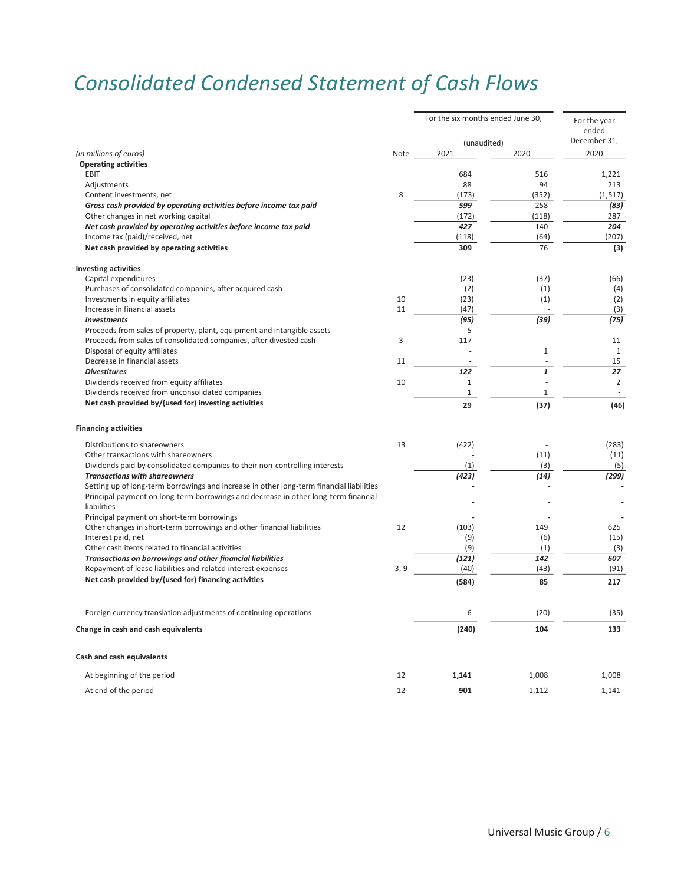# Consolidated Condensed Statement of Cash Flows

| | | For the six months ended June 30, | | For the year ended December 31, |
|---|---|---|---|---|
| | | (unaudited) | | |
| *(in millions of euros)* | Note | 2021 | 2020 | 2020 |
| **Operating activities** | | | | |
| EBIT | | 684 | 516 | 1,221 |
| Adjustments | | 88 | 94 | 213 |
| Content investments, net | 8 | (173) | (352) | (1,517) |
| ***Gross cash provided by operating activities before income tax paid*** | | ***599*** | 258 | ***(83)*** |
| Other changes in net working capital | | (172) | (118) | 287 |
| ***Net cash provided by operating activities before income tax paid*** | | ***427*** | 140 | ***204*** |
| Income tax (paid)/received, net | | (118) | (64) | (207) |
| **Net cash provided by operating activities** | | **309** | 76 | **(3)** |
| **Investing activities** | | | | |
| Capital expenditures | | (23) | (37) | (66) |
| Purchases of consolidated companies, after acquired cash | | (2) | (1) | (4) |
| Investments in equity affiliates | 10 | (23) | (1) | (2) |
| Increase in financial assets | 11 | (47) | - | (3) |
| ***Investments*** | | ***(95)*** | ***(39)*** | ***(75)*** |
| Proceeds from sales of property, plant, equipment and intangible assets | | 5 | - | - |
| Proceeds from sales of consolidated companies, after divested cash | 3 | 117 | - | 11 |
| Disposal of equity affiliates | | - | 1 | 1 |
| Decrease in financial assets | 11 | - | - | 15 |
| ***Divestitures*** | | ***122*** | ***1*** | ***27*** |
| Dividends received from equity affiliates | 10 | 1 | - | 2 |
| Dividends received from unconsolidated companies | | 1 | 1 | - |
| **Net cash provided by/(used for) investing activities** | | **29** | **(37)** | **(46)** |
| **Financing activities** | | | | |
| Distributions to shareowners | 13 | (422) | - | (283) |
| Other transactions with shareowners | | - | (11) | (11) |
| Dividends paid by consolidated companies to their non-controlling interests | | (1) | (3) | (5) |
| ***Transactions with shareowners*** | | ***(423)*** | ***(14)*** | ***(299)*** |
| Setting up of long-term borrowings and increase in other long-term financial liabilities | | - | - | - |
| Principal payment on long-term borrowings and decrease in other long-term financial liabilities | | - | - | - |
| Principal payment on short-term borrowings | | - | - | - |
| Other changes in short-term borrowings and other financial liabilities | 12 | (103) | 149 | 625 |
| Interest paid, net | | (9) | (6) | (15) |
| Other cash items related to financial activities | | (9) | (1) | (3) |
| ***Transactions on borrowings and other financial liabilities*** | | ***(121)*** | ***142*** | ***607*** |
| Repayment of lease liabilities and related interest expenses | 3, 9 | (40) | (43) | (91) |
| **Net cash provided by/(used for) financing activities** | | **(584)** | **85** | **217** |
| Foreign currency translation adjustments of continuing operations | | 6 | (20) | (35) |
| **Change in cash and cash equivalents** | | **(240)** | **104** | **133** |
| **Cash and cash equivalents** | | | | |
| At beginning of the period | 12 | **1,141** | 1,008 | 1,008 |
| At end of the period | 12 | **901** | 1,112 | 1,141 |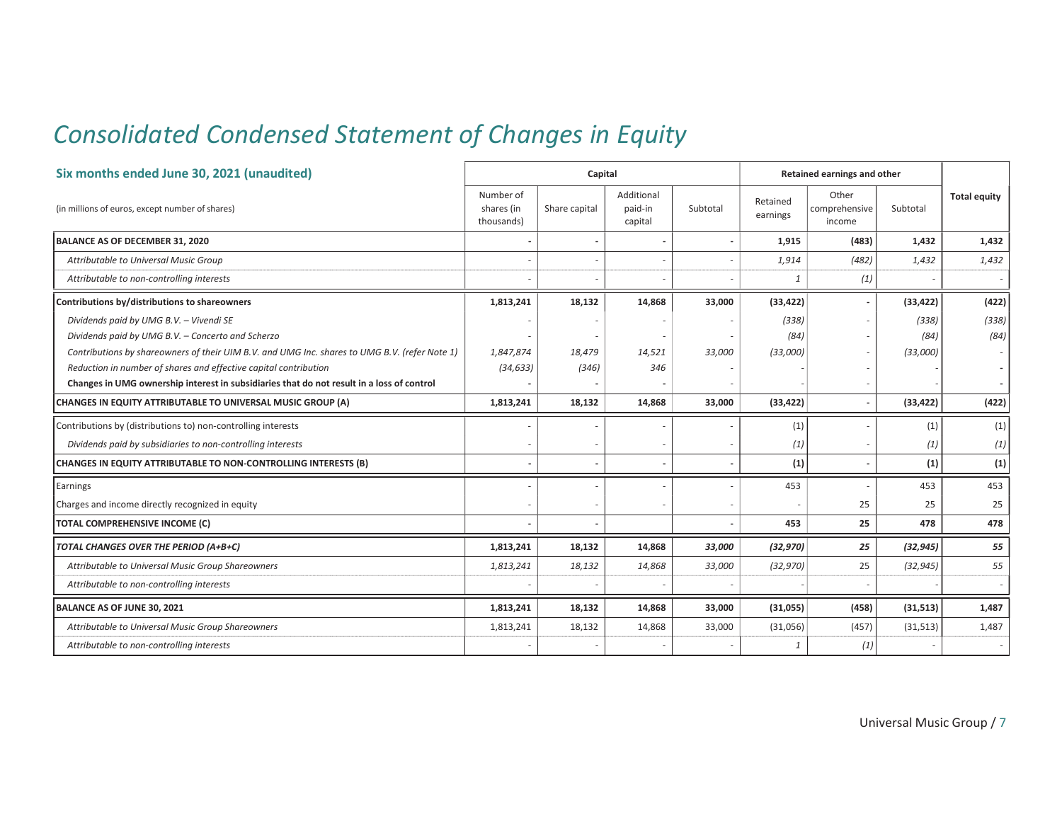# Consolidated Condensed Statement of Changes in Equity

## Six months ended June 30, 2021 (unaudited)

| (in millions of euros, except number of shares) | Capital | | | | Retained earnings and other | | | Total equity |
|---|---|---|---|---|---|---|---|---|
| | Number of shares (in thousands) | Share capital | Additional paid-in capital | Subtotal | Retained earnings | Other comprehensive income | Subtotal | |
| **BALANCE AS OF DECEMBER 31, 2020** | **-** | **-** | **-** | **-** | **1,915** | **(483)** | **1,432** | **1,432** |
| *Attributable to Universal Music Group* | - | - | - | - | *1,914* | *(482)* | *1,432* | *1,432* |
| *Attributable to non-controlling interests* | - | - | - | - | *1* | *(1)* | - | - |
| **Contributions by/distributions to shareowners** | **1,813,241** | **18,132** | **14,868** | **33,000** | **(33,422)** | **-** | **(33,422)** | **(422)** |
| *Dividends paid by UMG B.V. – Vivendi SE* | - | - | - | - | *(338)* | - | *(338)* | *(338)* |
| *Dividends paid by UMG B.V. – Concerto and Scherzo* | - | - | - | - | *(84)* | - | *(84)* | *(84)* |
| *Contributions by shareowners of their UIM B.V. and UMG Inc. shares to UMG B.V. (refer Note 1)* | *1,847,874* | *18,479* | *14,521* | *33,000* | *(33,000)* | - | *(33,000)* | - |
| *Reduction in number of shares and effective capital contribution* | *(34,633)* | *(346)* | *346* | - | - | - | - | - |
| **Changes in UMG ownership interest in subsidiaries that do not result in a loss of control** | - | - | - | - | - | - | - | - |
| **CHANGES IN EQUITY ATTRIBUTABLE TO UNIVERSAL MUSIC GROUP (A)** | **1,813,241** | **18,132** | **14,868** | **33,000** | **(33,422)** | **-** | **(33,422)** | **(422)** |
| Contributions by (distributions to) non-controlling interests | - | - | - | - | (1) | - | (1) | (1) |
| *Dividends paid by subsidiaries to non-controlling interests* | - | - | - | - | *(1)* | - | *(1)* | *(1)* |
| **CHANGES IN EQUITY ATTRIBUTABLE TO NON-CONTROLLING INTERESTS (B)** | **-** | **-** | **-** | **-** | **(1)** | **-** | **(1)** | **(1)** |
| Earnings | - | - | - | - | 453 | - | 453 | 453 |
| Charges and income directly recognized in equity | - | - | - | - | - | 25 | 25 | 25 |
| **TOTAL COMPREHENSIVE INCOME (C)** | **-** | **-** | | **-** | **453** | **25** | **478** | **478** |
| ***TOTAL CHANGES OVER THE PERIOD (A+B+C)*** | **1,813,241** | **18,132** | **14,868** | ***33,000*** | ***(32,970)*** | ***25*** | ***(32,945)*** | ***55*** |
| *Attributable to Universal Music Group Shareowners* | *1,813,241* | *18,132* | *14,868* | *33,000* | *(32,970)* | 25 | *(32,945)* | *55* |
| *Attributable to non-controlling interests* | - | - | - | - | - | - | - | - |
| **BALANCE AS OF JUNE 30, 2021** | **1,813,241** | **18,132** | **14,868** | **33,000** | **(31,055)** | **(458)** | **(31,513)** | **1,487** |
| *Attributable to Universal Music Group Shareowners* | 1,813,241 | 18,132 | 14,868 | 33,000 | (31,056) | (457) | (31,513) | 1,487 |
| *Attributable to non-controlling interests* | - | - | - | - | *1* | *(1)* | - | - |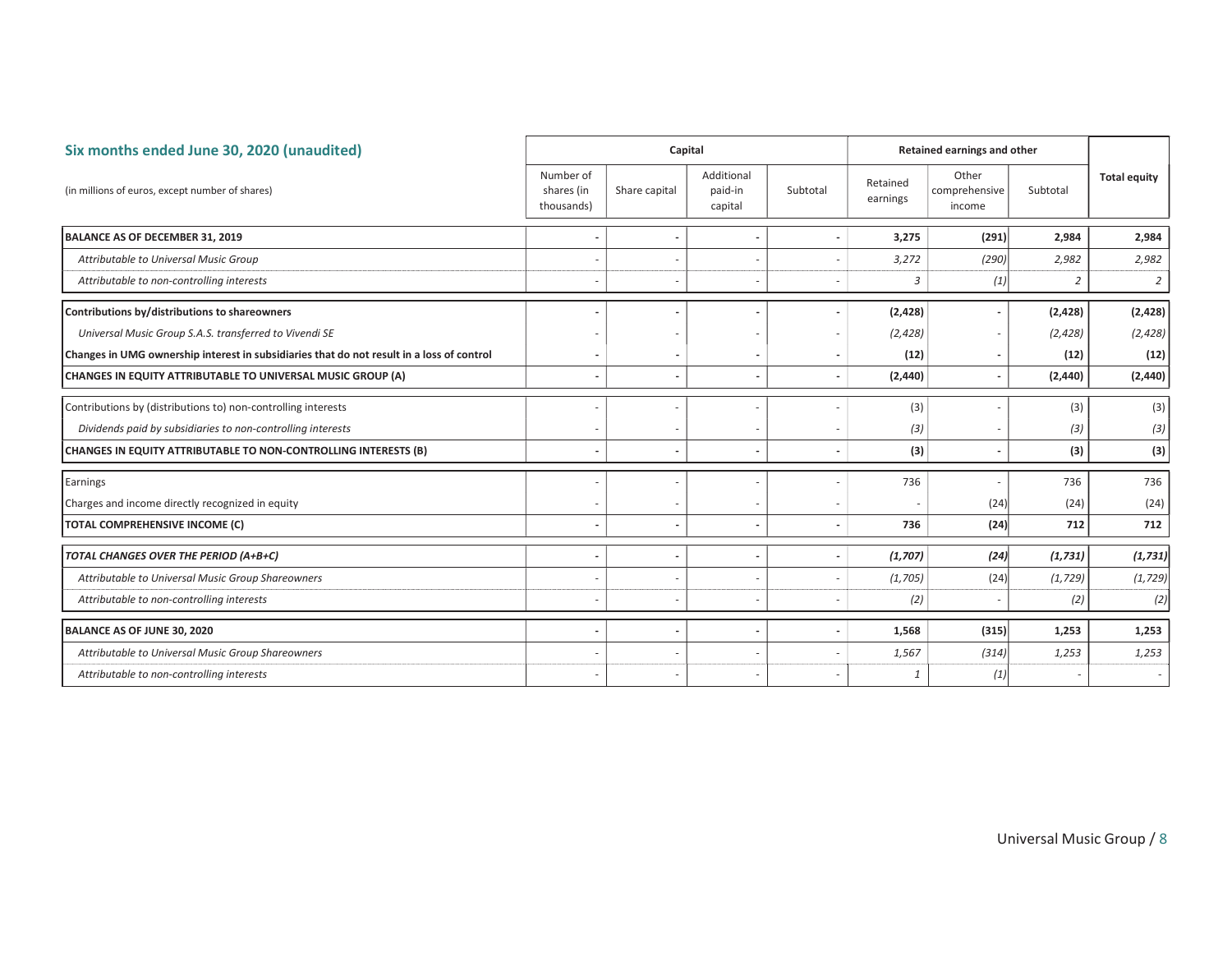## Six months ended June 30, 2020 (unaudited)

| (in millions of euros, except number of shares) | Capital | | | | Retained earnings and other | | | Total equity |
|---|---|---|---|---|---|---|---|---|
| | Number of shares (in thousands) | Share capital | Additional paid-in capital | Subtotal | Retained earnings | Other comprehensive income | Subtotal | |
| **BALANCE AS OF DECEMBER 31, 2019** | **-** | **-** | **-** | **-** | **3,275** | **(291)** | **2,984** | **2,984** |
| *Attributable to Universal Music Group* | - | - | - | - | *3,272* | *(290)* | *2,982* | *2,982* |
| *Attributable to non-controlling interests* | - | - | - | - | *3* | *(1)* | *2* | *2* |
| **Contributions by/distributions to shareowners** | **-** | **-** | **-** | **-** | **(2,428)** | **-** | **(2,428)** | **(2,428)** |
| *Universal Music Group S.A.S. transferred to Vivendi SE* | - | - | - | - | *(2,428)* | - | *(2,428)* | *(2,428)* |
| **Changes in UMG ownership interest in subsidiaries that do not result in a loss of control** | **-** | **-** | **-** | **-** | **(12)** | **-** | **(12)** | **(12)** |
| **CHANGES IN EQUITY ATTRIBUTABLE TO UNIVERSAL MUSIC GROUP (A)** | **-** | **-** | **-** | **-** | **(2,440)** | **-** | **(2,440)** | **(2,440)** |
| Contributions by (distributions to) non-controlling interests | - | - | - | - | (3) | - | (3) | (3) |
| *Dividends paid by subsidiaries to non-controlling interests* | - | - | - | - | *(3)* | - | *(3)* | *(3)* |
| **CHANGES IN EQUITY ATTRIBUTABLE TO NON-CONTROLLING INTERESTS (B)** | **-** | **-** | **-** | **-** | **(3)** | **-** | **(3)** | **(3)** |
| Earnings | - | - | - | - | 736 | - | 736 | 736 |
| Charges and income directly recognized in equity | - | - | - | - | - | (24) | (24) | (24) |
| **TOTAL COMPREHENSIVE INCOME (C)** | **-** | **-** | **-** | **-** | **736** | **(24)** | **712** | **712** |
| ***TOTAL CHANGES OVER THE PERIOD (A+B+C)*** | **-** | **-** | **-** | **-** | ***(1,707)*** | ***(24)*** | ***(1,731)*** | ***(1,731)*** |
| *Attributable to Universal Music Group Shareowners* | - | - | - | - | *(1,705)* | (24) | *(1,729)* | *(1,729)* |
| *Attributable to non-controlling interests* | - | - | - | - | *(2)* | - | *(2)* | *(2)* |
| **BALANCE AS OF JUNE 30, 2020** | **-** | **-** | **-** | **-** | **1,568** | **(315)** | **1,253** | **1,253** |
| *Attributable to Universal Music Group Shareowners* | - | - | - | - | *1,567* | *(314)* | *1,253* | *1,253* |
| *Attributable to non-controlling interests* | - | - | - | - | *1* | *(1)* | - | - |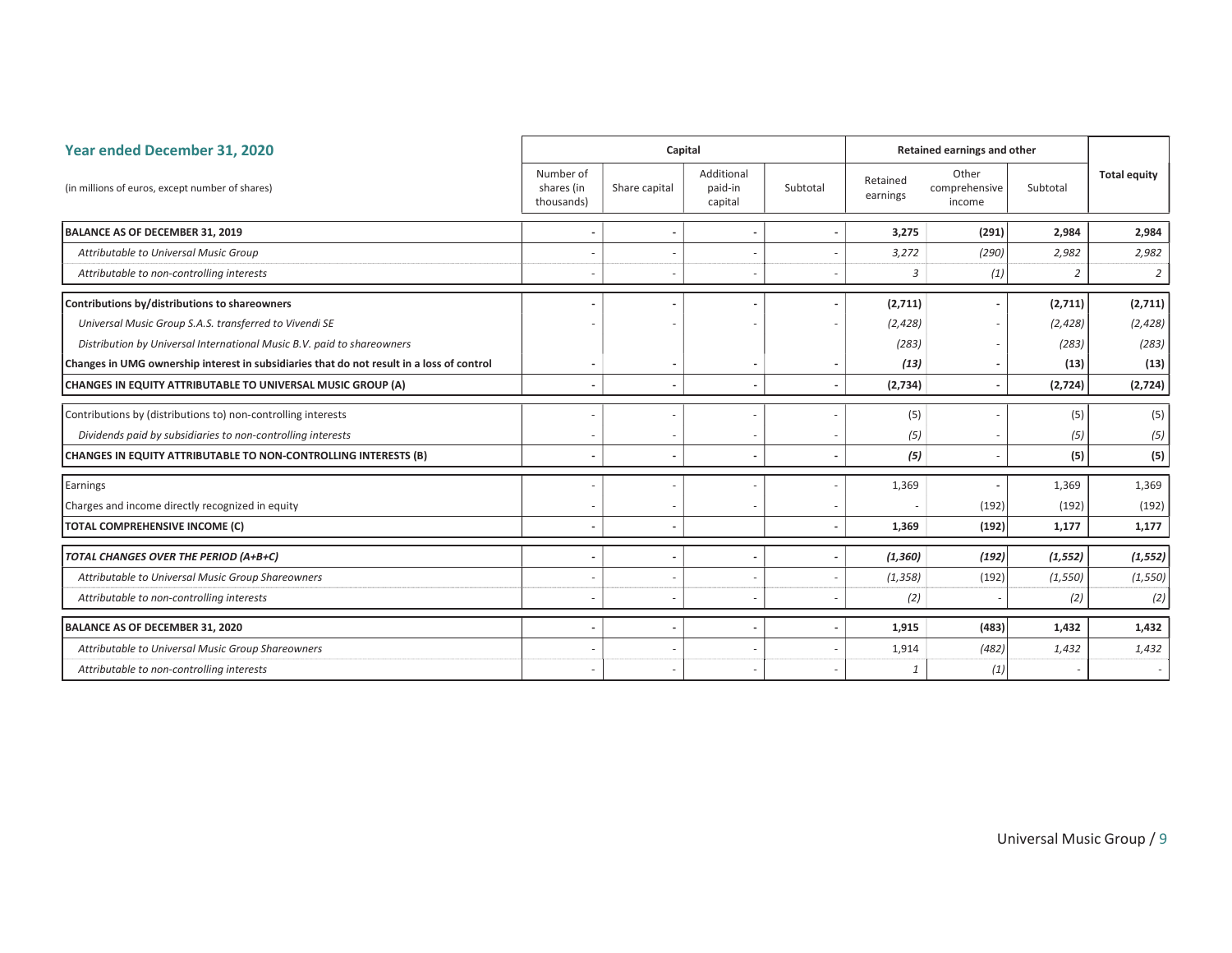## Year ended December 31, 2020

| (in millions of euros, except number of shares) | Capital | | | | Retained earnings and other | | | Total equity |
|---|---|---|---|---|---|---|---|---|
| | Number of shares (in thousands) | Share capital | Additional paid-in capital | Subtotal | Retained earnings | Other comprehensive income | Subtotal | |
| **BALANCE AS OF DECEMBER 31, 2019** | - | - | - | - | **3,275** | **(291)** | **2,984** | **2,984** |
| *Attributable to Universal Music Group* | - | - | - | - | *3,272* | *(290)* | *2,982* | *2,982* |
| *Attributable to non-controlling interests* | - | - | - | - | *3* | *(1)* | *2* | *2* |
| **Contributions by/distributions to shareowners** | - | - | - | - | **(2,711)** | - | **(2,711)** | **(2,711)** |
| *Universal Music Group S.A.S. transferred to Vivendi SE* | - | - | - | - | *(2,428)* | - | *(2,428)* | *(2,428)* |
| *Distribution by Universal International Music B.V. paid to shareowners* | | | | | *(283)* | - | *(283)* | *(283)* |
| **Changes in UMG ownership interest in subsidiaries that do not result in a loss of control** | - | - | - | - | **(13)** | - | **(13)** | **(13)** |
| **CHANGES IN EQUITY ATTRIBUTABLE TO UNIVERSAL MUSIC GROUP (A)** | - | - | - | - | **(2,734)** | - | **(2,724)** | **(2,724)** |
| Contributions by (distributions to) non-controlling interests | - | - | - | - | (5) | - | (5) | (5) |
| *Dividends paid by subsidiaries to non-controlling interests* | - | - | - | - | *(5)* | - | *(5)* | *(5)* |
| **CHANGES IN EQUITY ATTRIBUTABLE TO NON-CONTROLLING INTERESTS (B)** | - | - | - | - | ***(5)*** | - | **(5)** | **(5)** |
| Earnings | - | - | - | - | 1,369 | - | 1,369 | 1,369 |
| Charges and income directly recognized in equity | - | - | - | - | - | (192) | (192) | (192) |
| **TOTAL COMPREHENSIVE INCOME (C)** | - | - | | - | **1,369** | **(192)** | **1,177** | **1,177** |
| ***TOTAL CHANGES OVER THE PERIOD (A+B+C)*** | - | - | - | - | ***(1,360)*** | ***(192)*** | ***(1,552)*** | ***(1,552)*** |
| *Attributable to Universal Music Group Shareowners* | - | - | - | - | *(1,358)* | (192) | *(1,550)* | *(1,550)* |
| *Attributable to non-controlling interests* | - | - | - | - | *(2)* | - | *(2)* | *(2)* |
| **BALANCE AS OF DECEMBER 31, 2020** | - | - | - | - | **1,915** | **(483)** | **1,432** | **1,432** |
| *Attributable to Universal Music Group Shareowners* | - | - | - | - | 1,914 | *(482)* | *1,432* | *1,432* |
| *Attributable to non-controlling interests* | - | - | - | - | *1* | *(1)* | - | - |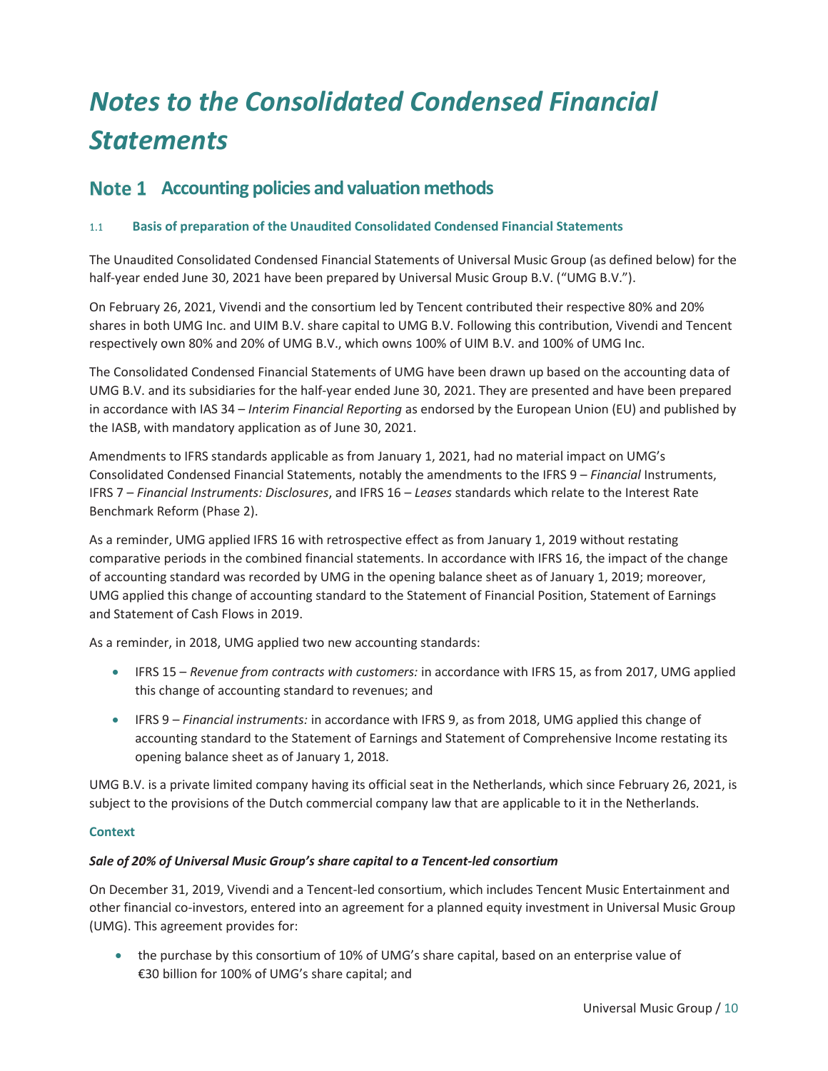# *Notes to the Consolidated Condensed Financial Statements*

## Note 1 Accounting policies and valuation methods

### 1.1 Basis of preparation of the Unaudited Consolidated Condensed Financial Statements

The Unaudited Consolidated Condensed Financial Statements of Universal Music Group (as defined below) for the half-year ended June 30, 2021 have been prepared by Universal Music Group B.V. ("UMG B.V.").

On February 26, 2021, Vivendi and the consortium led by Tencent contributed their respective 80% and 20% shares in both UMG Inc. and UIM B.V. share capital to UMG B.V. Following this contribution, Vivendi and Tencent respectively own 80% and 20% of UMG B.V., which owns 100% of UIM B.V. and 100% of UMG Inc.

The Consolidated Condensed Financial Statements of UMG have been drawn up based on the accounting data of UMG B.V. and its subsidiaries for the half-year ended June 30, 2021. They are presented and have been prepared in accordance with IAS 34 – *Interim Financial Reporting* as endorsed by the European Union (EU) and published by the IASB, with mandatory application as of June 30, 2021.

Amendments to IFRS standards applicable as from January 1, 2021, had no material impact on UMG's Consolidated Condensed Financial Statements, notably the amendments to the IFRS 9 – *Financial* Instruments, IFRS 7 – *Financial Instruments: Disclosures*, and IFRS 16 – *Leases* standards which relate to the Interest Rate Benchmark Reform (Phase 2).

As a reminder, UMG applied IFRS 16 with retrospective effect as from January 1, 2019 without restating comparative periods in the combined financial statements. In accordance with IFRS 16, the impact of the change of accounting standard was recorded by UMG in the opening balance sheet as of January 1, 2019; moreover, UMG applied this change of accounting standard to the Statement of Financial Position, Statement of Earnings and Statement of Cash Flows in 2019.

As a reminder, in 2018, UMG applied two new accounting standards:

- IFRS 15 – *Revenue from contracts with customers:* in accordance with IFRS 15, as from 2017, UMG applied this change of accounting standard to revenues; and
- IFRS 9 – *Financial instruments:* in accordance with IFRS 9, as from 2018, UMG applied this change of accounting standard to the Statement of Earnings and Statement of Comprehensive Income restating its opening balance sheet as of January 1, 2018.

UMG B.V. is a private limited company having its official seat in the Netherlands, which since February 26, 2021, is subject to the provisions of the Dutch commercial company law that are applicable to it in the Netherlands.

#### Context

***Sale of 20% of Universal Music Group's share capital to a Tencent-led consortium***

On December 31, 2019, Vivendi and a Tencent-led consortium, which includes Tencent Music Entertainment and other financial co-investors, entered into an agreement for a planned equity investment in Universal Music Group (UMG). This agreement provides for:

- the purchase by this consortium of 10% of UMG's share capital, based on an enterprise value of €30 billion for 100% of UMG's share capital; and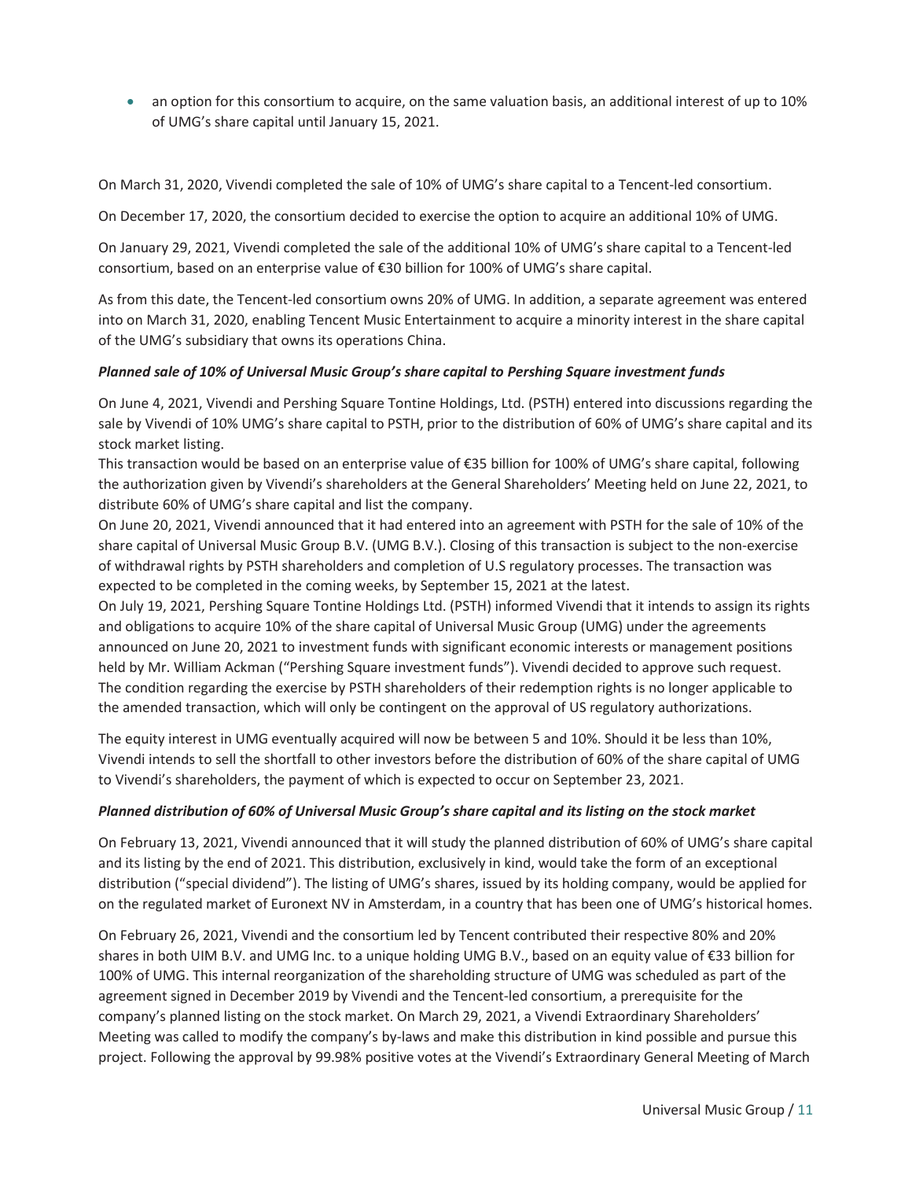- an option for this consortium to acquire, on the same valuation basis, an additional interest of up to 10% of UMG's share capital until January 15, 2021.

On March 31, 2020, Vivendi completed the sale of 10% of UMG's share capital to a Tencent-led consortium.

On December 17, 2020, the consortium decided to exercise the option to acquire an additional 10% of UMG.

On January 29, 2021, Vivendi completed the sale of the additional 10% of UMG's share capital to a Tencent-led consortium, based on an enterprise value of €30 billion for 100% of UMG's share capital.

As from this date, the Tencent-led consortium owns 20% of UMG. In addition, a separate agreement was entered into on March 31, 2020, enabling Tencent Music Entertainment to acquire a minority interest in the share capital of the UMG's subsidiary that owns its operations China.

***Planned sale of 10% of Universal Music Group's share capital to Pershing Square investment funds***

On June 4, 2021, Vivendi and Pershing Square Tontine Holdings, Ltd. (PSTH) entered into discussions regarding the sale by Vivendi of 10% UMG's share capital to PSTH, prior to the distribution of 60% of UMG's share capital and its stock market listing.
This transaction would be based on an enterprise value of €35 billion for 100% of UMG's share capital, following the authorization given by Vivendi's shareholders at the General Shareholders' Meeting held on June 22, 2021, to distribute 60% of UMG's share capital and list the company.
On June 20, 2021, Vivendi announced that it had entered into an agreement with PSTH for the sale of 10% of the share capital of Universal Music Group B.V. (UMG B.V.). Closing of this transaction is subject to the non-exercise of withdrawal rights by PSTH shareholders and completion of U.S regulatory processes. The transaction was expected to be completed in the coming weeks, by September 15, 2021 at the latest.
On July 19, 2021, Pershing Square Tontine Holdings Ltd. (PSTH) informed Vivendi that it intends to assign its rights and obligations to acquire 10% of the share capital of Universal Music Group (UMG) under the agreements announced on June 20, 2021 to investment funds with significant economic interests or management positions held by Mr. William Ackman ("Pershing Square investment funds"). Vivendi decided to approve such request. The condition regarding the exercise by PSTH shareholders of their redemption rights is no longer applicable to the amended transaction, which will only be contingent on the approval of US regulatory authorizations.

The equity interest in UMG eventually acquired will now be between 5 and 10%. Should it be less than 10%, Vivendi intends to sell the shortfall to other investors before the distribution of 60% of the share capital of UMG to Vivendi's shareholders, the payment of which is expected to occur on September 23, 2021.

***Planned distribution of 60% of Universal Music Group's share capital and its listing on the stock market***

On February 13, 2021, Vivendi announced that it will study the planned distribution of 60% of UMG's share capital and its listing by the end of 2021. This distribution, exclusively in kind, would take the form of an exceptional distribution ("special dividend"). The listing of UMG's shares, issued by its holding company, would be applied for on the regulated market of Euronext NV in Amsterdam, in a country that has been one of UMG's historical homes.

On February 26, 2021, Vivendi and the consortium led by Tencent contributed their respective 80% and 20% shares in both UIM B.V. and UMG Inc. to a unique holding UMG B.V., based on an equity value of €33 billion for 100% of UMG. This internal reorganization of the shareholding structure of UMG was scheduled as part of the agreement signed in December 2019 by Vivendi and the Tencent-led consortium, a prerequisite for the company's planned listing on the stock market. On March 29, 2021, a Vivendi Extraordinary Shareholders' Meeting was called to modify the company's by-laws and make this distribution in kind possible and pursue this project. Following the approval by 99.98% positive votes at the Vivendi's Extraordinary General Meeting of March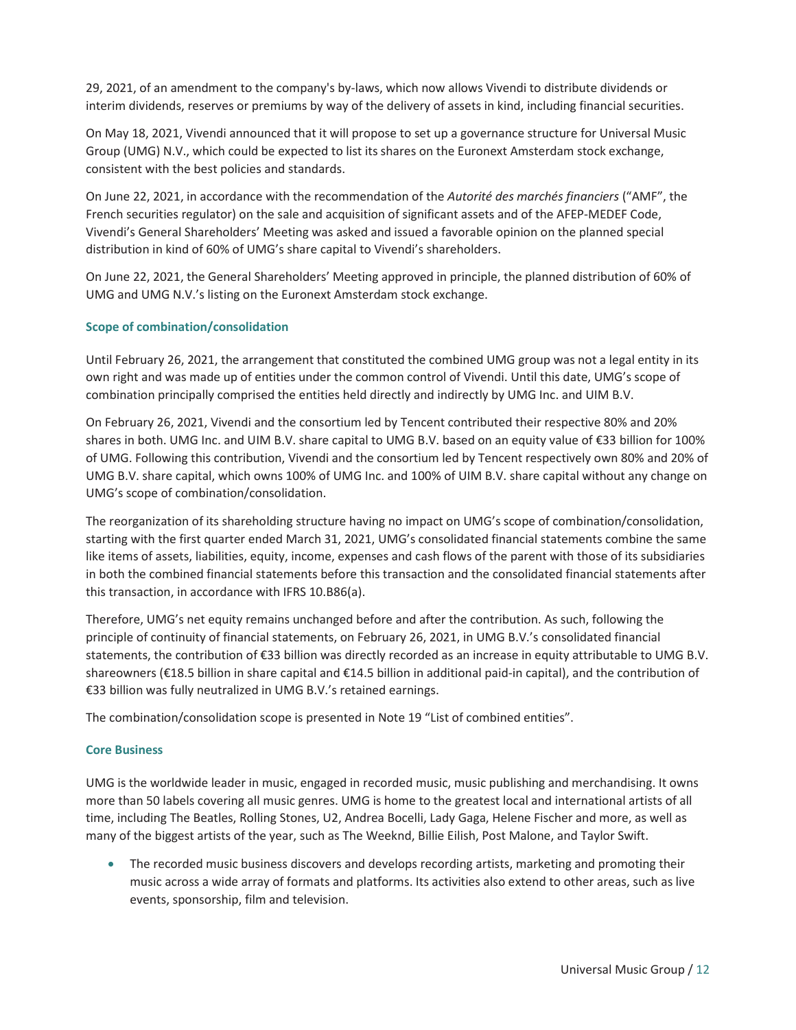29, 2021, of an amendment to the company's by-laws, which now allows Vivendi to distribute dividends or interim dividends, reserves or premiums by way of the delivery of assets in kind, including financial securities.

On May 18, 2021, Vivendi announced that it will propose to set up a governance structure for Universal Music Group (UMG) N.V., which could be expected to list its shares on the Euronext Amsterdam stock exchange, consistent with the best policies and standards.

On June 22, 2021, in accordance with the recommendation of the *Autorité des marchés financiers* ("AMF", the French securities regulator) on the sale and acquisition of significant assets and of the AFEP-MEDEF Code, Vivendi's General Shareholders' Meeting was asked and issued a favorable opinion on the planned special distribution in kind of 60% of UMG's share capital to Vivendi's shareholders.

On June 22, 2021, the General Shareholders' Meeting approved in principle, the planned distribution of 60% of UMG and UMG N.V.'s listing on the Euronext Amsterdam stock exchange.

### Scope of combination/consolidation

Until February 26, 2021, the arrangement that constituted the combined UMG group was not a legal entity in its own right and was made up of entities under the common control of Vivendi. Until this date, UMG's scope of combination principally comprised the entities held directly and indirectly by UMG Inc. and UIM B.V.

On February 26, 2021, Vivendi and the consortium led by Tencent contributed their respective 80% and 20% shares in both. UMG Inc. and UIM B.V. share capital to UMG B.V. based on an equity value of €33 billion for 100% of UMG. Following this contribution, Vivendi and the consortium led by Tencent respectively own 80% and 20% of UMG B.V. share capital, which owns 100% of UMG Inc. and 100% of UIM B.V. share capital without any change on UMG's scope of combination/consolidation.

The reorganization of its shareholding structure having no impact on UMG's scope of combination/consolidation, starting with the first quarter ended March 31, 2021, UMG's consolidated financial statements combine the same like items of assets, liabilities, equity, income, expenses and cash flows of the parent with those of its subsidiaries in both the combined financial statements before this transaction and the consolidated financial statements after this transaction, in accordance with IFRS 10.B86(a).

Therefore, UMG's net equity remains unchanged before and after the contribution. As such, following the principle of continuity of financial statements, on February 26, 2021, in UMG B.V.'s consolidated financial statements, the contribution of €33 billion was directly recorded as an increase in equity attributable to UMG B.V. shareowners (€18.5 billion in share capital and €14.5 billion in additional paid-in capital), and the contribution of €33 billion was fully neutralized in UMG B.V.'s retained earnings.

The combination/consolidation scope is presented in Note 19 "List of combined entities".

### Core Business

UMG is the worldwide leader in music, engaged in recorded music, music publishing and merchandising. It owns more than 50 labels covering all music genres. UMG is home to the greatest local and international artists of all time, including The Beatles, Rolling Stones, U2, Andrea Bocelli, Lady Gaga, Helene Fischer and more, as well as many of the biggest artists of the year, such as The Weeknd, Billie Eilish, Post Malone, and Taylor Swift.

- The recorded music business discovers and develops recording artists, marketing and promoting their music across a wide array of formats and platforms. Its activities also extend to other areas, such as live events, sponsorship, film and television.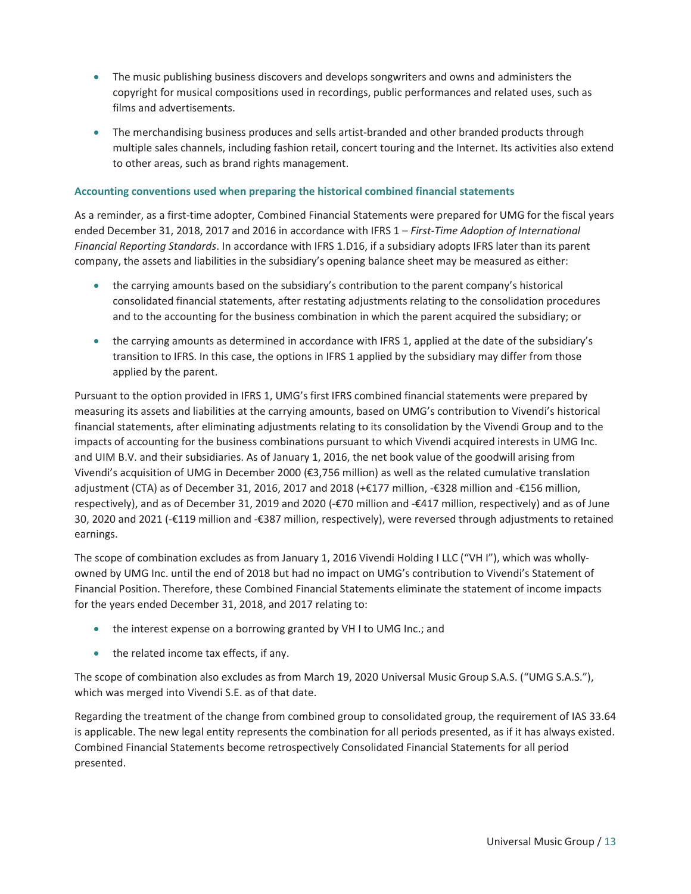- The music publishing business discovers and develops songwriters and owns and administers the copyright for musical compositions used in recordings, public performances and related uses, such as films and advertisements.
- The merchandising business produces and sells artist-branded and other branded products through multiple sales channels, including fashion retail, concert touring and the Internet. Its activities also extend to other areas, such as brand rights management.

### Accounting conventions used when preparing the historical combined financial statements

As a reminder, as a first-time adopter, Combined Financial Statements were prepared for UMG for the fiscal years ended December 31, 2018, 2017 and 2016 in accordance with IFRS 1 – *First-Time Adoption of International Financial Reporting Standards*. In accordance with IFRS 1.D16, if a subsidiary adopts IFRS later than its parent company, the assets and liabilities in the subsidiary's opening balance sheet may be measured as either:

- the carrying amounts based on the subsidiary's contribution to the parent company's historical consolidated financial statements, after restating adjustments relating to the consolidation procedures and to the accounting for the business combination in which the parent acquired the subsidiary; or
- the carrying amounts as determined in accordance with IFRS 1, applied at the date of the subsidiary's transition to IFRS. In this case, the options in IFRS 1 applied by the subsidiary may differ from those applied by the parent.

Pursuant to the option provided in IFRS 1, UMG's first IFRS combined financial statements were prepared by measuring its assets and liabilities at the carrying amounts, based on UMG's contribution to Vivendi's historical financial statements, after eliminating adjustments relating to its consolidation by the Vivendi Group and to the impacts of accounting for the business combinations pursuant to which Vivendi acquired interests in UMG Inc. and UIM B.V. and their subsidiaries. As of January 1, 2016, the net book value of the goodwill arising from Vivendi's acquisition of UMG in December 2000 (€3,756 million) as well as the related cumulative translation adjustment (CTA) as of December 31, 2016, 2017 and 2018 (+€177 million, -€328 million and -€156 million, respectively), and as of December 31, 2019 and 2020 (-€70 million and -€417 million, respectively) and as of June 30, 2020 and 2021 (-€119 million and -€387 million, respectively), were reversed through adjustments to retained earnings.

The scope of combination excludes as from January 1, 2016 Vivendi Holding I LLC ("VH I"), which was wholly-owned by UMG Inc. until the end of 2018 but had no impact on UMG's contribution to Vivendi's Statement of Financial Position. Therefore, these Combined Financial Statements eliminate the statement of income impacts for the years ended December 31, 2018, and 2017 relating to:

- the interest expense on a borrowing granted by VH I to UMG Inc.; and
- the related income tax effects, if any.

The scope of combination also excludes as from March 19, 2020 Universal Music Group S.A.S. ("UMG S.A.S."), which was merged into Vivendi S.E. as of that date.

Regarding the treatment of the change from combined group to consolidated group, the requirement of IAS 33.64 is applicable. The new legal entity represents the combination for all periods presented, as if it has always existed. Combined Financial Statements become retrospectively Consolidated Financial Statements for all period presented.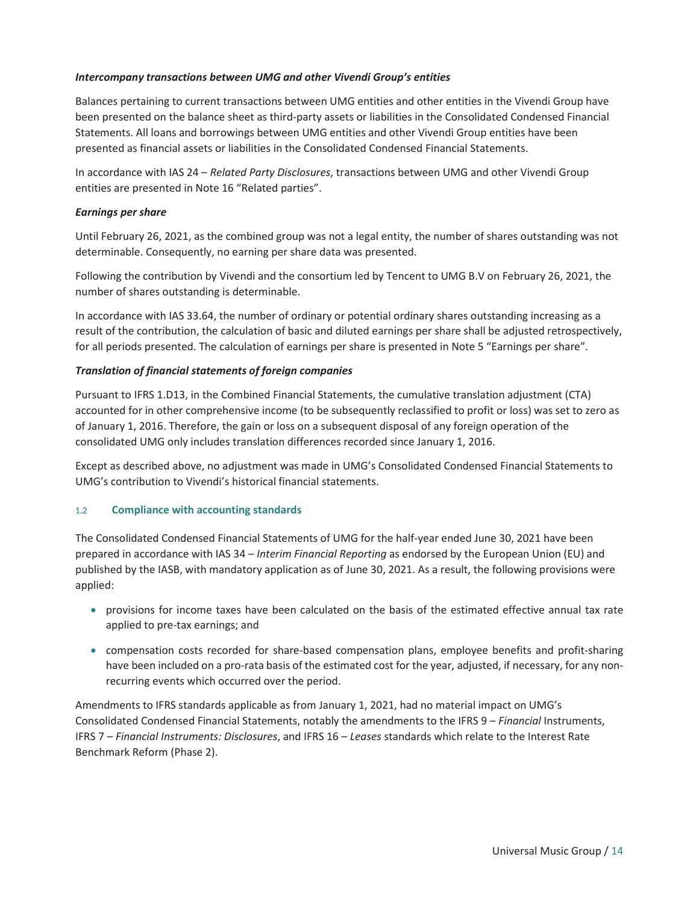***Intercompany transactions between UMG and other Vivendi Group's entities***

Balances pertaining to current transactions between UMG entities and other entities in the Vivendi Group have been presented on the balance sheet as third-party assets or liabilities in the Consolidated Condensed Financial Statements. All loans and borrowings between UMG entities and other Vivendi Group entities have been presented as financial assets or liabilities in the Consolidated Condensed Financial Statements.

In accordance with IAS 24 – *Related Party Disclosures*, transactions between UMG and other Vivendi Group entities are presented in Note 16 "Related parties".

***Earnings per share***

Until February 26, 2021, as the combined group was not a legal entity, the number of shares outstanding was not determinable. Consequently, no earning per share data was presented.

Following the contribution by Vivendi and the consortium led by Tencent to UMG B.V on February 26, 2021, the number of shares outstanding is determinable.

In accordance with IAS 33.64, the number of ordinary or potential ordinary shares outstanding increasing as a result of the contribution, the calculation of basic and diluted earnings per share shall be adjusted retrospectively, for all periods presented. The calculation of earnings per share is presented in Note 5 "Earnings per share".

***Translation of financial statements of foreign companies***

Pursuant to IFRS 1.D13, in the Combined Financial Statements, the cumulative translation adjustment (CTA) accounted for in other comprehensive income (to be subsequently reclassified to profit or loss) was set to zero as of January 1, 2016. Therefore, the gain or loss on a subsequent disposal of any foreign operation of the consolidated UMG only includes translation differences recorded since January 1, 2016.

Except as described above, no adjustment was made in UMG's Consolidated Condensed Financial Statements to UMG's contribution to Vivendi's historical financial statements.

## 1.2 Compliance with accounting standards

The Consolidated Condensed Financial Statements of UMG for the half-year ended June 30, 2021 have been prepared in accordance with IAS 34 – *Interim Financial Reporting* as endorsed by the European Union (EU) and published by the IASB, with mandatory application as of June 30, 2021. As a result, the following provisions were applied:

- provisions for income taxes have been calculated on the basis of the estimated effective annual tax rate applied to pre-tax earnings; and
- compensation costs recorded for share-based compensation plans, employee benefits and profit-sharing have been included on a pro-rata basis of the estimated cost for the year, adjusted, if necessary, for any non-recurring events which occurred over the period.

Amendments to IFRS standards applicable as from January 1, 2021, had no material impact on UMG's Consolidated Condensed Financial Statements, notably the amendments to the IFRS 9 – *Financial* Instruments, IFRS 7 – *Financial Instruments: Disclosures*, and IFRS 16 – *Leases* standards which relate to the Interest Rate Benchmark Reform (Phase 2).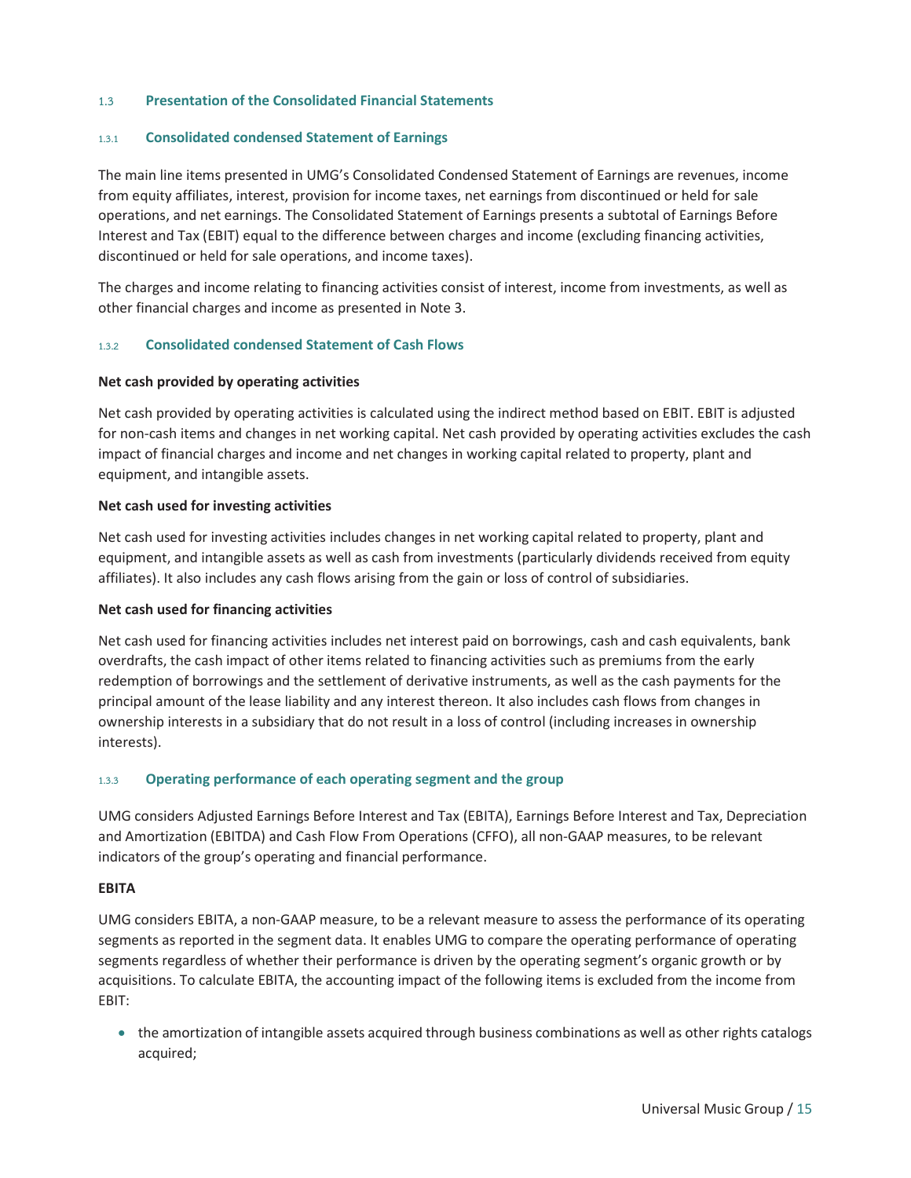### 1.3 Presentation of the Consolidated Financial Statements

#### 1.3.1 Consolidated condensed Statement of Earnings

The main line items presented in UMG's Consolidated Condensed Statement of Earnings are revenues, income from equity affiliates, interest, provision for income taxes, net earnings from discontinued or held for sale operations, and net earnings. The Consolidated Statement of Earnings presents a subtotal of Earnings Before Interest and Tax (EBIT) equal to the difference between charges and income (excluding financing activities, discontinued or held for sale operations, and income taxes).

The charges and income relating to financing activities consist of interest, income from investments, as well as other financial charges and income as presented in Note 3.

#### 1.3.2 Consolidated condensed Statement of Cash Flows

**Net cash provided by operating activities**

Net cash provided by operating activities is calculated using the indirect method based on EBIT. EBIT is adjusted for non-cash items and changes in net working capital. Net cash provided by operating activities excludes the cash impact of financial charges and income and net changes in working capital related to property, plant and equipment, and intangible assets.

**Net cash used for investing activities**

Net cash used for investing activities includes changes in net working capital related to property, plant and equipment, and intangible assets as well as cash from investments (particularly dividends received from equity affiliates). It also includes any cash flows arising from the gain or loss of control of subsidiaries.

**Net cash used for financing activities**

Net cash used for financing activities includes net interest paid on borrowings, cash and cash equivalents, bank overdrafts, the cash impact of other items related to financing activities such as premiums from the early redemption of borrowings and the settlement of derivative instruments, as well as the cash payments for the principal amount of the lease liability and any interest thereon. It also includes cash flows from changes in ownership interests in a subsidiary that do not result in a loss of control (including increases in ownership interests).

#### 1.3.3 Operating performance of each operating segment and the group

UMG considers Adjusted Earnings Before Interest and Tax (EBITA), Earnings Before Interest and Tax, Depreciation and Amortization (EBITDA) and Cash Flow From Operations (CFFO), all non-GAAP measures, to be relevant indicators of the group's operating and financial performance.

**EBITA**

UMG considers EBITA, a non-GAAP measure, to be a relevant measure to assess the performance of its operating segments as reported in the segment data. It enables UMG to compare the operating performance of operating segments regardless of whether their performance is driven by the operating segment's organic growth or by acquisitions. To calculate EBITA, the accounting impact of the following items is excluded from the income from EBIT:

- the amortization of intangible assets acquired through business combinations as well as other rights catalogs acquired;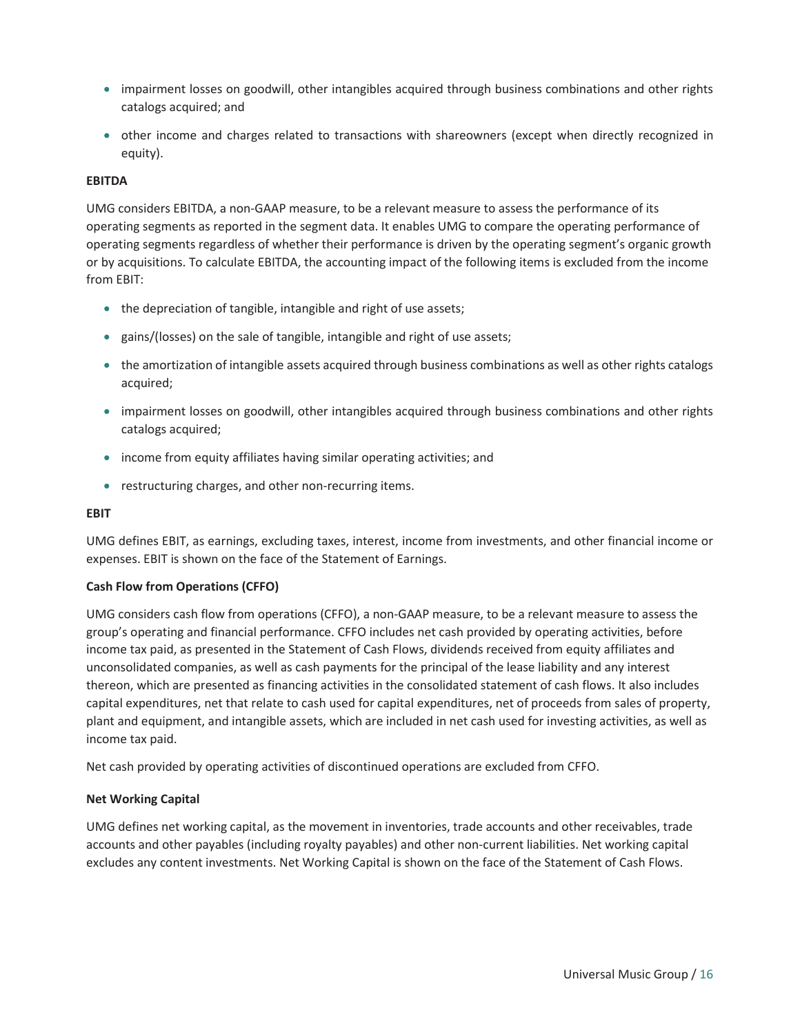- impairment losses on goodwill, other intangibles acquired through business combinations and other rights catalogs acquired; and
- other income and charges related to transactions with shareowners (except when directly recognized in equity).

**EBITDA**

UMG considers EBITDA, a non-GAAP measure, to be a relevant measure to assess the performance of its operating segments as reported in the segment data. It enables UMG to compare the operating performance of operating segments regardless of whether their performance is driven by the operating segment's organic growth or by acquisitions. To calculate EBITDA, the accounting impact of the following items is excluded from the income from EBIT:

- the depreciation of tangible, intangible and right of use assets;
- gains/(losses) on the sale of tangible, intangible and right of use assets;
- the amortization of intangible assets acquired through business combinations as well as other rights catalogs acquired;
- impairment losses on goodwill, other intangibles acquired through business combinations and other rights catalogs acquired;
- income from equity affiliates having similar operating activities; and
- restructuring charges, and other non-recurring items.

**EBIT**

UMG defines EBIT, as earnings, excluding taxes, interest, income from investments, and other financial income or expenses. EBIT is shown on the face of the Statement of Earnings.

**Cash Flow from Operations (CFFO)**

UMG considers cash flow from operations (CFFO), a non-GAAP measure, to be a relevant measure to assess the group's operating and financial performance. CFFO includes net cash provided by operating activities, before income tax paid, as presented in the Statement of Cash Flows, dividends received from equity affiliates and unconsolidated companies, as well as cash payments for the principal of the lease liability and any interest thereon, which are presented as financing activities in the consolidated statement of cash flows. It also includes capital expenditures, net that relate to cash used for capital expenditures, net of proceeds from sales of property, plant and equipment, and intangible assets, which are included in net cash used for investing activities, as well as income tax paid.

Net cash provided by operating activities of discontinued operations are excluded from CFFO.

**Net Working Capital**

UMG defines net working capital, as the movement in inventories, trade accounts and other receivables, trade accounts and other payables (including royalty payables) and other non-current liabilities. Net working capital excludes any content investments. Net Working Capital is shown on the face of the Statement of Cash Flows.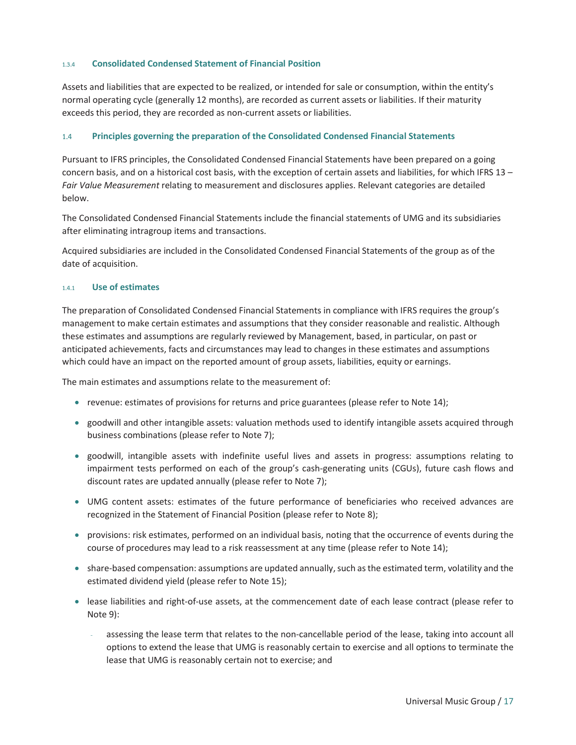#### 1.3.4 Consolidated Condensed Statement of Financial Position

Assets and liabilities that are expected to be realized, or intended for sale or consumption, within the entity's normal operating cycle (generally 12 months), are recorded as current assets or liabilities. If their maturity exceeds this period, they are recorded as non-current assets or liabilities.

### 1.4 Principles governing the preparation of the Consolidated Condensed Financial Statements

Pursuant to IFRS principles, the Consolidated Condensed Financial Statements have been prepared on a going concern basis, and on a historical cost basis, with the exception of certain assets and liabilities, for which IFRS 13 – *Fair Value Measurement* relating to measurement and disclosures applies. Relevant categories are detailed below.

The Consolidated Condensed Financial Statements include the financial statements of UMG and its subsidiaries after eliminating intragroup items and transactions.

Acquired subsidiaries are included in the Consolidated Condensed Financial Statements of the group as of the date of acquisition.

#### 1.4.1 Use of estimates

The preparation of Consolidated Condensed Financial Statements in compliance with IFRS requires the group's management to make certain estimates and assumptions that they consider reasonable and realistic. Although these estimates and assumptions are regularly reviewed by Management, based, in particular, on past or anticipated achievements, facts and circumstances may lead to changes in these estimates and assumptions which could have an impact on the reported amount of group assets, liabilities, equity or earnings.

The main estimates and assumptions relate to the measurement of:

- revenue: estimates of provisions for returns and price guarantees (please refer to Note 14);
- goodwill and other intangible assets: valuation methods used to identify intangible assets acquired through business combinations (please refer to Note 7);
- goodwill, intangible assets with indefinite useful lives and assets in progress: assumptions relating to impairment tests performed on each of the group's cash-generating units (CGUs), future cash flows and discount rates are updated annually (please refer to Note 7);
- UMG content assets: estimates of the future performance of beneficiaries who received advances are recognized in the Statement of Financial Position (please refer to Note 8);
- provisions: risk estimates, performed on an individual basis, noting that the occurrence of events during the course of procedures may lead to a risk reassessment at any time (please refer to Note 14);
- share-based compensation: assumptions are updated annually, such as the estimated term, volatility and the estimated dividend yield (please refer to Note 15);
- lease liabilities and right-of-use assets, at the commencement date of each lease contract (please refer to Note 9):
  - assessing the lease term that relates to the non-cancellable period of the lease, taking into account all options to extend the lease that UMG is reasonably certain to exercise and all options to terminate the lease that UMG is reasonably certain not to exercise; and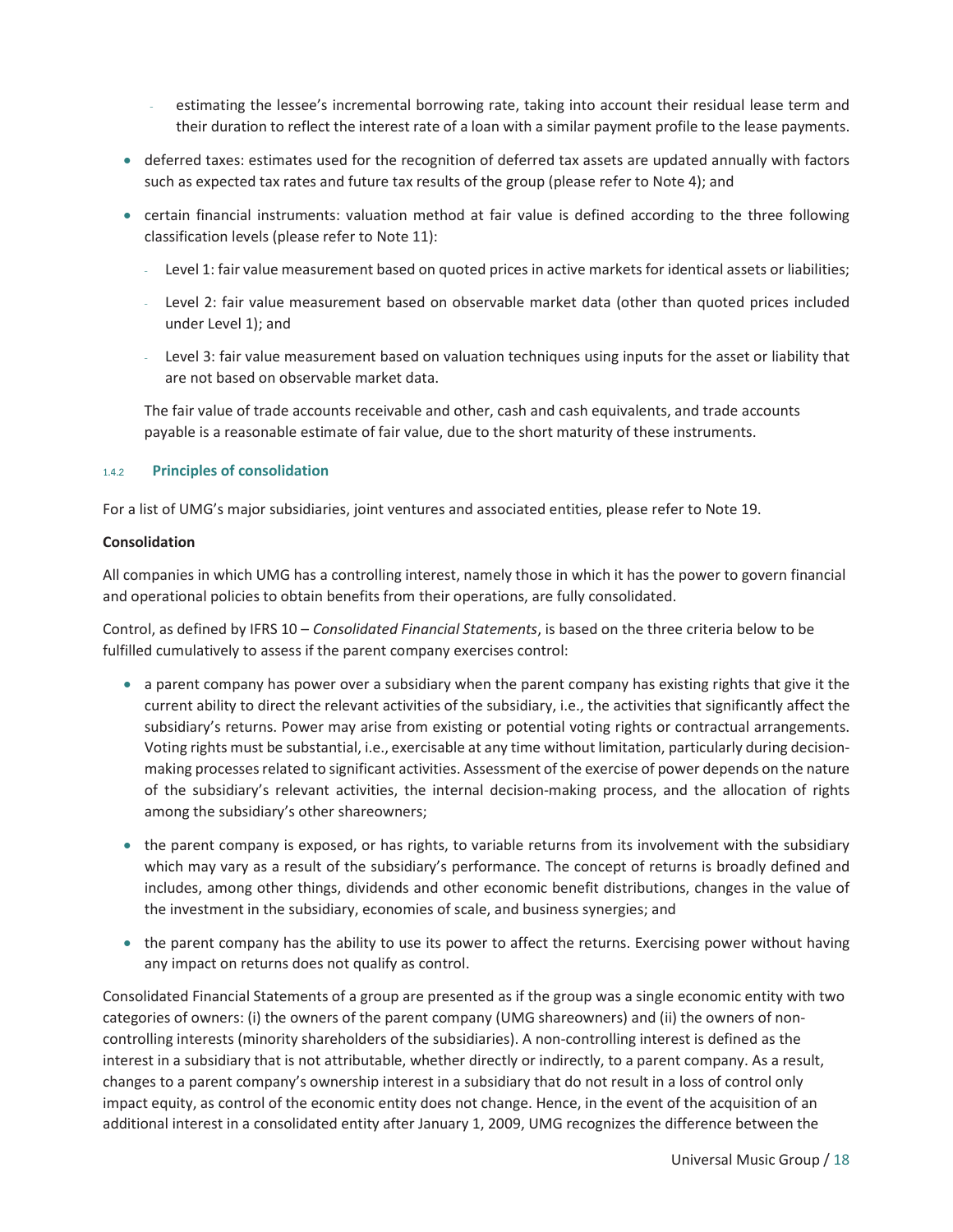- estimating the lessee's incremental borrowing rate, taking into account their residual lease term and their duration to reflect the interest rate of a loan with a similar payment profile to the lease payments.

- deferred taxes: estimates used for the recognition of deferred tax assets are updated annually with factors such as expected tax rates and future tax results of the group (please refer to Note 4); and
- certain financial instruments: valuation method at fair value is defined according to the three following classification levels (please refer to Note 11):
  - Level 1: fair value measurement based on quoted prices in active markets for identical assets or liabilities;
  - Level 2: fair value measurement based on observable market data (other than quoted prices included under Level 1); and
  - Level 3: fair value measurement based on valuation techniques using inputs for the asset or liability that are not based on observable market data.

  The fair value of trade accounts receivable and other, cash and cash equivalents, and trade accounts payable is a reasonable estimate of fair value, due to the short maturity of these instruments.

### 1.4.2 Principles of consolidation

For a list of UMG's major subsidiaries, joint ventures and associated entities, please refer to Note 19.

**Consolidation**

All companies in which UMG has a controlling interest, namely those in which it has the power to govern financial and operational policies to obtain benefits from their operations, are fully consolidated.

Control, as defined by IFRS 10 – *Consolidated Financial Statements*, is based on the three criteria below to be fulfilled cumulatively to assess if the parent company exercises control:

- a parent company has power over a subsidiary when the parent company has existing rights that give it the current ability to direct the relevant activities of the subsidiary, i.e., the activities that significantly affect the subsidiary's returns. Power may arise from existing or potential voting rights or contractual arrangements. Voting rights must be substantial, i.e., exercisable at any time without limitation, particularly during decision-making processes related to significant activities. Assessment of the exercise of power depends on the nature of the subsidiary's relevant activities, the internal decision-making process, and the allocation of rights among the subsidiary's other shareowners;
- the parent company is exposed, or has rights, to variable returns from its involvement with the subsidiary which may vary as a result of the subsidiary's performance. The concept of returns is broadly defined and includes, among other things, dividends and other economic benefit distributions, changes in the value of the investment in the subsidiary, economies of scale, and business synergies; and
- the parent company has the ability to use its power to affect the returns. Exercising power without having any impact on returns does not qualify as control.

Consolidated Financial Statements of a group are presented as if the group was a single economic entity with two categories of owners: (i) the owners of the parent company (UMG shareowners) and (ii) the owners of non-controlling interests (minority shareholders of the subsidiaries). A non-controlling interest is defined as the interest in a subsidiary that is not attributable, whether directly or indirectly, to a parent company. As a result, changes to a parent company's ownership interest in a subsidiary that do not result in a loss of control only impact equity, as control of the economic entity does not change. Hence, in the event of the acquisition of an additional interest in a consolidated entity after January 1, 2009, UMG recognizes the difference between the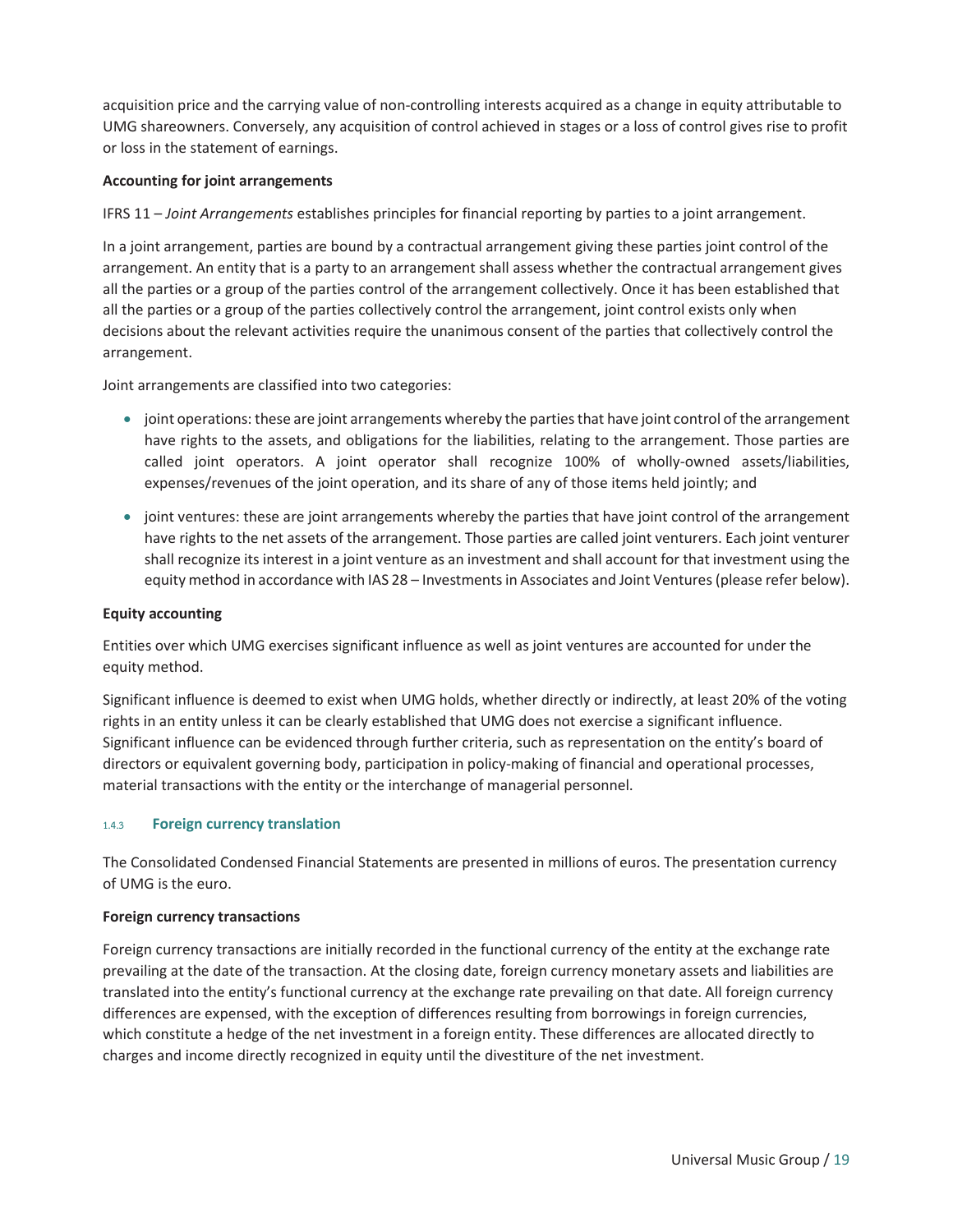acquisition price and the carrying value of non-controlling interests acquired as a change in equity attributable to UMG shareowners. Conversely, any acquisition of control achieved in stages or a loss of control gives rise to profit or loss in the statement of earnings.

**Accounting for joint arrangements**

IFRS 11 – *Joint Arrangements* establishes principles for financial reporting by parties to a joint arrangement.

In a joint arrangement, parties are bound by a contractual arrangement giving these parties joint control of the arrangement. An entity that is a party to an arrangement shall assess whether the contractual arrangement gives all the parties or a group of the parties control of the arrangement collectively. Once it has been established that all the parties or a group of the parties collectively control the arrangement, joint control exists only when decisions about the relevant activities require the unanimous consent of the parties that collectively control the arrangement.

Joint arrangements are classified into two categories:

- joint operations: these are joint arrangements whereby the parties that have joint control of the arrangement have rights to the assets, and obligations for the liabilities, relating to the arrangement. Those parties are called joint operators. A joint operator shall recognize 100% of wholly-owned assets/liabilities, expenses/revenues of the joint operation, and its share of any of those items held jointly; and
- joint ventures: these are joint arrangements whereby the parties that have joint control of the arrangement have rights to the net assets of the arrangement. Those parties are called joint venturers. Each joint venturer shall recognize its interest in a joint venture as an investment and shall account for that investment using the equity method in accordance with IAS 28 – Investments in Associates and Joint Ventures (please refer below).

**Equity accounting**

Entities over which UMG exercises significant influence as well as joint ventures are accounted for under the equity method.

Significant influence is deemed to exist when UMG holds, whether directly or indirectly, at least 20% of the voting rights in an entity unless it can be clearly established that UMG does not exercise a significant influence. Significant influence can be evidenced through further criteria, such as representation on the entity's board of directors or equivalent governing body, participation in policy-making of financial and operational processes, material transactions with the entity or the interchange of managerial personnel.

### 1.4.3 Foreign currency translation

The Consolidated Condensed Financial Statements are presented in millions of euros. The presentation currency of UMG is the euro.

**Foreign currency transactions**

Foreign currency transactions are initially recorded in the functional currency of the entity at the exchange rate prevailing at the date of the transaction. At the closing date, foreign currency monetary assets and liabilities are translated into the entity's functional currency at the exchange rate prevailing on that date. All foreign currency differences are expensed, with the exception of differences resulting from borrowings in foreign currencies, which constitute a hedge of the net investment in a foreign entity. These differences are allocated directly to charges and income directly recognized in equity until the divestiture of the net investment.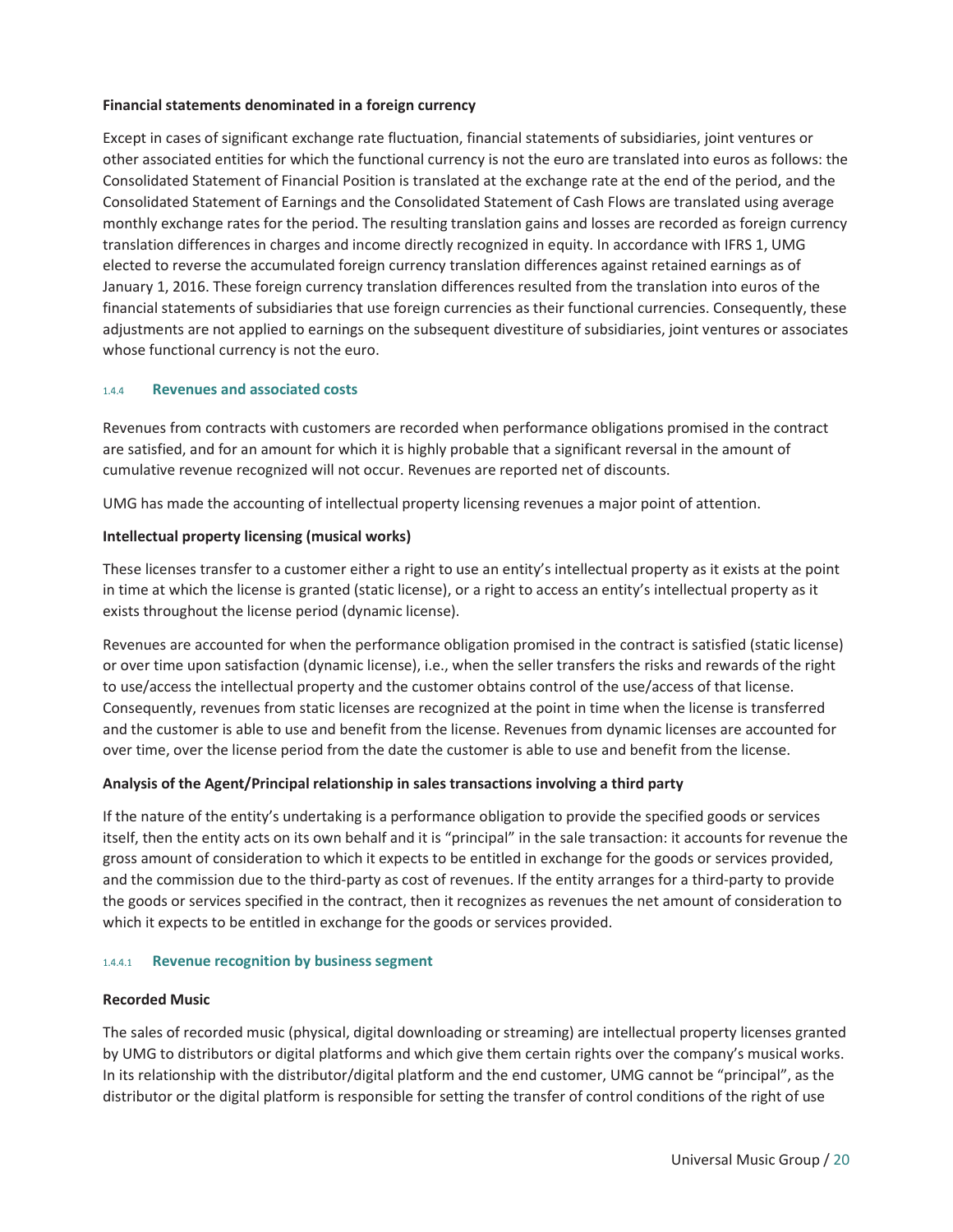**Financial statements denominated in a foreign currency**

Except in cases of significant exchange rate fluctuation, financial statements of subsidiaries, joint ventures or other associated entities for which the functional currency is not the euro are translated into euros as follows: the Consolidated Statement of Financial Position is translated at the exchange rate at the end of the period, and the Consolidated Statement of Earnings and the Consolidated Statement of Cash Flows are translated using average monthly exchange rates for the period. The resulting translation gains and losses are recorded as foreign currency translation differences in charges and income directly recognized in equity. In accordance with IFRS 1, UMG elected to reverse the accumulated foreign currency translation differences against retained earnings as of January 1, 2016. These foreign currency translation differences resulted from the translation into euros of the financial statements of subsidiaries that use foreign currencies as their functional currencies. Consequently, these adjustments are not applied to earnings on the subsequent divestiture of subsidiaries, joint ventures or associates whose functional currency is not the euro.

### 1.4.4 Revenues and associated costs

Revenues from contracts with customers are recorded when performance obligations promised in the contract are satisfied, and for an amount for which it is highly probable that a significant reversal in the amount of cumulative revenue recognized will not occur. Revenues are reported net of discounts.

UMG has made the accounting of intellectual property licensing revenues a major point of attention.

**Intellectual property licensing (musical works)**

These licenses transfer to a customer either a right to use an entity's intellectual property as it exists at the point in time at which the license is granted (static license), or a right to access an entity's intellectual property as it exists throughout the license period (dynamic license).

Revenues are accounted for when the performance obligation promised in the contract is satisfied (static license) or over time upon satisfaction (dynamic license), i.e., when the seller transfers the risks and rewards of the right to use/access the intellectual property and the customer obtains control of the use/access of that license. Consequently, revenues from static licenses are recognized at the point in time when the license is transferred and the customer is able to use and benefit from the license. Revenues from dynamic licenses are accounted for over time, over the license period from the date the customer is able to use and benefit from the license.

**Analysis of the Agent/Principal relationship in sales transactions involving a third party**

If the nature of the entity's undertaking is a performance obligation to provide the specified goods or services itself, then the entity acts on its own behalf and it is "principal" in the sale transaction: it accounts for revenue the gross amount of consideration to which it expects to be entitled in exchange for the goods or services provided, and the commission due to the third-party as cost of revenues. If the entity arranges for a third-party to provide the goods or services specified in the contract, then it recognizes as revenues the net amount of consideration to which it expects to be entitled in exchange for the goods or services provided.

#### 1.4.4.1 Revenue recognition by business segment

**Recorded Music**

The sales of recorded music (physical, digital downloading or streaming) are intellectual property licenses granted by UMG to distributors or digital platforms and which give them certain rights over the company's musical works. In its relationship with the distributor/digital platform and the end customer, UMG cannot be "principal", as the distributor or the digital platform is responsible for setting the transfer of control conditions of the right of use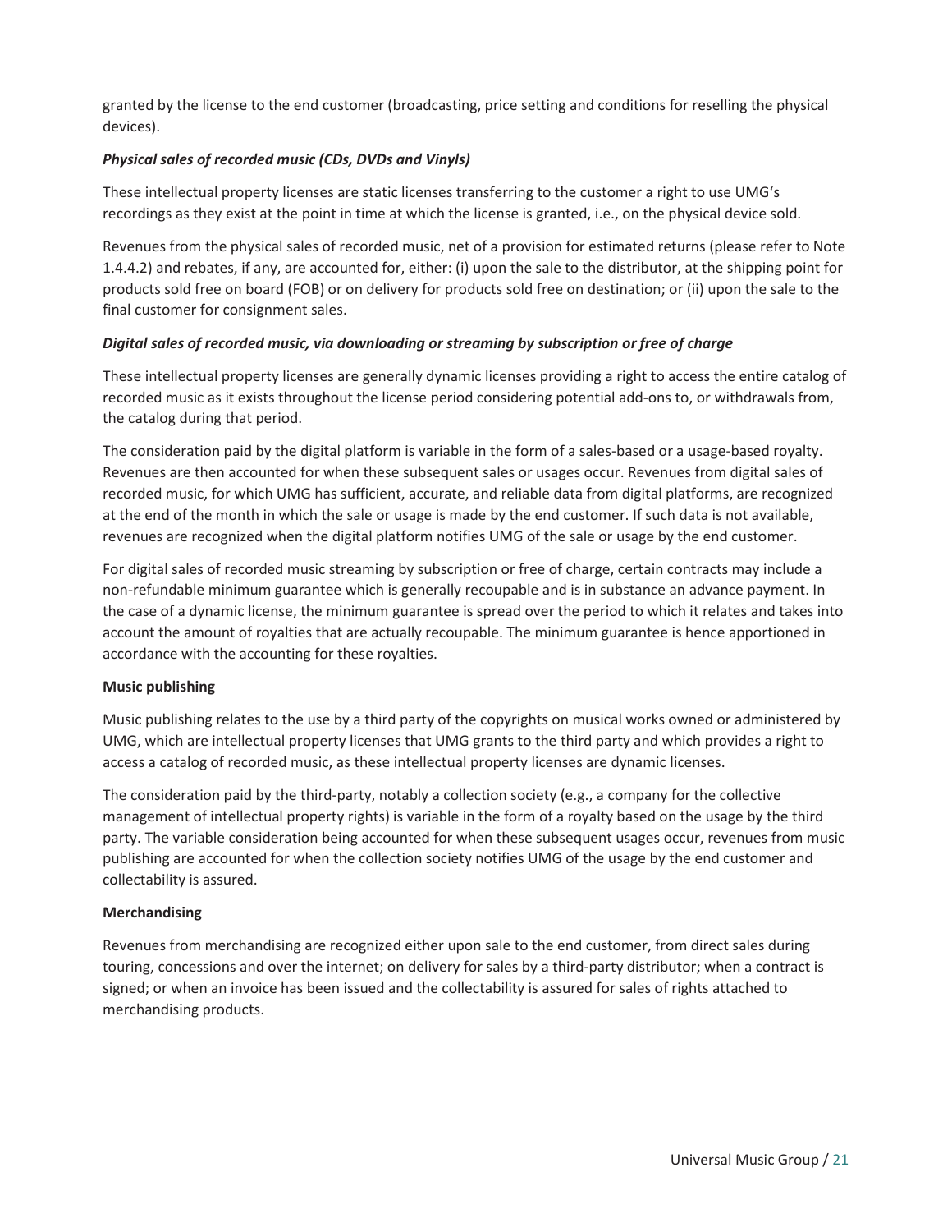granted by the license to the end customer (broadcasting, price setting and conditions for reselling the physical devices).

***Physical sales of recorded music (CDs, DVDs and Vinyls)***

These intellectual property licenses are static licenses transferring to the customer a right to use UMG's recordings as they exist at the point in time at which the license is granted, i.e., on the physical device sold.

Revenues from the physical sales of recorded music, net of a provision for estimated returns (please refer to Note 1.4.4.2) and rebates, if any, are accounted for, either: (i) upon the sale to the distributor, at the shipping point for products sold free on board (FOB) or on delivery for products sold free on destination; or (ii) upon the sale to the final customer for consignment sales.

***Digital sales of recorded music, via downloading or streaming by subscription or free of charge***

These intellectual property licenses are generally dynamic licenses providing a right to access the entire catalog of recorded music as it exists throughout the license period considering potential add-ons to, or withdrawals from, the catalog during that period.

The consideration paid by the digital platform is variable in the form of a sales-based or a usage-based royalty. Revenues are then accounted for when these subsequent sales or usages occur. Revenues from digital sales of recorded music, for which UMG has sufficient, accurate, and reliable data from digital platforms, are recognized at the end of the month in which the sale or usage is made by the end customer. If such data is not available, revenues are recognized when the digital platform notifies UMG of the sale or usage by the end customer.

For digital sales of recorded music streaming by subscription or free of charge, certain contracts may include a non-refundable minimum guarantee which is generally recoupable and is in substance an advance payment. In the case of a dynamic license, the minimum guarantee is spread over the period to which it relates and takes into account the amount of royalties that are actually recoupable. The minimum guarantee is hence apportioned in accordance with the accounting for these royalties.

**Music publishing**

Music publishing relates to the use by a third party of the copyrights on musical works owned or administered by UMG, which are intellectual property licenses that UMG grants to the third party and which provides a right to access a catalog of recorded music, as these intellectual property licenses are dynamic licenses.

The consideration paid by the third-party, notably a collection society (e.g., a company for the collective management of intellectual property rights) is variable in the form of a royalty based on the usage by the third party. The variable consideration being accounted for when these subsequent usages occur, revenues from music publishing are accounted for when the collection society notifies UMG of the usage by the end customer and collectability is assured.

**Merchandising**

Revenues from merchandising are recognized either upon sale to the end customer, from direct sales during touring, concessions and over the internet; on delivery for sales by a third-party distributor; when a contract is signed; or when an invoice has been issued and the collectability is assured for sales of rights attached to merchandising products.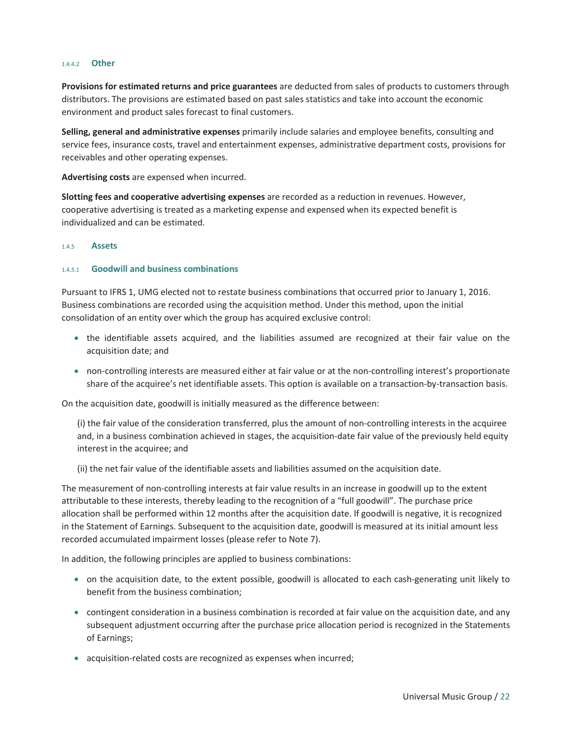#### 1.4.4.2 Other

**Provisions for estimated returns and price guarantees** are deducted from sales of products to customers through distributors. The provisions are estimated based on past sales statistics and take into account the economic environment and product sales forecast to final customers.

**Selling, general and administrative expenses** primarily include salaries and employee benefits, consulting and service fees, insurance costs, travel and entertainment expenses, administrative department costs, provisions for receivables and other operating expenses.

**Advertising costs** are expensed when incurred.

**Slotting fees and cooperative advertising expenses** are recorded as a reduction in revenues. However, cooperative advertising is treated as a marketing expense and expensed when its expected benefit is individualized and can be estimated.

### 1.4.5 Assets

#### 1.4.5.1 Goodwill and business combinations

Pursuant to IFRS 1, UMG elected not to restate business combinations that occurred prior to January 1, 2016. Business combinations are recorded using the acquisition method. Under this method, upon the initial consolidation of an entity over which the group has acquired exclusive control:

- the identifiable assets acquired, and the liabilities assumed are recognized at their fair value on the acquisition date; and
- non-controlling interests are measured either at fair value or at the non-controlling interest's proportionate share of the acquiree's net identifiable assets. This option is available on a transaction-by-transaction basis.

On the acquisition date, goodwill is initially measured as the difference between:

(i) the fair value of the consideration transferred, plus the amount of non-controlling interests in the acquiree and, in a business combination achieved in stages, the acquisition-date fair value of the previously held equity interest in the acquiree; and

(ii) the net fair value of the identifiable assets and liabilities assumed on the acquisition date.

The measurement of non-controlling interests at fair value results in an increase in goodwill up to the extent attributable to these interests, thereby leading to the recognition of a "full goodwill". The purchase price allocation shall be performed within 12 months after the acquisition date. If goodwill is negative, it is recognized in the Statement of Earnings. Subsequent to the acquisition date, goodwill is measured at its initial amount less recorded accumulated impairment losses (please refer to Note 7).

In addition, the following principles are applied to business combinations:

- on the acquisition date, to the extent possible, goodwill is allocated to each cash-generating unit likely to benefit from the business combination;
- contingent consideration in a business combination is recorded at fair value on the acquisition date, and any subsequent adjustment occurring after the purchase price allocation period is recognized in the Statements of Earnings;
- acquisition-related costs are recognized as expenses when incurred;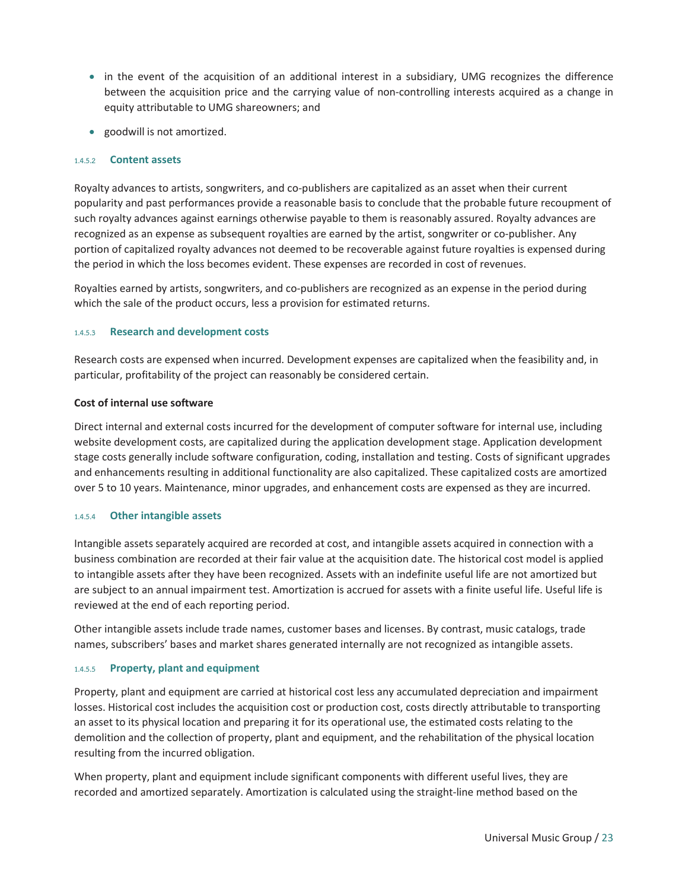- in the event of the acquisition of an additional interest in a subsidiary, UMG recognizes the difference between the acquisition price and the carrying value of non-controlling interests acquired as a change in equity attributable to UMG shareowners; and
- goodwill is not amortized.

#### 1.4.5.2 Content assets

Royalty advances to artists, songwriters, and co-publishers are capitalized as an asset when their current popularity and past performances provide a reasonable basis to conclude that the probable future recoupment of such royalty advances against earnings otherwise payable to them is reasonably assured. Royalty advances are recognized as an expense as subsequent royalties are earned by the artist, songwriter or co-publisher. Any portion of capitalized royalty advances not deemed to be recoverable against future royalties is expensed during the period in which the loss becomes evident. These expenses are recorded in cost of revenues.

Royalties earned by artists, songwriters, and co-publishers are recognized as an expense in the period during which the sale of the product occurs, less a provision for estimated returns.

#### 1.4.5.3 Research and development costs

Research costs are expensed when incurred. Development expenses are capitalized when the feasibility and, in particular, profitability of the project can reasonably be considered certain.

**Cost of internal use software**

Direct internal and external costs incurred for the development of computer software for internal use, including website development costs, are capitalized during the application development stage. Application development stage costs generally include software configuration, coding, installation and testing. Costs of significant upgrades and enhancements resulting in additional functionality are also capitalized. These capitalized costs are amortized over 5 to 10 years. Maintenance, minor upgrades, and enhancement costs are expensed as they are incurred.

#### 1.4.5.4 Other intangible assets

Intangible assets separately acquired are recorded at cost, and intangible assets acquired in connection with a business combination are recorded at their fair value at the acquisition date. The historical cost model is applied to intangible assets after they have been recognized. Assets with an indefinite useful life are not amortized but are subject to an annual impairment test. Amortization is accrued for assets with a finite useful life. Useful life is reviewed at the end of each reporting period.

Other intangible assets include trade names, customer bases and licenses. By contrast, music catalogs, trade names, subscribers' bases and market shares generated internally are not recognized as intangible assets.

#### 1.4.5.5 Property, plant and equipment

Property, plant and equipment are carried at historical cost less any accumulated depreciation and impairment losses. Historical cost includes the acquisition cost or production cost, costs directly attributable to transporting an asset to its physical location and preparing it for its operational use, the estimated costs relating to the demolition and the collection of property, plant and equipment, and the rehabilitation of the physical location resulting from the incurred obligation.

When property, plant and equipment include significant components with different useful lives, they are recorded and amortized separately. Amortization is calculated using the straight-line method based on the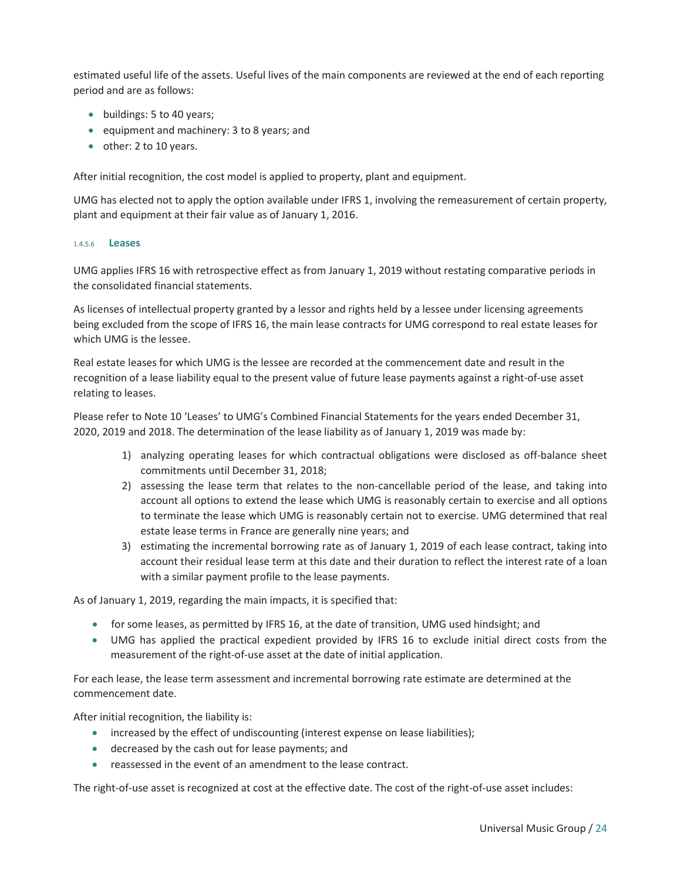estimated useful life of the assets. Useful lives of the main components are reviewed at the end of each reporting period and are as follows:

- buildings: 5 to 40 years;
- equipment and machinery: 3 to 8 years; and
- other: 2 to 10 years.

After initial recognition, the cost model is applied to property, plant and equipment.

UMG has elected not to apply the option available under IFRS 1, involving the remeasurement of certain property, plant and equipment at their fair value as of January 1, 2016.

#### 1.4.5.6 Leases

UMG applies IFRS 16 with retrospective effect as from January 1, 2019 without restating comparative periods in the consolidated financial statements.

As licenses of intellectual property granted by a lessor and rights held by a lessee under licensing agreements being excluded from the scope of IFRS 16, the main lease contracts for UMG correspond to real estate leases for which UMG is the lessee.

Real estate leases for which UMG is the lessee are recorded at the commencement date and result in the recognition of a lease liability equal to the present value of future lease payments against a right-of-use asset relating to leases.

Please refer to Note 10 'Leases' to UMG's Combined Financial Statements for the years ended December 31, 2020, 2019 and 2018. The determination of the lease liability as of January 1, 2019 was made by:

1) analyzing operating leases for which contractual obligations were disclosed as off-balance sheet commitments until December 31, 2018;
2) assessing the lease term that relates to the non-cancellable period of the lease, and taking into account all options to extend the lease which UMG is reasonably certain to exercise and all options to terminate the lease which UMG is reasonably certain not to exercise. UMG determined that real estate lease terms in France are generally nine years; and
3) estimating the incremental borrowing rate as of January 1, 2019 of each lease contract, taking into account their residual lease term at this date and their duration to reflect the interest rate of a loan with a similar payment profile to the lease payments.

As of January 1, 2019, regarding the main impacts, it is specified that:

- for some leases, as permitted by IFRS 16, at the date of transition, UMG used hindsight; and
- UMG has applied the practical expedient provided by IFRS 16 to exclude initial direct costs from the measurement of the right-of-use asset at the date of initial application.

For each lease, the lease term assessment and incremental borrowing rate estimate are determined at the commencement date.

After initial recognition, the liability is:

- increased by the effect of undiscounting (interest expense on lease liabilities);
- decreased by the cash out for lease payments; and
- reassessed in the event of an amendment to the lease contract.

The right-of-use asset is recognized at cost at the effective date. The cost of the right-of-use asset includes: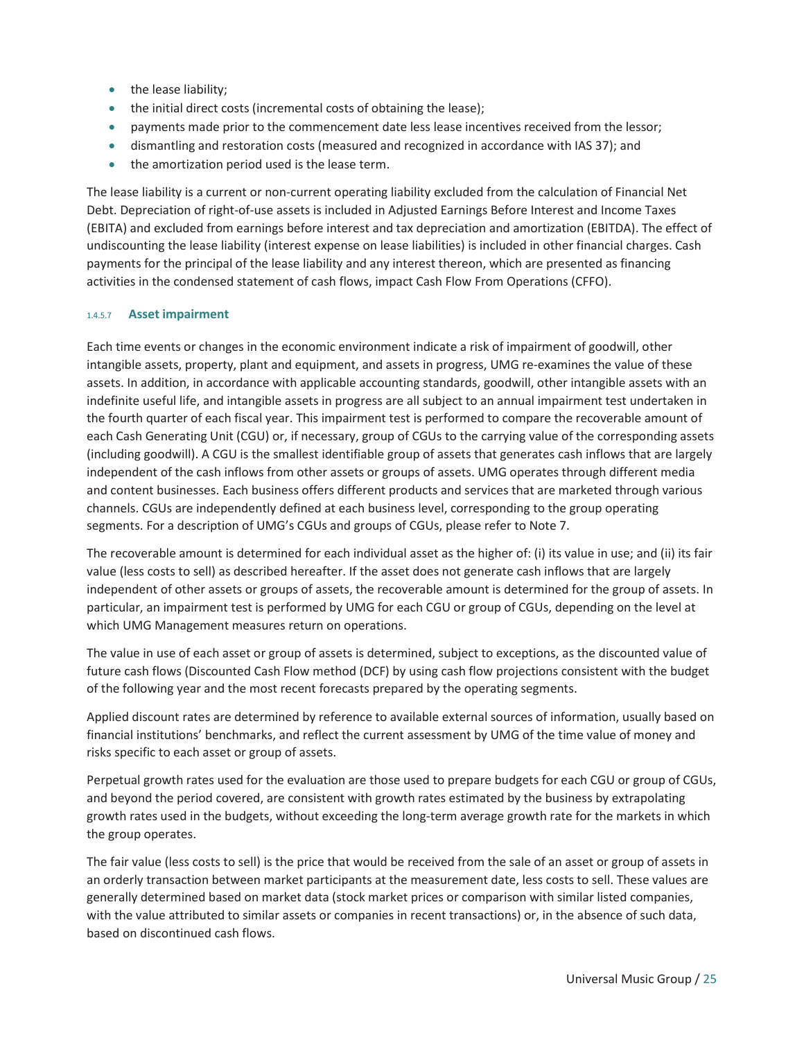- the lease liability;
- the initial direct costs (incremental costs of obtaining the lease);
- payments made prior to the commencement date less lease incentives received from the lessor;
- dismantling and restoration costs (measured and recognized in accordance with IAS 37); and
- the amortization period used is the lease term.

The lease liability is a current or non-current operating liability excluded from the calculation of Financial Net Debt. Depreciation of right-of-use assets is included in Adjusted Earnings Before Interest and Income Taxes (EBITA) and excluded from earnings before interest and tax depreciation and amortization (EBITDA). The effect of undiscounting the lease liability (interest expense on lease liabilities) is included in other financial charges. Cash payments for the principal of the lease liability and any interest thereon, which are presented as financing activities in the condensed statement of cash flows, impact Cash Flow From Operations (CFFO).

#### 1.4.5.7 Asset impairment

Each time events or changes in the economic environment indicate a risk of impairment of goodwill, other intangible assets, property, plant and equipment, and assets in progress, UMG re-examines the value of these assets. In addition, in accordance with applicable accounting standards, goodwill, other intangible assets with an indefinite useful life, and intangible assets in progress are all subject to an annual impairment test undertaken in the fourth quarter of each fiscal year. This impairment test is performed to compare the recoverable amount of each Cash Generating Unit (CGU) or, if necessary, group of CGUs to the carrying value of the corresponding assets (including goodwill). A CGU is the smallest identifiable group of assets that generates cash inflows that are largely independent of the cash inflows from other assets or groups of assets. UMG operates through different media and content businesses. Each business offers different products and services that are marketed through various channels. CGUs are independently defined at each business level, corresponding to the group operating segments. For a description of UMG's CGUs and groups of CGUs, please refer to Note 7.

The recoverable amount is determined for each individual asset as the higher of: (i) its value in use; and (ii) its fair value (less costs to sell) as described hereafter. If the asset does not generate cash inflows that are largely independent of other assets or groups of assets, the recoverable amount is determined for the group of assets. In particular, an impairment test is performed by UMG for each CGU or group of CGUs, depending on the level at which UMG Management measures return on operations.

The value in use of each asset or group of assets is determined, subject to exceptions, as the discounted value of future cash flows (Discounted Cash Flow method (DCF) by using cash flow projections consistent with the budget of the following year and the most recent forecasts prepared by the operating segments.

Applied discount rates are determined by reference to available external sources of information, usually based on financial institutions' benchmarks, and reflect the current assessment by UMG of the time value of money and risks specific to each asset or group of assets.

Perpetual growth rates used for the evaluation are those used to prepare budgets for each CGU or group of CGUs, and beyond the period covered, are consistent with growth rates estimated by the business by extrapolating growth rates used in the budgets, without exceeding the long-term average growth rate for the markets in which the group operates.

The fair value (less costs to sell) is the price that would be received from the sale of an asset or group of assets in an orderly transaction between market participants at the measurement date, less costs to sell. These values are generally determined based on market data (stock market prices or comparison with similar listed companies, with the value attributed to similar assets or companies in recent transactions) or, in the absence of such data, based on discontinued cash flows.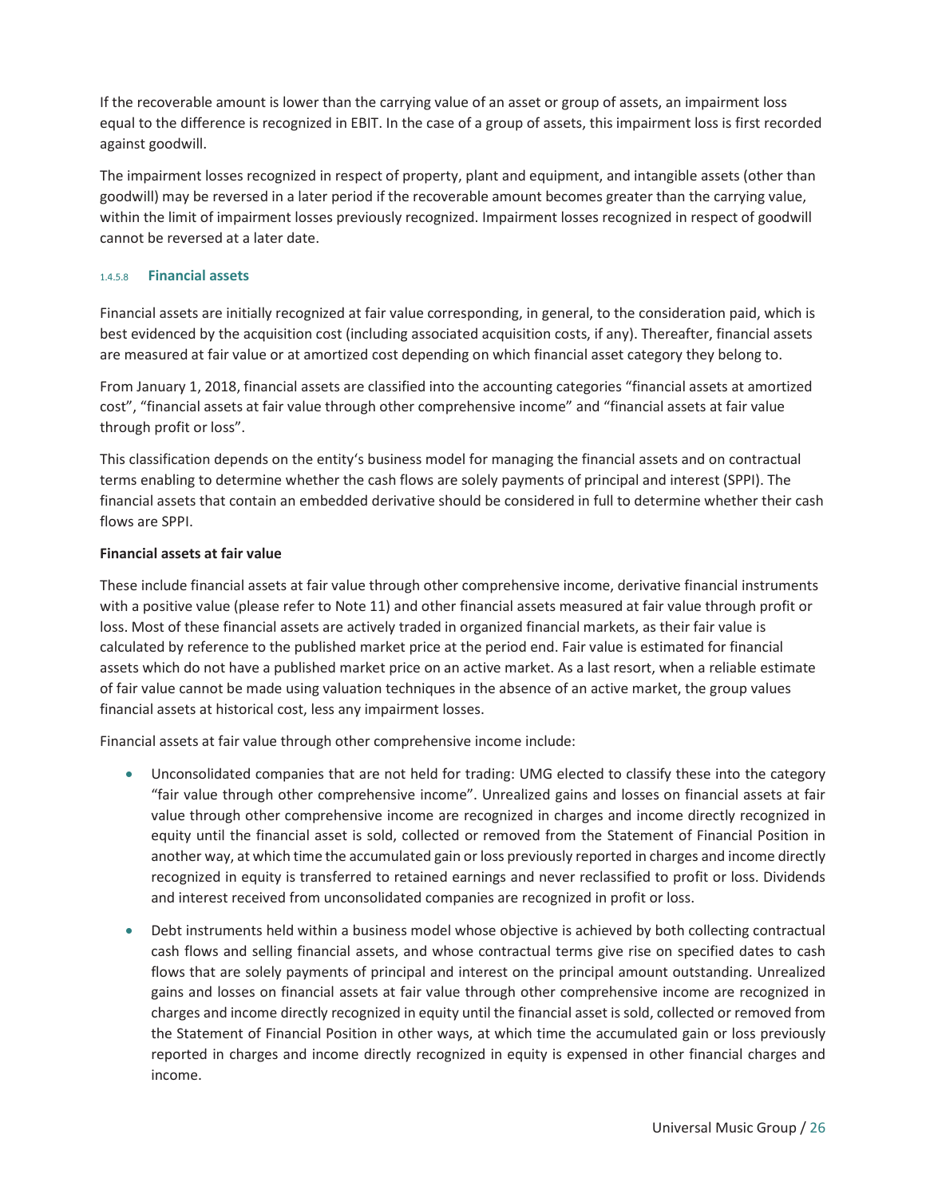If the recoverable amount is lower than the carrying value of an asset or group of assets, an impairment loss equal to the difference is recognized in EBIT. In the case of a group of assets, this impairment loss is first recorded against goodwill.

The impairment losses recognized in respect of property, plant and equipment, and intangible assets (other than goodwill) may be reversed in a later period if the recoverable amount becomes greater than the carrying value, within the limit of impairment losses previously recognized. Impairment losses recognized in respect of goodwill cannot be reversed at a later date.

#### 1.4.5.8 Financial assets

Financial assets are initially recognized at fair value corresponding, in general, to the consideration paid, which is best evidenced by the acquisition cost (including associated acquisition costs, if any). Thereafter, financial assets are measured at fair value or at amortized cost depending on which financial asset category they belong to.

From January 1, 2018, financial assets are classified into the accounting categories "financial assets at amortized cost", "financial assets at fair value through other comprehensive income" and "financial assets at fair value through profit or loss".

This classification depends on the entity's business model for managing the financial assets and on contractual terms enabling to determine whether the cash flows are solely payments of principal and interest (SPPI). The financial assets that contain an embedded derivative should be considered in full to determine whether their cash flows are SPPI.

**Financial assets at fair value**

These include financial assets at fair value through other comprehensive income, derivative financial instruments with a positive value (please refer to Note 11) and other financial assets measured at fair value through profit or loss. Most of these financial assets are actively traded in organized financial markets, as their fair value is calculated by reference to the published market price at the period end. Fair value is estimated for financial assets which do not have a published market price on an active market. As a last resort, when a reliable estimate of fair value cannot be made using valuation techniques in the absence of an active market, the group values financial assets at historical cost, less any impairment losses.

Financial assets at fair value through other comprehensive income include:

- Unconsolidated companies that are not held for trading: UMG elected to classify these into the category "fair value through other comprehensive income". Unrealized gains and losses on financial assets at fair value through other comprehensive income are recognized in charges and income directly recognized in equity until the financial asset is sold, collected or removed from the Statement of Financial Position in another way, at which time the accumulated gain or loss previously reported in charges and income directly recognized in equity is transferred to retained earnings and never reclassified to profit or loss. Dividends and interest received from unconsolidated companies are recognized in profit or loss.
- Debt instruments held within a business model whose objective is achieved by both collecting contractual cash flows and selling financial assets, and whose contractual terms give rise on specified dates to cash flows that are solely payments of principal and interest on the principal amount outstanding. Unrealized gains and losses on financial assets at fair value through other comprehensive income are recognized in charges and income directly recognized in equity until the financial asset is sold, collected or removed from the Statement of Financial Position in other ways, at which time the accumulated gain or loss previously reported in charges and income directly recognized in equity is expensed in other financial charges and income.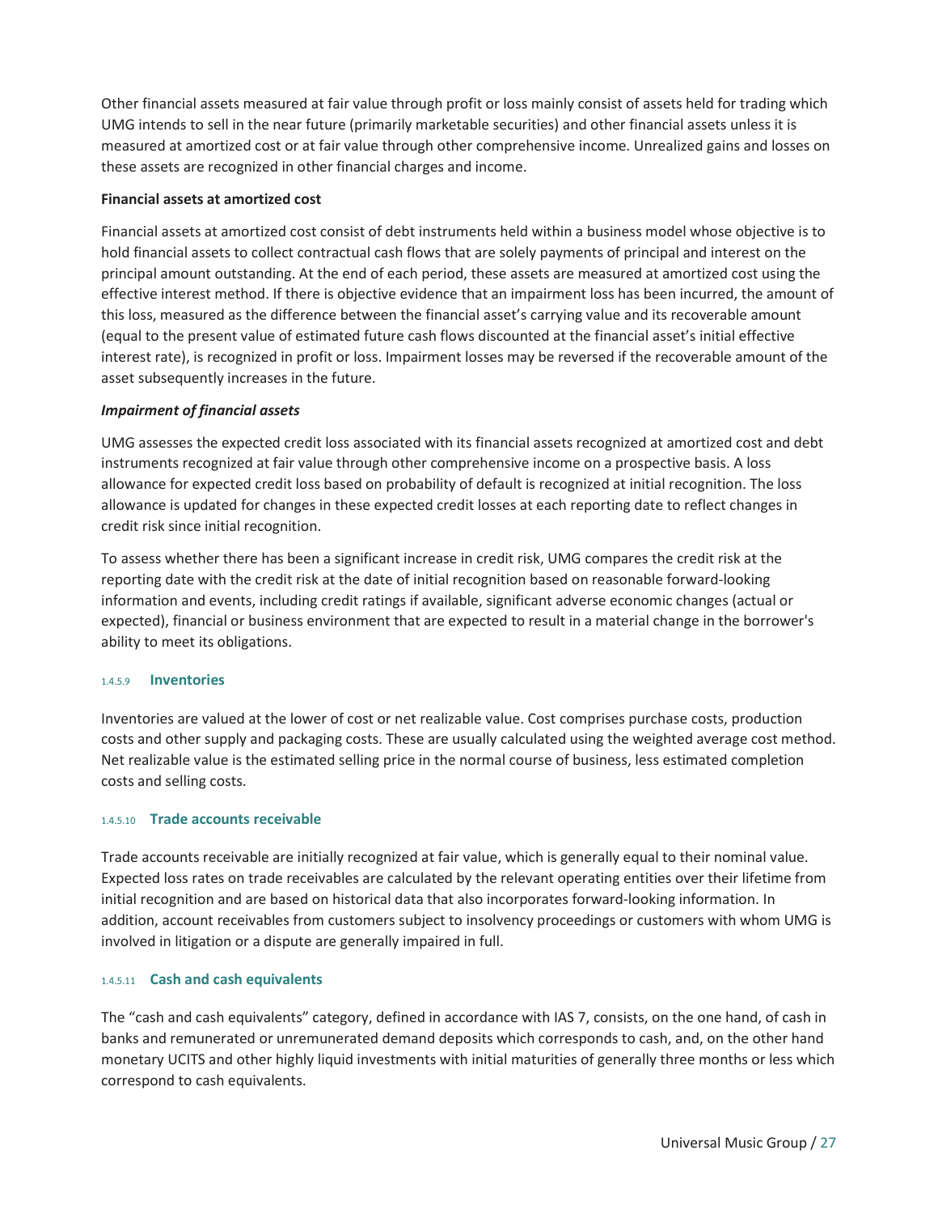Other financial assets measured at fair value through profit or loss mainly consist of assets held for trading which UMG intends to sell in the near future (primarily marketable securities) and other financial assets unless it is measured at amortized cost or at fair value through other comprehensive income. Unrealized gains and losses on these assets are recognized in other financial charges and income.

**Financial assets at amortized cost**

Financial assets at amortized cost consist of debt instruments held within a business model whose objective is to hold financial assets to collect contractual cash flows that are solely payments of principal and interest on the principal amount outstanding. At the end of each period, these assets are measured at amortized cost using the effective interest method. If there is objective evidence that an impairment loss has been incurred, the amount of this loss, measured as the difference between the financial asset's carrying value and its recoverable amount (equal to the present value of estimated future cash flows discounted at the financial asset's initial effective interest rate), is recognized in profit or loss. Impairment losses may be reversed if the recoverable amount of the asset subsequently increases in the future.

***Impairment of financial assets***

UMG assesses the expected credit loss associated with its financial assets recognized at amortized cost and debt instruments recognized at fair value through other comprehensive income on a prospective basis. A loss allowance for expected credit loss based on probability of default is recognized at initial recognition. The loss allowance is updated for changes in these expected credit losses at each reporting date to reflect changes in credit risk since initial recognition.

To assess whether there has been a significant increase in credit risk, UMG compares the credit risk at the reporting date with the credit risk at the date of initial recognition based on reasonable forward-looking information and events, including credit ratings if available, significant adverse economic changes (actual or expected), financial or business environment that are expected to result in a material change in the borrower's ability to meet its obligations.

#### 1.4.5.9 Inventories

Inventories are valued at the lower of cost or net realizable value. Cost comprises purchase costs, production costs and other supply and packaging costs. These are usually calculated using the weighted average cost method. Net realizable value is the estimated selling price in the normal course of business, less estimated completion costs and selling costs.

#### 1.4.5.10 Trade accounts receivable

Trade accounts receivable are initially recognized at fair value, which is generally equal to their nominal value. Expected loss rates on trade receivables are calculated by the relevant operating entities over their lifetime from initial recognition and are based on historical data that also incorporates forward-looking information. In addition, account receivables from customers subject to insolvency proceedings or customers with whom UMG is involved in litigation or a dispute are generally impaired in full.

#### 1.4.5.11 Cash and cash equivalents

The "cash and cash equivalents" category, defined in accordance with IAS 7, consists, on the one hand, of cash in banks and remunerated or unremunerated demand deposits which corresponds to cash, and, on the other hand monetary UCITS and other highly liquid investments with initial maturities of generally three months or less which correspond to cash equivalents.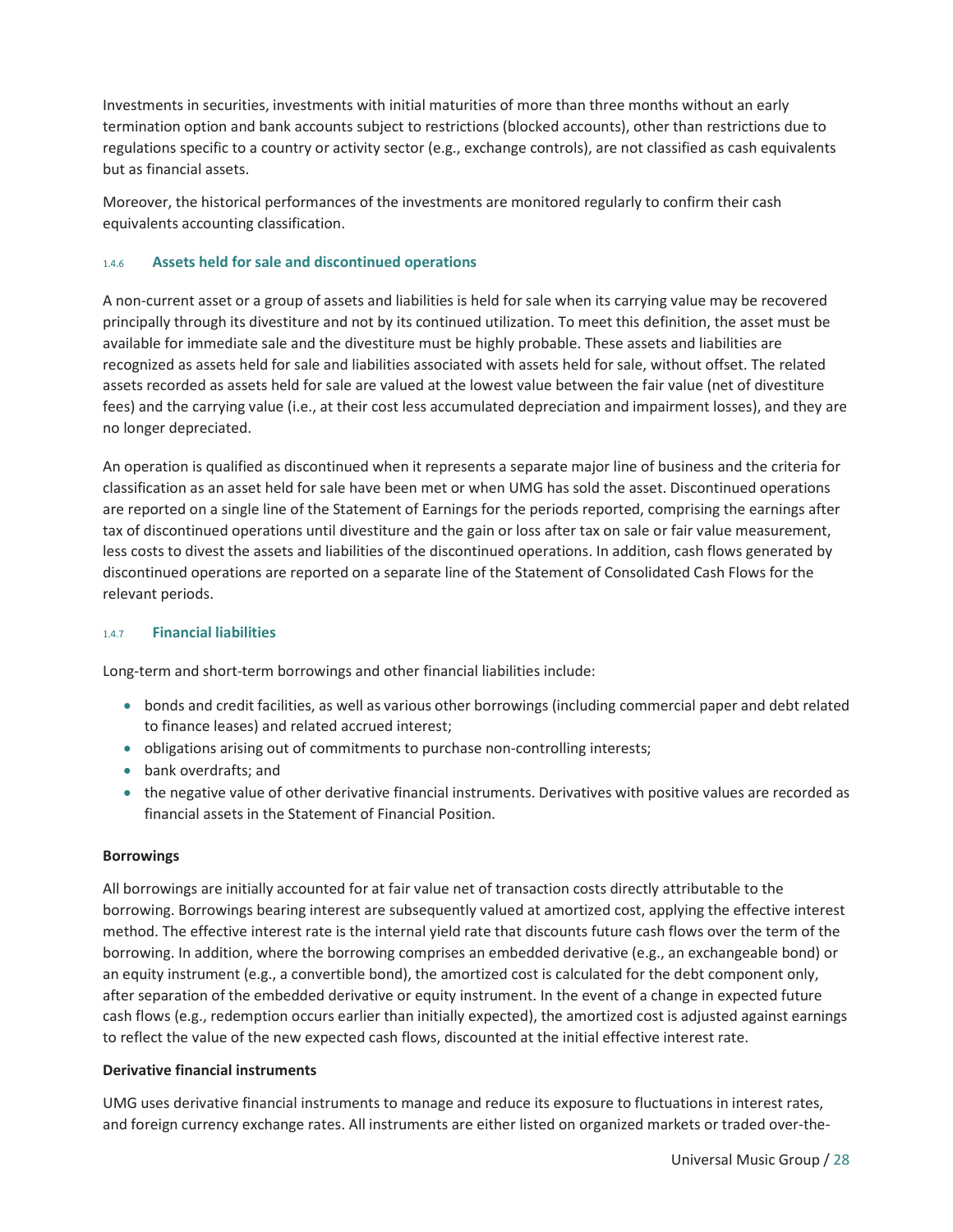Investments in securities, investments with initial maturities of more than three months without an early termination option and bank accounts subject to restrictions (blocked accounts), other than restrictions due to regulations specific to a country or activity sector (e.g., exchange controls), are not classified as cash equivalents but as financial assets.

Moreover, the historical performances of the investments are monitored regularly to confirm their cash equivalents accounting classification.

### 1.4.6 Assets held for sale and discontinued operations

A non-current asset or a group of assets and liabilities is held for sale when its carrying value may be recovered principally through its divestiture and not by its continued utilization. To meet this definition, the asset must be available for immediate sale and the divestiture must be highly probable. These assets and liabilities are recognized as assets held for sale and liabilities associated with assets held for sale, without offset. The related assets recorded as assets held for sale are valued at the lowest value between the fair value (net of divestiture fees) and the carrying value (i.e., at their cost less accumulated depreciation and impairment losses), and they are no longer depreciated.

An operation is qualified as discontinued when it represents a separate major line of business and the criteria for classification as an asset held for sale have been met or when UMG has sold the asset. Discontinued operations are reported on a single line of the Statement of Earnings for the periods reported, comprising the earnings after tax of discontinued operations until divestiture and the gain or loss after tax on sale or fair value measurement, less costs to divest the assets and liabilities of the discontinued operations. In addition, cash flows generated by discontinued operations are reported on a separate line of the Statement of Consolidated Cash Flows for the relevant periods.

### 1.4.7 Financial liabilities

Long-term and short-term borrowings and other financial liabilities include:

- bonds and credit facilities, as well as various other borrowings (including commercial paper and debt related to finance leases) and related accrued interest;
- obligations arising out of commitments to purchase non-controlling interests;
- bank overdrafts; and
- the negative value of other derivative financial instruments. Derivatives with positive values are recorded as financial assets in the Statement of Financial Position.

**Borrowings**

All borrowings are initially accounted for at fair value net of transaction costs directly attributable to the borrowing. Borrowings bearing interest are subsequently valued at amortized cost, applying the effective interest method. The effective interest rate is the internal yield rate that discounts future cash flows over the term of the borrowing. In addition, where the borrowing comprises an embedded derivative (e.g., an exchangeable bond) or an equity instrument (e.g., a convertible bond), the amortized cost is calculated for the debt component only, after separation of the embedded derivative or equity instrument. In the event of a change in expected future cash flows (e.g., redemption occurs earlier than initially expected), the amortized cost is adjusted against earnings to reflect the value of the new expected cash flows, discounted at the initial effective interest rate.

**Derivative financial instruments**

UMG uses derivative financial instruments to manage and reduce its exposure to fluctuations in interest rates, and foreign currency exchange rates. All instruments are either listed on organized markets or traded over-the-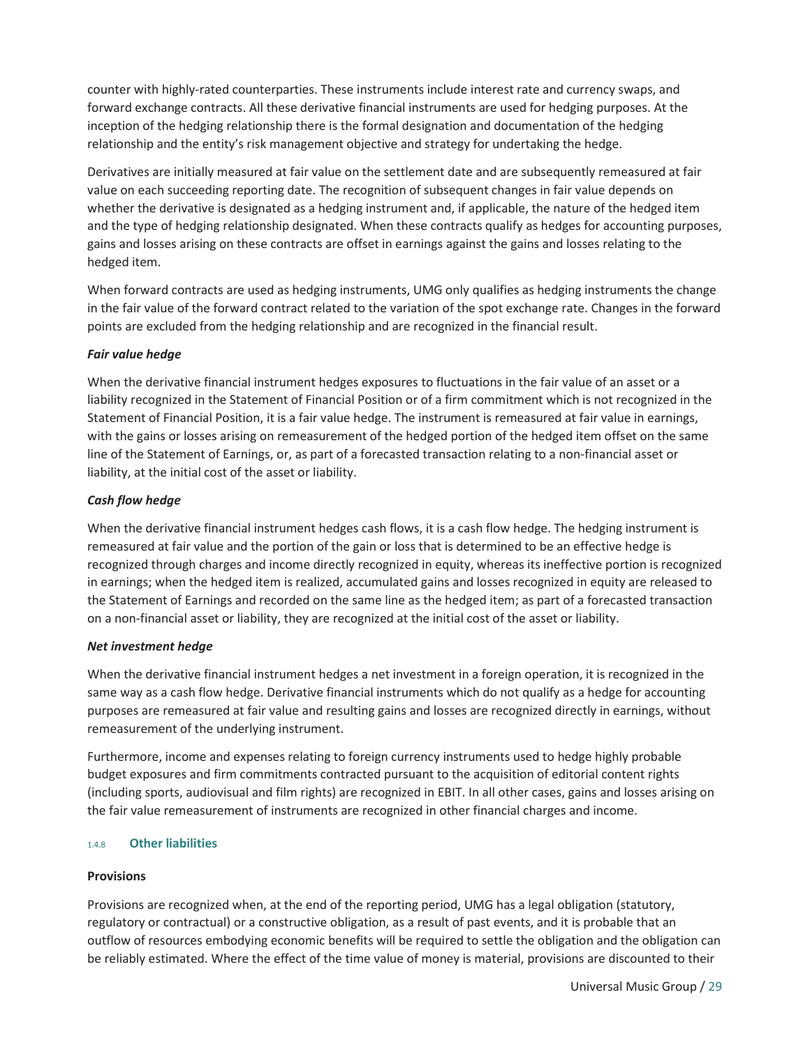counter with highly-rated counterparties. These instruments include interest rate and currency swaps, and forward exchange contracts. All these derivative financial instruments are used for hedging purposes. At the inception of the hedging relationship there is the formal designation and documentation of the hedging relationship and the entity's risk management objective and strategy for undertaking the hedge.

Derivatives are initially measured at fair value on the settlement date and are subsequently remeasured at fair value on each succeeding reporting date. The recognition of subsequent changes in fair value depends on whether the derivative is designated as a hedging instrument and, if applicable, the nature of the hedged item and the type of hedging relationship designated. When these contracts qualify as hedges for accounting purposes, gains and losses arising on these contracts are offset in earnings against the gains and losses relating to the hedged item.

When forward contracts are used as hedging instruments, UMG only qualifies as hedging instruments the change in the fair value of the forward contract related to the variation of the spot exchange rate. Changes in the forward points are excluded from the hedging relationship and are recognized in the financial result.

***Fair value hedge***

When the derivative financial instrument hedges exposures to fluctuations in the fair value of an asset or a liability recognized in the Statement of Financial Position or of a firm commitment which is not recognized in the Statement of Financial Position, it is a fair value hedge. The instrument is remeasured at fair value in earnings, with the gains or losses arising on remeasurement of the hedged portion of the hedged item offset on the same line of the Statement of Earnings, or, as part of a forecasted transaction relating to a non-financial asset or liability, at the initial cost of the asset or liability.

***Cash flow hedge***

When the derivative financial instrument hedges cash flows, it is a cash flow hedge. The hedging instrument is remeasured at fair value and the portion of the gain or loss that is determined to be an effective hedge is recognized through charges and income directly recognized in equity, whereas its ineffective portion is recognized in earnings; when the hedged item is realized, accumulated gains and losses recognized in equity are released to the Statement of Earnings and recorded on the same line as the hedged item; as part of a forecasted transaction on a non-financial asset or liability, they are recognized at the initial cost of the asset or liability.

***Net investment hedge***

When the derivative financial instrument hedges a net investment in a foreign operation, it is recognized in the same way as a cash flow hedge. Derivative financial instruments which do not qualify as a hedge for accounting purposes are remeasured at fair value and resulting gains and losses are recognized directly in earnings, without remeasurement of the underlying instrument.

Furthermore, income and expenses relating to foreign currency instruments used to hedge highly probable budget exposures and firm commitments contracted pursuant to the acquisition of editorial content rights (including sports, audiovisual and film rights) are recognized in EBIT. In all other cases, gains and losses arising on the fair value remeasurement of instruments are recognized in other financial charges and income.

### 1.4.8 Other liabilities

**Provisions**

Provisions are recognized when, at the end of the reporting period, UMG has a legal obligation (statutory, regulatory or contractual) or a constructive obligation, as a result of past events, and it is probable that an outflow of resources embodying economic benefits will be required to settle the obligation and the obligation can be reliably estimated. Where the effect of the time value of money is material, provisions are discounted to their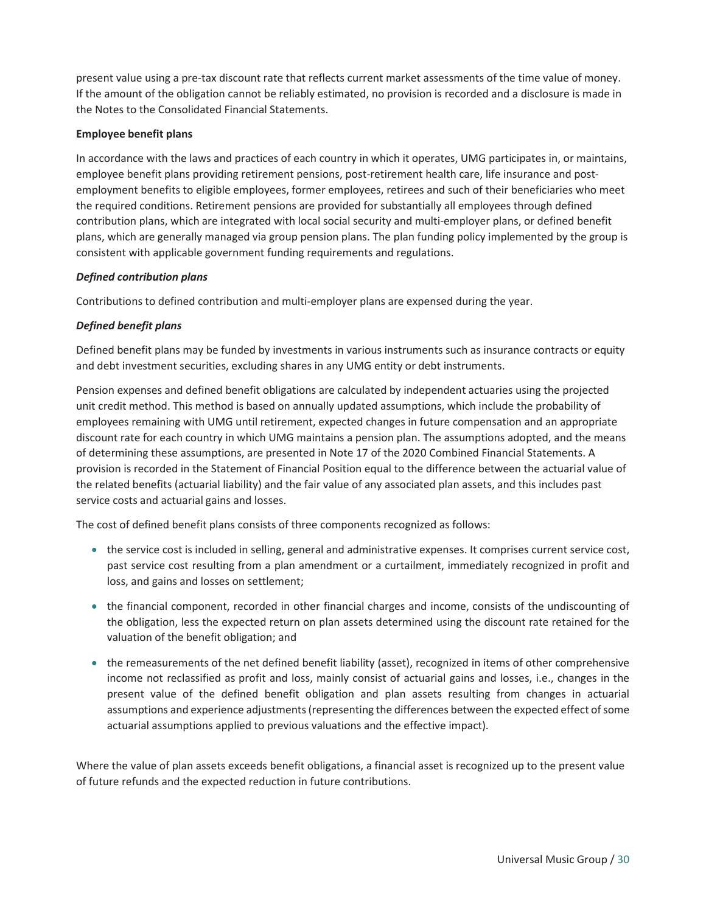present value using a pre-tax discount rate that reflects current market assessments of the time value of money. If the amount of the obligation cannot be reliably estimated, no provision is recorded and a disclosure is made in the Notes to the Consolidated Financial Statements.

**Employee benefit plans**

In accordance with the laws and practices of each country in which it operates, UMG participates in, or maintains, employee benefit plans providing retirement pensions, post-retirement health care, life insurance and post-employment benefits to eligible employees, former employees, retirees and such of their beneficiaries who meet the required conditions. Retirement pensions are provided for substantially all employees through defined contribution plans, which are integrated with local social security and multi-employer plans, or defined benefit plans, which are generally managed via group pension plans. The plan funding policy implemented by the group is consistent with applicable government funding requirements and regulations.

***Defined contribution plans***

Contributions to defined contribution and multi-employer plans are expensed during the year.

***Defined benefit plans***

Defined benefit plans may be funded by investments in various instruments such as insurance contracts or equity and debt investment securities, excluding shares in any UMG entity or debt instruments.

Pension expenses and defined benefit obligations are calculated by independent actuaries using the projected unit credit method. This method is based on annually updated assumptions, which include the probability of employees remaining with UMG until retirement, expected changes in future compensation and an appropriate discount rate for each country in which UMG maintains a pension plan. The assumptions adopted, and the means of determining these assumptions, are presented in Note 17 of the 2020 Combined Financial Statements. A provision is recorded in the Statement of Financial Position equal to the difference between the actuarial value of the related benefits (actuarial liability) and the fair value of any associated plan assets, and this includes past service costs and actuarial gains and losses.

The cost of defined benefit plans consists of three components recognized as follows:

- the service cost is included in selling, general and administrative expenses. It comprises current service cost, past service cost resulting from a plan amendment or a curtailment, immediately recognized in profit and loss, and gains and losses on settlement;
- the financial component, recorded in other financial charges and income, consists of the undiscounting of the obligation, less the expected return on plan assets determined using the discount rate retained for the valuation of the benefit obligation; and
- the remeasurements of the net defined benefit liability (asset), recognized in items of other comprehensive income not reclassified as profit and loss, mainly consist of actuarial gains and losses, i.e., changes in the present value of the defined benefit obligation and plan assets resulting from changes in actuarial assumptions and experience adjustments (representing the differences between the expected effect of some actuarial assumptions applied to previous valuations and the effective impact).

Where the value of plan assets exceeds benefit obligations, a financial asset is recognized up to the present value of future refunds and the expected reduction in future contributions.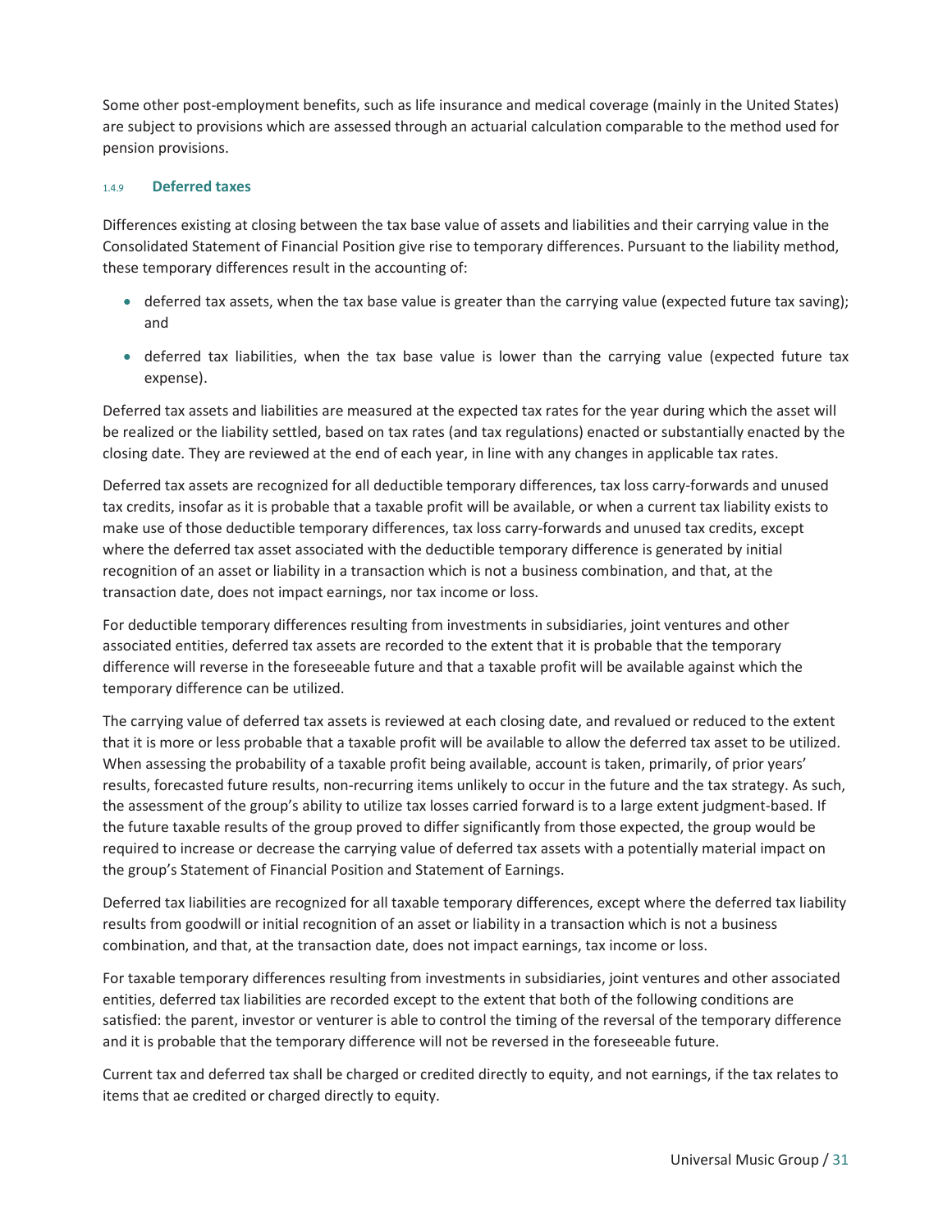Some other post-employment benefits, such as life insurance and medical coverage (mainly in the United States) are subject to provisions which are assessed through an actuarial calculation comparable to the method used for pension provisions.

### 1.4.9 Deferred taxes

Differences existing at closing between the tax base value of assets and liabilities and their carrying value in the Consolidated Statement of Financial Position give rise to temporary differences. Pursuant to the liability method, these temporary differences result in the accounting of:

- deferred tax assets, when the tax base value is greater than the carrying value (expected future tax saving); and
- deferred tax liabilities, when the tax base value is lower than the carrying value (expected future tax expense).

Deferred tax assets and liabilities are measured at the expected tax rates for the year during which the asset will be realized or the liability settled, based on tax rates (and tax regulations) enacted or substantially enacted by the closing date. They are reviewed at the end of each year, in line with any changes in applicable tax rates.

Deferred tax assets are recognized for all deductible temporary differences, tax loss carry-forwards and unused tax credits, insofar as it is probable that a taxable profit will be available, or when a current tax liability exists to make use of those deductible temporary differences, tax loss carry-forwards and unused tax credits, except where the deferred tax asset associated with the deductible temporary difference is generated by initial recognition of an asset or liability in a transaction which is not a business combination, and that, at the transaction date, does not impact earnings, nor tax income or loss.

For deductible temporary differences resulting from investments in subsidiaries, joint ventures and other associated entities, deferred tax assets are recorded to the extent that it is probable that the temporary difference will reverse in the foreseeable future and that a taxable profit will be available against which the temporary difference can be utilized.

The carrying value of deferred tax assets is reviewed at each closing date, and revalued or reduced to the extent that it is more or less probable that a taxable profit will be available to allow the deferred tax asset to be utilized. When assessing the probability of a taxable profit being available, account is taken, primarily, of prior years' results, forecasted future results, non-recurring items unlikely to occur in the future and the tax strategy. As such, the assessment of the group's ability to utilize tax losses carried forward is to a large extent judgment-based. If the future taxable results of the group proved to differ significantly from those expected, the group would be required to increase or decrease the carrying value of deferred tax assets with a potentially material impact on the group's Statement of Financial Position and Statement of Earnings.

Deferred tax liabilities are recognized for all taxable temporary differences, except where the deferred tax liability results from goodwill or initial recognition of an asset or liability in a transaction which is not a business combination, and that, at the transaction date, does not impact earnings, tax income or loss.

For taxable temporary differences resulting from investments in subsidiaries, joint ventures and other associated entities, deferred tax liabilities are recorded except to the extent that both of the following conditions are satisfied: the parent, investor or venturer is able to control the timing of the reversal of the temporary difference and it is probable that the temporary difference will not be reversed in the foreseeable future.

Current tax and deferred tax shall be charged or credited directly to equity, and not earnings, if the tax relates to items that ae credited or charged directly to equity.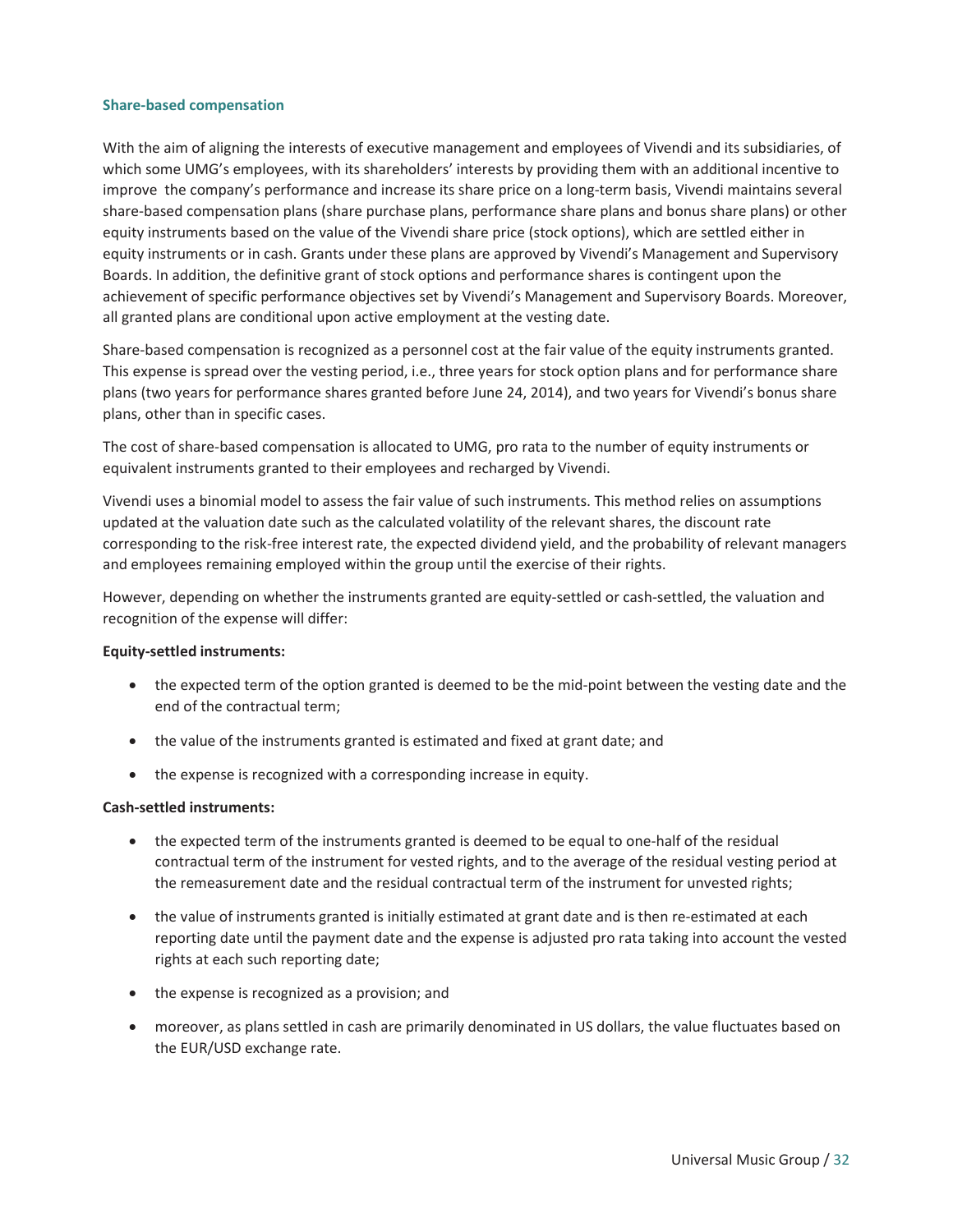### Share-based compensation

With the aim of aligning the interests of executive management and employees of Vivendi and its subsidiaries, of which some UMG's employees, with its shareholders' interests by providing them with an additional incentive to improve the company's performance and increase its share price on a long-term basis, Vivendi maintains several share-based compensation plans (share purchase plans, performance share plans and bonus share plans) or other equity instruments based on the value of the Vivendi share price (stock options), which are settled either in equity instruments or in cash. Grants under these plans are approved by Vivendi's Management and Supervisory Boards. In addition, the definitive grant of stock options and performance shares is contingent upon the achievement of specific performance objectives set by Vivendi's Management and Supervisory Boards. Moreover, all granted plans are conditional upon active employment at the vesting date.

Share-based compensation is recognized as a personnel cost at the fair value of the equity instruments granted. This expense is spread over the vesting period, i.e., three years for stock option plans and for performance share plans (two years for performance shares granted before June 24, 2014), and two years for Vivendi's bonus share plans, other than in specific cases.

The cost of share-based compensation is allocated to UMG, pro rata to the number of equity instruments or equivalent instruments granted to their employees and recharged by Vivendi.

Vivendi uses a binomial model to assess the fair value of such instruments. This method relies on assumptions updated at the valuation date such as the calculated volatility of the relevant shares, the discount rate corresponding to the risk-free interest rate, the expected dividend yield, and the probability of relevant managers and employees remaining employed within the group until the exercise of their rights.

However, depending on whether the instruments granted are equity-settled or cash-settled, the valuation and recognition of the expense will differ:

**Equity-settled instruments:**

- the expected term of the option granted is deemed to be the mid-point between the vesting date and the end of the contractual term;
- the value of the instruments granted is estimated and fixed at grant date; and
- the expense is recognized with a corresponding increase in equity.

**Cash-settled instruments:**

- the expected term of the instruments granted is deemed to be equal to one-half of the residual contractual term of the instrument for vested rights, and to the average of the residual vesting period at the remeasurement date and the residual contractual term of the instrument for unvested rights;
- the value of instruments granted is initially estimated at grant date and is then re-estimated at each reporting date until the payment date and the expense is adjusted pro rata taking into account the vested rights at each such reporting date;
- the expense is recognized as a provision; and
- moreover, as plans settled in cash are primarily denominated in US dollars, the value fluctuates based on the EUR/USD exchange rate.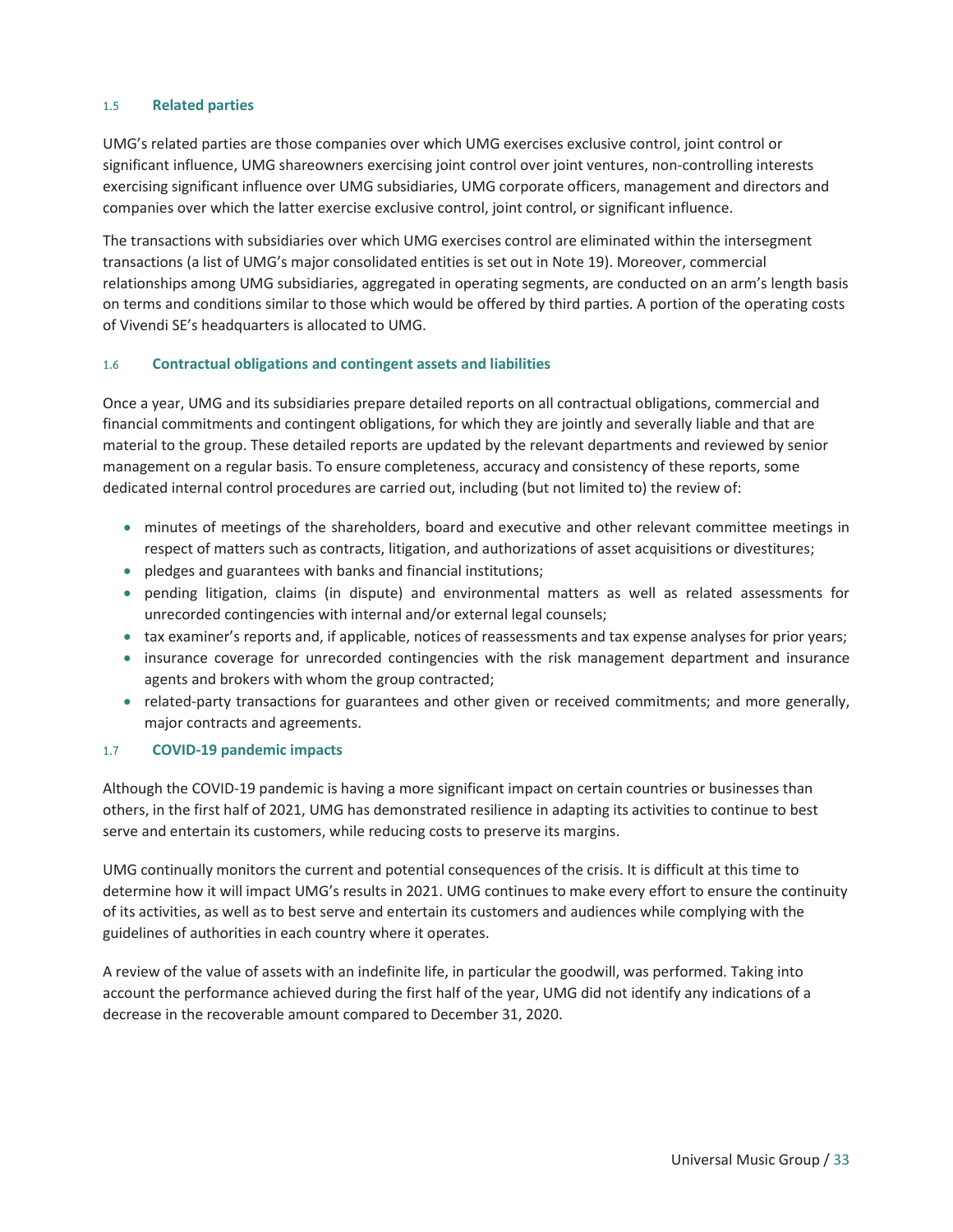### 1.5 Related parties

UMG's related parties are those companies over which UMG exercises exclusive control, joint control or significant influence, UMG shareowners exercising joint control over joint ventures, non-controlling interests exercising significant influence over UMG subsidiaries, UMG corporate officers, management and directors and companies over which the latter exercise exclusive control, joint control, or significant influence.

The transactions with subsidiaries over which UMG exercises control are eliminated within the intersegment transactions (a list of UMG's major consolidated entities is set out in Note 19). Moreover, commercial relationships among UMG subsidiaries, aggregated in operating segments, are conducted on an arm's length basis on terms and conditions similar to those which would be offered by third parties. A portion of the operating costs of Vivendi SE's headquarters is allocated to UMG.

### 1.6 Contractual obligations and contingent assets and liabilities

Once a year, UMG and its subsidiaries prepare detailed reports on all contractual obligations, commercial and financial commitments and contingent obligations, for which they are jointly and severally liable and that are material to the group. These detailed reports are updated by the relevant departments and reviewed by senior management on a regular basis. To ensure completeness, accuracy and consistency of these reports, some dedicated internal control procedures are carried out, including (but not limited to) the review of:

- minutes of meetings of the shareholders, board and executive and other relevant committee meetings in respect of matters such as contracts, litigation, and authorizations of asset acquisitions or divestitures;
- pledges and guarantees with banks and financial institutions;
- pending litigation, claims (in dispute) and environmental matters as well as related assessments for unrecorded contingencies with internal and/or external legal counsels;
- tax examiner's reports and, if applicable, notices of reassessments and tax expense analyses for prior years;
- insurance coverage for unrecorded contingencies with the risk management department and insurance agents and brokers with whom the group contracted;
- related-party transactions for guarantees and other given or received commitments; and more generally, major contracts and agreements.

### 1.7 COVID-19 pandemic impacts

Although the COVID-19 pandemic is having a more significant impact on certain countries or businesses than others, in the first half of 2021, UMG has demonstrated resilience in adapting its activities to continue to best serve and entertain its customers, while reducing costs to preserve its margins.

UMG continually monitors the current and potential consequences of the crisis. It is difficult at this time to determine how it will impact UMG's results in 2021. UMG continues to make every effort to ensure the continuity of its activities, as well as to best serve and entertain its customers and audiences while complying with the guidelines of authorities in each country where it operates.

A review of the value of assets with an indefinite life, in particular the goodwill, was performed. Taking into account the performance achieved during the first half of the year, UMG did not identify any indications of a decrease in the recoverable amount compared to December 31, 2020.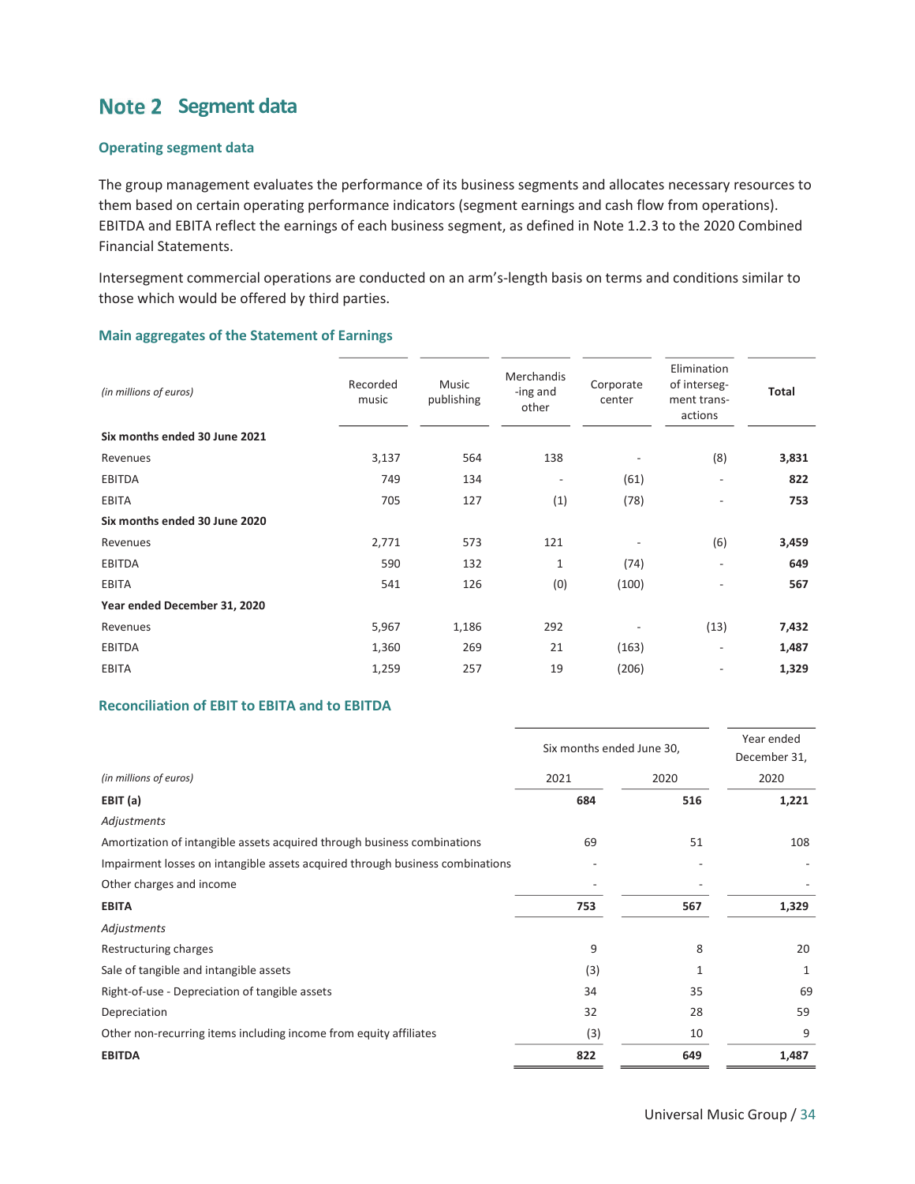## Note 2 Segment data

### Operating segment data

The group management evaluates the performance of its business segments and allocates necessary resources to them based on certain operating performance indicators (segment earnings and cash flow from operations). EBITDA and EBITA reflect the earnings of each business segment, as defined in Note 1.2.3 to the 2020 Combined Financial Statements.

Intersegment commercial operations are conducted on an arm's-length basis on terms and conditions similar to those which would be offered by third parties.

### Main aggregates of the Statement of Earnings

| *(in millions of euros)* | Recorded music | Music publishing | Merchandis-ing and other | Corporate center | Elimination of interseg-ment trans-actions | **Total** |
|---|---|---|---|---|---|---|
| **Six months ended 30 June 2021** | | | | | | |
| Revenues | 3,137 | 564 | 138 | - | (8) | **3,831** |
| EBITDA | 749 | 134 | - | (61) | - | **822** |
| EBITA | 705 | 127 | (1) | (78) | - | **753** |
| **Six months ended 30 June 2020** | | | | | | |
| Revenues | 2,771 | 573 | 121 | - | (6) | **3,459** |
| EBITDA | 590 | 132 | 1 | (74) | - | **649** |
| EBITA | 541 | 126 | (0) | (100) | - | **567** |
| **Year ended December 31, 2020** | | | | | | |
| Revenues | 5,967 | 1,186 | 292 | - | (13) | **7,432** |
| EBITDA | 1,360 | 269 | 21 | (163) | - | **1,487** |
| EBITA | 1,259 | 257 | 19 | (206) | - | **1,329** |

### Reconciliation of EBIT to EBITA and to EBITDA

| | Six months ended June 30, | | Year ended December 31, |
|---|---|---|---|
| *(in millions of euros)* | 2021 | 2020 | 2020 |
| **EBIT (a)** | **684** | **516** | **1,221** |
| *Adjustments* | | | |
| Amortization of intangible assets acquired through business combinations | 69 | 51 | 108 |
| Impairment losses on intangible assets acquired through business combinations | - | - | - |
| Other charges and income | - | - | - |
| **EBITA** | **753** | **567** | **1,329** |
| *Adjustments* | | | |
| Restructuring charges | 9 | 8 | 20 |
| Sale of tangible and intangible assets | (3) | 1 | 1 |
| Right-of-use - Depreciation of tangible assets | 34 | 35 | 69 |
| Depreciation | 32 | 28 | 59 |
| Other non-recurring items including income from equity affiliates | (3) | 10 | 9 |
| **EBITDA** | **822** | **649** | **1,487** |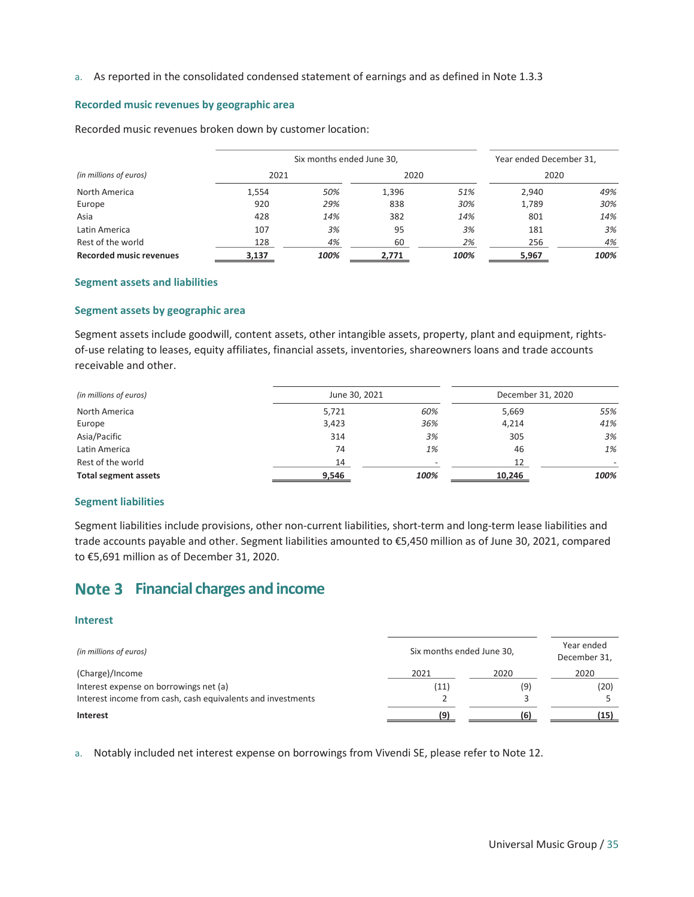a. As reported in the consolidated condensed statement of earnings and as defined in Note 1.3.3

### Recorded music revenues by geographic area

Recorded music revenues broken down by customer location:

| *(in millions of euros)* | Six months ended June 30, | | | | Year ended December 31, | |
|---|---|---|---|---|---|---|
| | 2021 | | 2020 | | 2020 | |
| North America | 1,554 | *50%* | 1,396 | *51%* | 2,940 | *49%* |
| Europe | 920 | *29%* | 838 | *30%* | 1,789 | *30%* |
| Asia | 428 | *14%* | 382 | *14%* | 801 | *14%* |
| Latin America | 107 | *3%* | 95 | *3%* | 181 | *3%* |
| Rest of the world | 128 | *4%* | 60 | *2%* | 256 | *4%* |
| **Recorded music revenues** | **3,137** | ***100%*** | **2,771** | ***100%*** | **5,967** | ***100%*** |

### Segment assets and liabilities

### Segment assets by geographic area

Segment assets include goodwill, content assets, other intangible assets, property, plant and equipment, rights-of-use relating to leases, equity affiliates, financial assets, inventories, shareowners loans and trade accounts receivable and other.

| *(in millions of euros)* | June 30, 2021 | | December 31, 2020 | |
|---|---|---|---|---|
| North America | 5,721 | *60%* | 5,669 | *55%* |
| Europe | 3,423 | *36%* | 4,214 | *41%* |
| Asia/Pacific | 314 | *3%* | 305 | *3%* |
| Latin America | 74 | *1%* | 46 | *1%* |
| Rest of the world | 14 | - | 12 | - |
| **Total segment assets** | **9,546** | ***100%*** | **10,246** | ***100%*** |

### Segment liabilities

Segment liabilities include provisions, other non-current liabilities, short-term and long-term lease liabilities and trade accounts payable and other. Segment liabilities amounted to €5,450 million as of June 30, 2021, compared to €5,691 million as of December 31, 2020.

## Note 3 Financial charges and income

### Interest

| *(in millions of euros)* | Six months ended June 30, | | Year ended December 31, |
|---|---|---|---|
| (Charge)/Income | 2021 | 2020 | 2020 |
| Interest expense on borrowings net (a) | (11) | (9) | (20) |
| Interest income from cash, cash equivalents and investments | 2 | 3 | 5 |
| **Interest** | **(9)** | **(6)** | **(15)** |

a. Notably included net interest expense on borrowings from Vivendi SE, please refer to Note 12.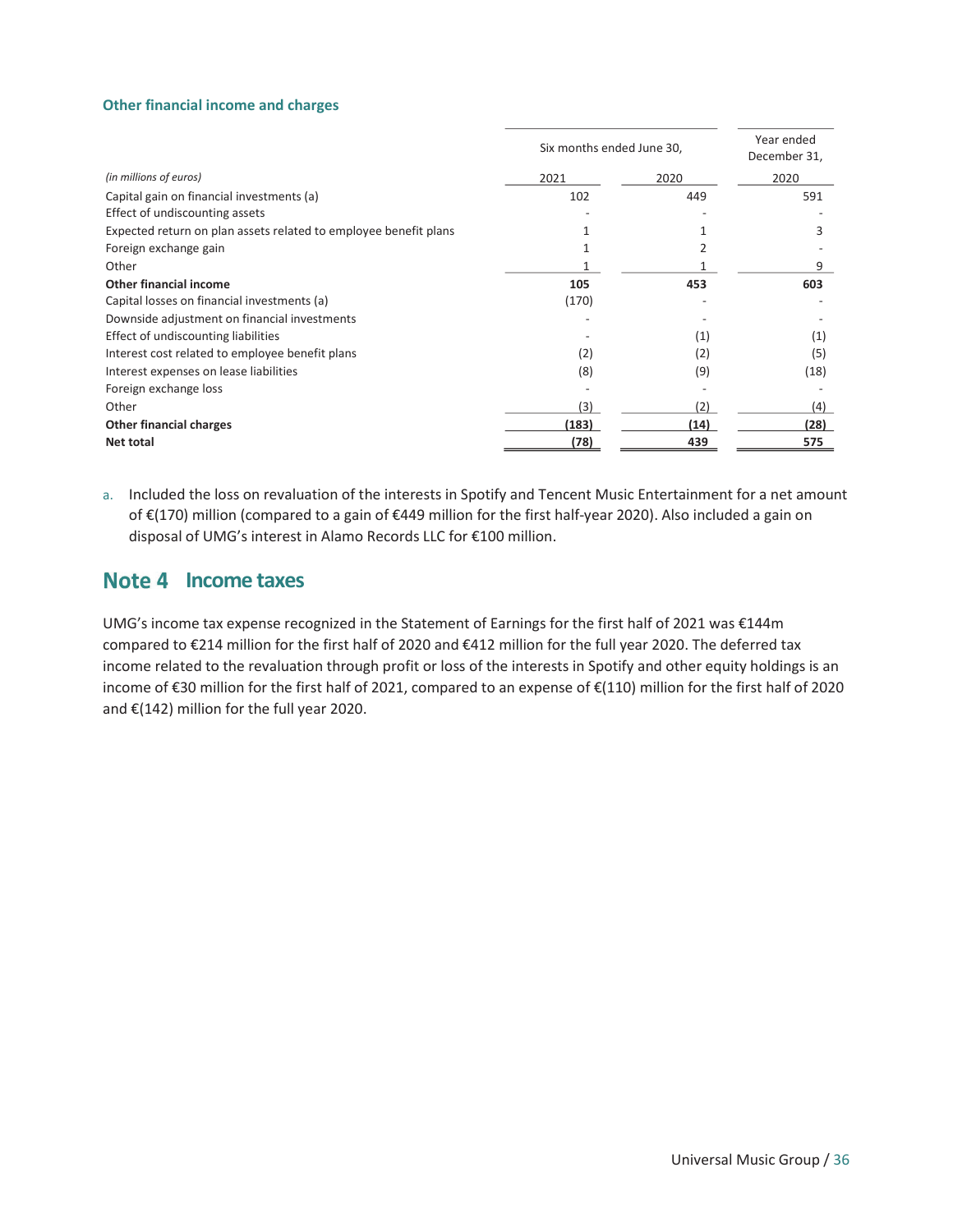### Other financial income and charges

| (in millions of euros) | Six months ended June 30, 2021 | Six months ended June 30, 2020 | Year ended December 31, 2020 |
|---|---|---|---|
| Capital gain on financial investments (a) | 102 | 449 | 591 |
| Effect of undiscounting assets | - | - | - |
| Expected return on plan assets related to employee benefit plans | 1 | 1 | 3 |
| Foreign exchange gain | 1 | 2 | - |
| Other | 1 | 1 | 9 |
| **Other financial income** | **105** | **453** | **603** |
| Capital losses on financial investments (a) | (170) | - | - |
| Downside adjustment on financial investments | - | - | - |
| Effect of undiscounting liabilities | - | (1) | (1) |
| Interest cost related to employee benefit plans | (2) | (2) | (5) |
| Interest expenses on lease liabilities | (8) | (9) | (18) |
| Foreign exchange loss | - | - | - |
| Other | (3) | (2) | (4) |
| **Other financial charges** | **(183)** | **(14)** | **(28)** |
| **Net total** | **(78)** | **439** | **575** |

a. Included the loss on revaluation of the interests in Spotify and Tencent Music Entertainment for a net amount of €(170) million (compared to a gain of €449 million for the first half-year 2020). Also included a gain on disposal of UMG's interest in Alamo Records LLC for €100 million.

## Note 4 Income taxes

UMG's income tax expense recognized in the Statement of Earnings for the first half of 2021 was €144m compared to €214 million for the first half of 2020 and €412 million for the full year 2020. The deferred tax income related to the revaluation through profit or loss of the interests in Spotify and other equity holdings is an income of €30 million for the first half of 2021, compared to an expense of €(110) million for the first half of 2020 and €(142) million for the full year 2020.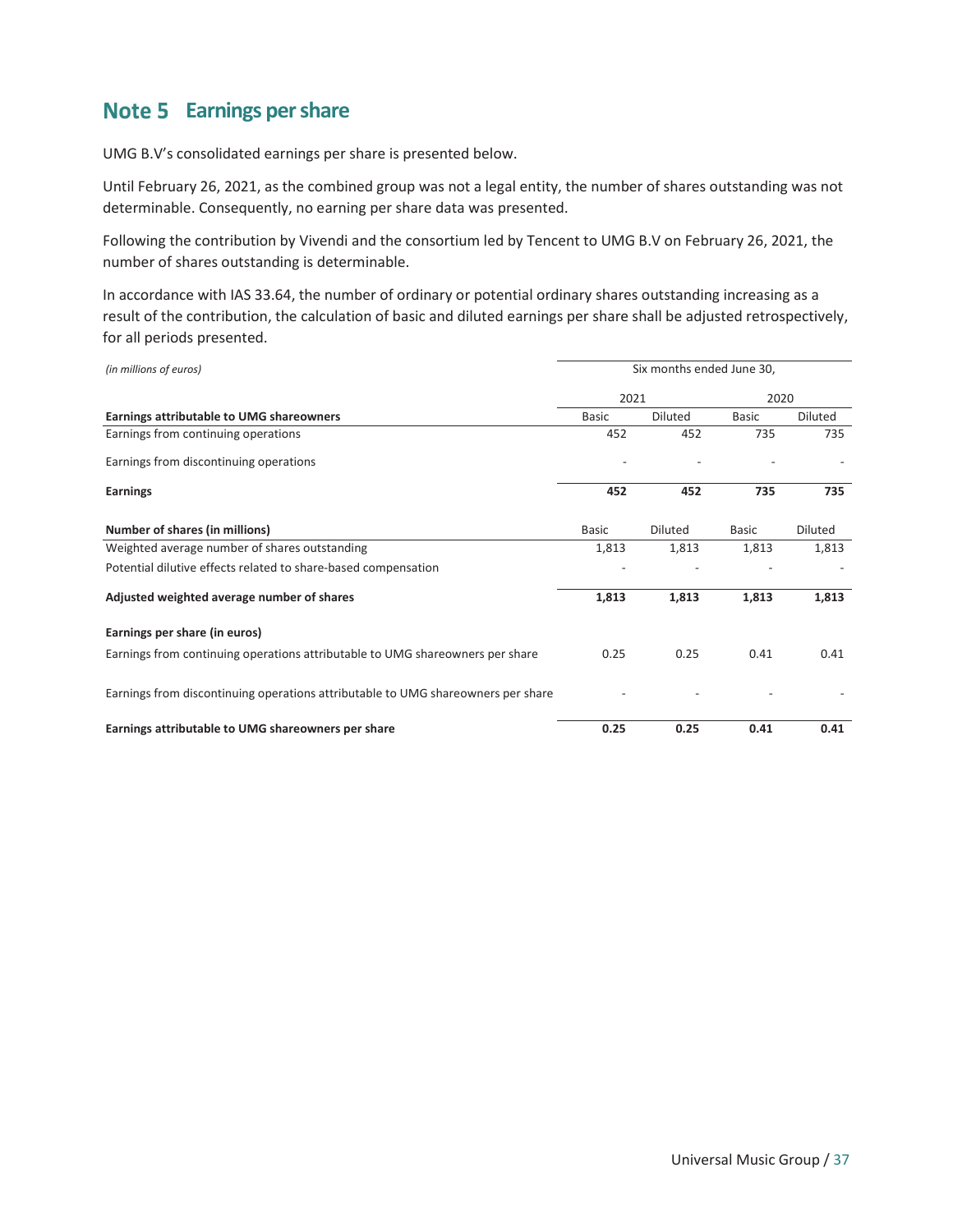## Note 5 Earnings per share

UMG B.V's consolidated earnings per share is presented below.

Until February 26, 2021, as the combined group was not a legal entity, the number of shares outstanding was not determinable. Consequently, no earning per share data was presented.

Following the contribution by Vivendi and the consortium led by Tencent to UMG B.V on February 26, 2021, the number of shares outstanding is determinable.

In accordance with IAS 33.64, the number of ordinary or potential ordinary shares outstanding increasing as a result of the contribution, the calculation of basic and diluted earnings per share shall be adjusted retrospectively, for all periods presented.

| *(in millions of euros)* | Six months ended June 30, | | | |
|---|---|---|---|---|
| | 2021 | | 2020 | |
| **Earnings attributable to UMG shareowners** | Basic | Diluted | Basic | Diluted |
| Earnings from continuing operations | 452 | 452 | 735 | 735 |
| Earnings from discontinuing operations | - | - | - | - |
| **Earnings** | **452** | **452** | **735** | **735** |
| **Number of shares (in millions)** | Basic | Diluted | Basic | Diluted |
| Weighted average number of shares outstanding | 1,813 | 1,813 | 1,813 | 1,813 |
| Potential dilutive effects related to share-based compensation | - | - | - | - |
| **Adjusted weighted average number of shares** | **1,813** | **1,813** | **1,813** | **1,813** |
| **Earnings per share (in euros)** | | | | |
| Earnings from continuing operations attributable to UMG shareowners per share | 0.25 | 0.25 | 0.41 | 0.41 |
| Earnings from discontinuing operations attributable to UMG shareowners per share | - | - | - | - |
| **Earnings attributable to UMG shareowners per share** | **0.25** | **0.25** | **0.41** | **0.41** |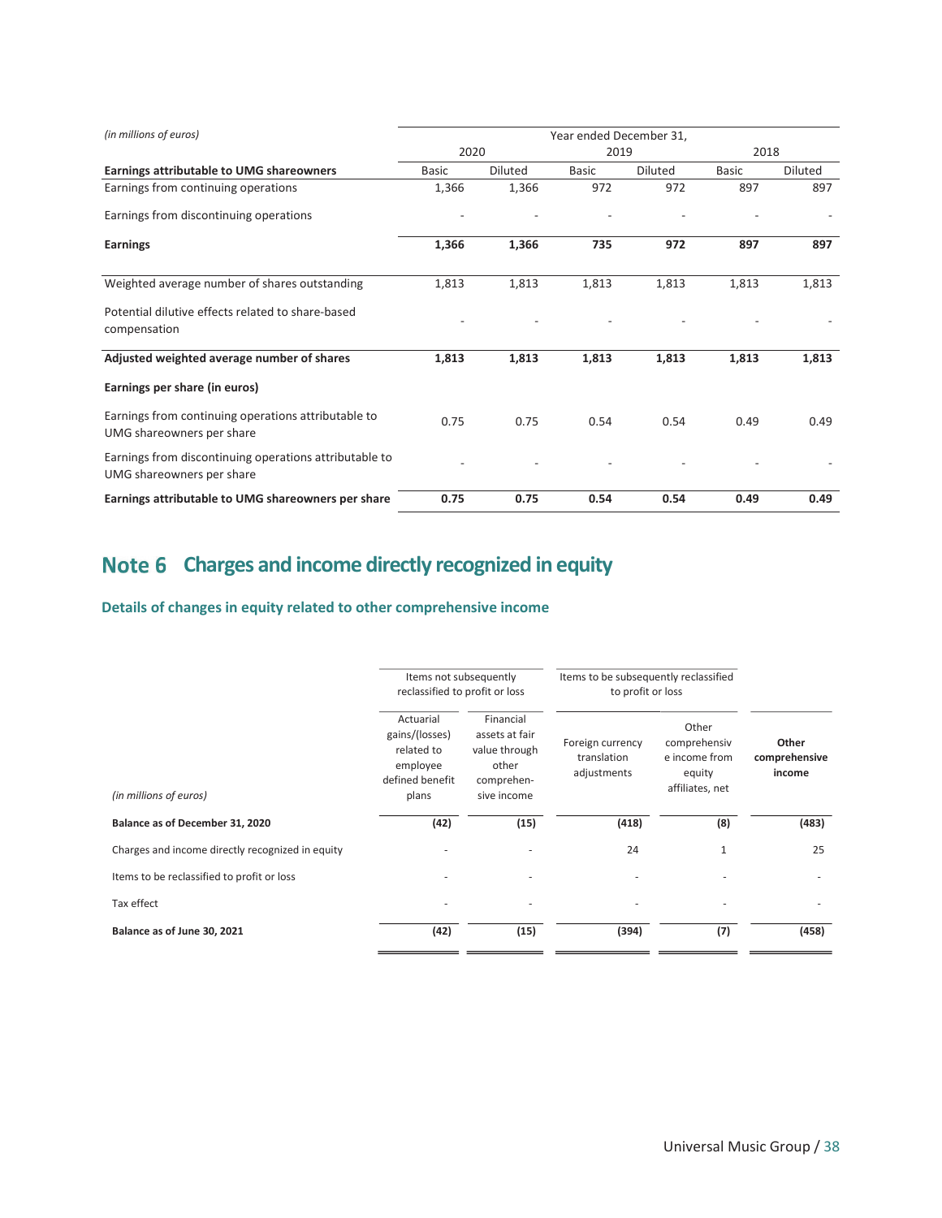| *(in millions of euros)* | Year ended December 31, | | | | | |
|---|---|---|---|---|---|---|
| | 2020 | | 2019 | | 2018 | |
| **Earnings attributable to UMG shareowners** | Basic | Diluted | Basic | Diluted | Basic | Diluted |
| Earnings from continuing operations | 1,366 | 1,366 | 972 | 972 | 897 | 897 |
| Earnings from discontinuing operations | - | - | - | - | - | - |
| **Earnings** | **1,366** | **1,366** | **735** | **972** | **897** | **897** |
| Weighted average number of shares outstanding | 1,813 | 1,813 | 1,813 | 1,813 | 1,813 | 1,813 |
| Potential dilutive effects related to share-based compensation | - | - | - | - | - | - |
| **Adjusted weighted average number of shares** | **1,813** | **1,813** | **1,813** | **1,813** | **1,813** | **1,813** |
| **Earnings per share (in euros)** | | | | | | |
| Earnings from continuing operations attributable to UMG shareowners per share | 0.75 | 0.75 | 0.54 | 0.54 | 0.49 | 0.49 |
| Earnings from discontinuing operations attributable to UMG shareowners per share | - | - | - | - | - | - |
| **Earnings attributable to UMG shareowners per share** | **0.75** | **0.75** | **0.54** | **0.54** | **0.49** | **0.49** |

# Note 6 Charges and income directly recognized in equity

## Details of changes in equity related to other comprehensive income

| | Items not subsequently reclassified to profit or loss | | Items to be subsequently reclassified to profit or loss | | |
|---|---|---|---|---|---|
| *(in millions of euros)* | Actuarial gains/(losses) related to employee defined benefit plans | Financial assets at fair value through other comprehensive income | Foreign currency translation adjustments | Other comprehensive income from equity affiliates, net | **Other comprehensive income** |
| **Balance as of December 31, 2020** | **(42)** | **(15)** | **(418)** | **(8)** | **(483)** |
| Charges and income directly recognized in equity | - | - | 24 | 1 | 25 |
| Items to be reclassified to profit or loss | - | - | - | - | - |
| Tax effect | - | - | - | - | - |
| **Balance as of June 30, 2021** | **(42)** | **(15)** | **(394)** | **(7)** | **(458)** |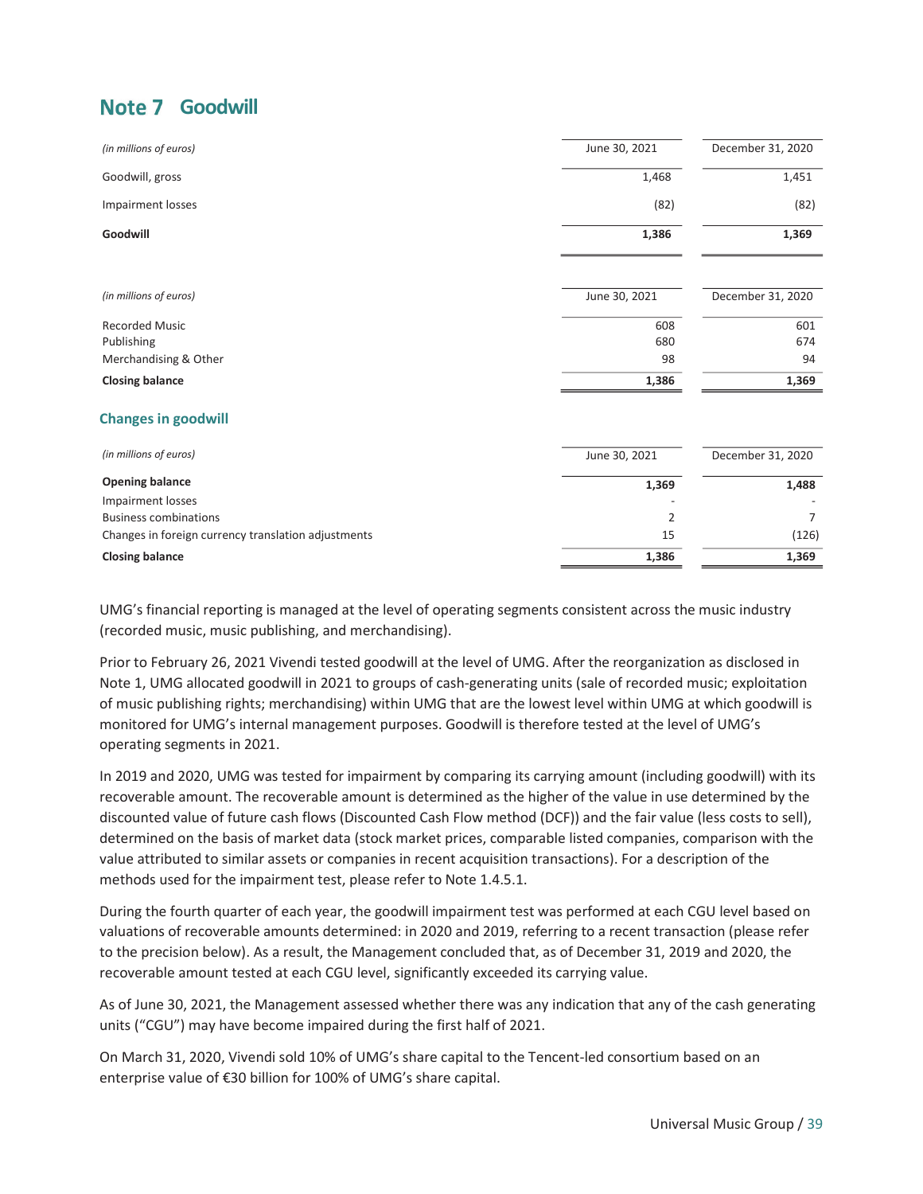# Note 7 Goodwill

| *(in millions of euros)* | June 30, 2021 | December 31, 2020 |
|---|---|---|
| Goodwill, gross | 1,468 | 1,451 |
| Impairment losses | (82) | (82) |
| **Goodwill** | **1,386** | **1,369** |

| *(in millions of euros)* | June 30, 2021 | December 31, 2020 |
|---|---|---|
| Recorded Music | 608 | 601 |
| Publishing | 680 | 674 |
| Merchandising & Other | 98 | 94 |
| **Closing balance** | **1,386** | **1,369** |

## Changes in goodwill

| *(in millions of euros)* | June 30, 2021 | December 31, 2020 |
|---|---|---|
| **Opening balance** | **1,369** | **1,488** |
| Impairment losses | - | - |
| Business combinations | 2 | 7 |
| Changes in foreign currency translation adjustments | 15 | (126) |
| **Closing balance** | **1,386** | **1,369** |

UMG's financial reporting is managed at the level of operating segments consistent across the music industry (recorded music, music publishing, and merchandising).

Prior to February 26, 2021 Vivendi tested goodwill at the level of UMG. After the reorganization as disclosed in Note 1, UMG allocated goodwill in 2021 to groups of cash-generating units (sale of recorded music; exploitation of music publishing rights; merchandising) within UMG that are the lowest level within UMG at which goodwill is monitored for UMG's internal management purposes. Goodwill is therefore tested at the level of UMG's operating segments in 2021.

In 2019 and 2020, UMG was tested for impairment by comparing its carrying amount (including goodwill) with its recoverable amount. The recoverable amount is determined as the higher of the value in use determined by the discounted value of future cash flows (Discounted Cash Flow method (DCF)) and the fair value (less costs to sell), determined on the basis of market data (stock market prices, comparable listed companies, comparison with the value attributed to similar assets or companies in recent acquisition transactions). For a description of the methods used for the impairment test, please refer to Note 1.4.5.1.

During the fourth quarter of each year, the goodwill impairment test was performed at each CGU level based on valuations of recoverable amounts determined: in 2020 and 2019, referring to a recent transaction (please refer to the precision below). As a result, the Management concluded that, as of December 31, 2019 and 2020, the recoverable amount tested at each CGU level, significantly exceeded its carrying value.

As of June 30, 2021, the Management assessed whether there was any indication that any of the cash generating units ("CGU") may have become impaired during the first half of 2021.

On March 31, 2020, Vivendi sold 10% of UMG's share capital to the Tencent-led consortium based on an enterprise value of €30 billion for 100% of UMG's share capital.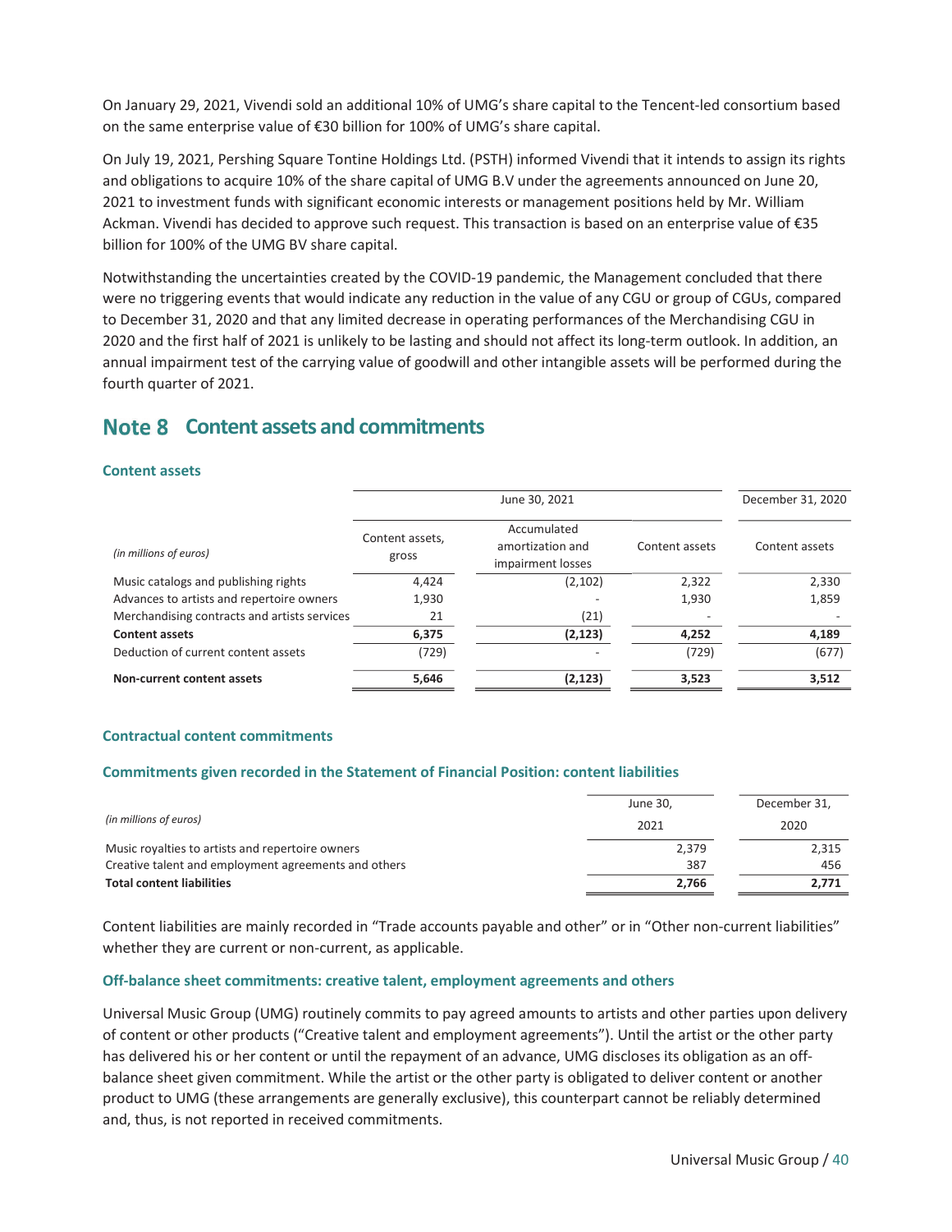On January 29, 2021, Vivendi sold an additional 10% of UMG's share capital to the Tencent-led consortium based on the same enterprise value of €30 billion for 100% of UMG's share capital.

On July 19, 2021, Pershing Square Tontine Holdings Ltd. (PSTH) informed Vivendi that it intends to assign its rights and obligations to acquire 10% of the share capital of UMG B.V under the agreements announced on June 20, 2021 to investment funds with significant economic interests or management positions held by Mr. William Ackman. Vivendi has decided to approve such request. This transaction is based on an enterprise value of €35 billion for 100% of the UMG BV share capital.

Notwithstanding the uncertainties created by the COVID-19 pandemic, the Management concluded that there were no triggering events that would indicate any reduction in the value of any CGU or group of CGUs, compared to December 31, 2020 and that any limited decrease in operating performances of the Merchandising CGU in 2020 and the first half of 2021 is unlikely to be lasting and should not affect its long-term outlook. In addition, an annual impairment test of the carrying value of goodwill and other intangible assets will be performed during the fourth quarter of 2021.

## Note 8 Content assets and commitments

### Content assets

| *(in millions of euros)* | June 30, 2021 | | | December 31, 2020 |
|---|---|---|---|---|
| | Content assets, gross | Accumulated amortization and impairment losses | Content assets | Content assets |
| Music catalogs and publishing rights | 4,424 | (2,102) | 2,322 | 2,330 |
| Advances to artists and repertoire owners | 1,930 | - | 1,930 | 1,859 |
| Merchandising contracts and artists services | 21 | (21) | - | - |
| **Content assets** | **6,375** | **(2,123)** | **4,252** | **4,189** |
| Deduction of current content assets | (729) | - | (729) | (677) |
| **Non-current content assets** | **5,646** | **(2,123)** | **3,523** | **3,512** |

### Contractual content commitments

#### Commitments given recorded in the Statement of Financial Position: content liabilities

| *(in millions of euros)* | June 30, 2021 | December 31, 2020 |
|---|---|---|
| Music royalties to artists and repertoire owners | 2,379 | 2,315 |
| Creative talent and employment agreements and others | 387 | 456 |
| **Total content liabilities** | **2,766** | **2,771** |

Content liabilities are mainly recorded in "Trade accounts payable and other" or in "Other non-current liabilities" whether they are current or non-current, as applicable.

#### Off-balance sheet commitments: creative talent, employment agreements and others

Universal Music Group (UMG) routinely commits to pay agreed amounts to artists and other parties upon delivery of content or other products ("Creative talent and employment agreements"). Until the artist or the other party has delivered his or her content or until the repayment of an advance, UMG discloses its obligation as an off-balance sheet given commitment. While the artist or the other party is obligated to deliver content or another product to UMG (these arrangements are generally exclusive), this counterpart cannot be reliably determined and, thus, is not reported in received commitments.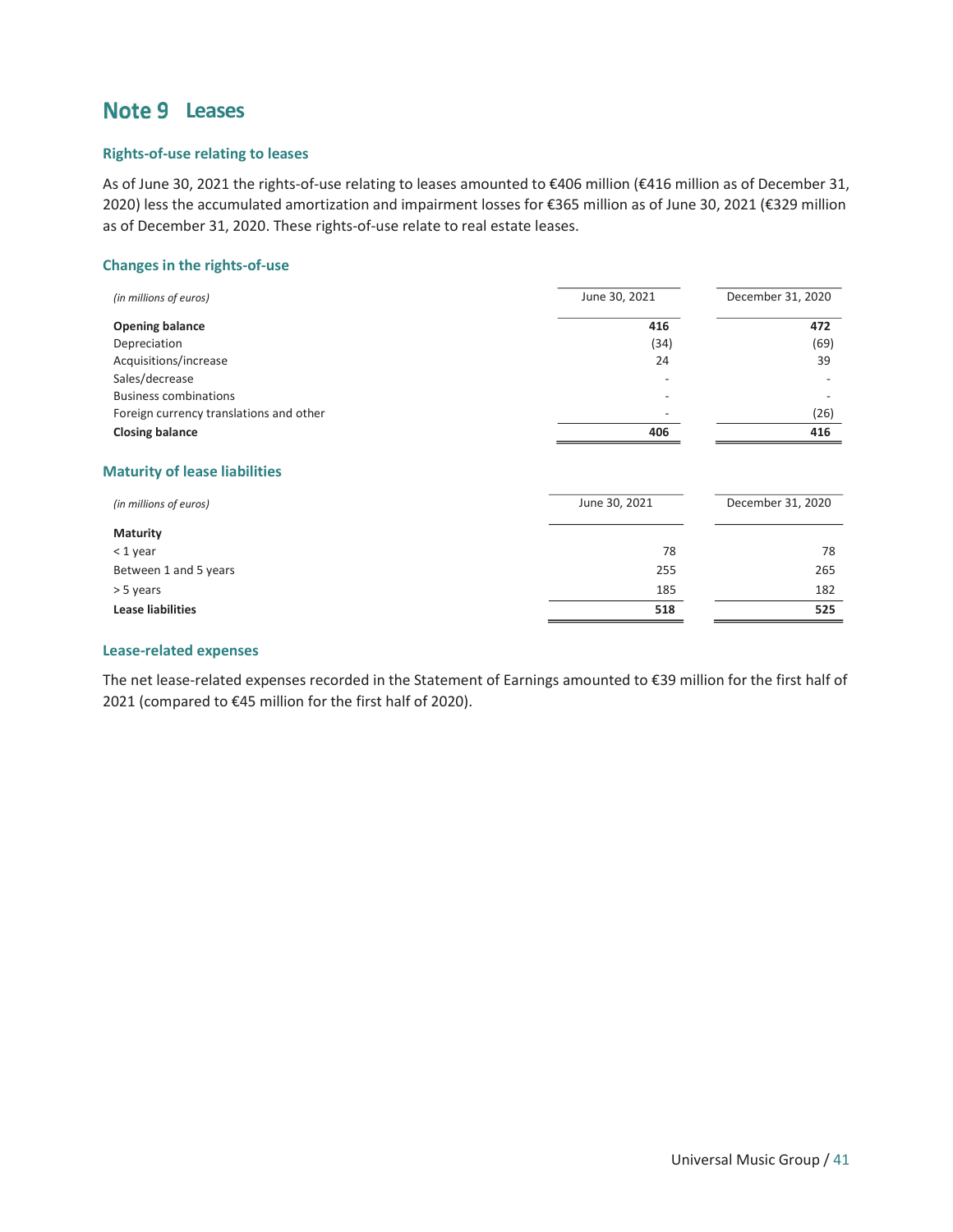## Note 9 Leases

### Rights-of-use relating to leases

As of June 30, 2021 the rights-of-use relating to leases amounted to €406 million (€416 million as of December 31, 2020) less the accumulated amortization and impairment losses for €365 million as of June 30, 2021 (€329 million as of December 31, 2020. These rights-of-use relate to real estate leases.

### Changes in the rights-of-use

| *(in millions of euros)* | June 30, 2021 | December 31, 2020 |
|---|---|---|
| **Opening balance** | **416** | **472** |
| Depreciation | (34) | (69) |
| Acquisitions/increase | 24 | 39 |
| Sales/decrease | - | - |
| Business combinations | - | - |
| Foreign currency translations and other | - | (26) |
| **Closing balance** | **406** | **416** |

### Maturity of lease liabilities

| *(in millions of euros)* | June 30, 2021 | December 31, 2020 |
|---|---|---|
| **Maturity** | | |
| < 1 year | 78 | 78 |
| Between 1 and 5 years | 255 | 265 |
| > 5 years | 185 | 182 |
| **Lease liabilities** | **518** | **525** |

### Lease-related expenses

The net lease-related expenses recorded in the Statement of Earnings amounted to €39 million for the first half of 2021 (compared to €45 million for the first half of 2020).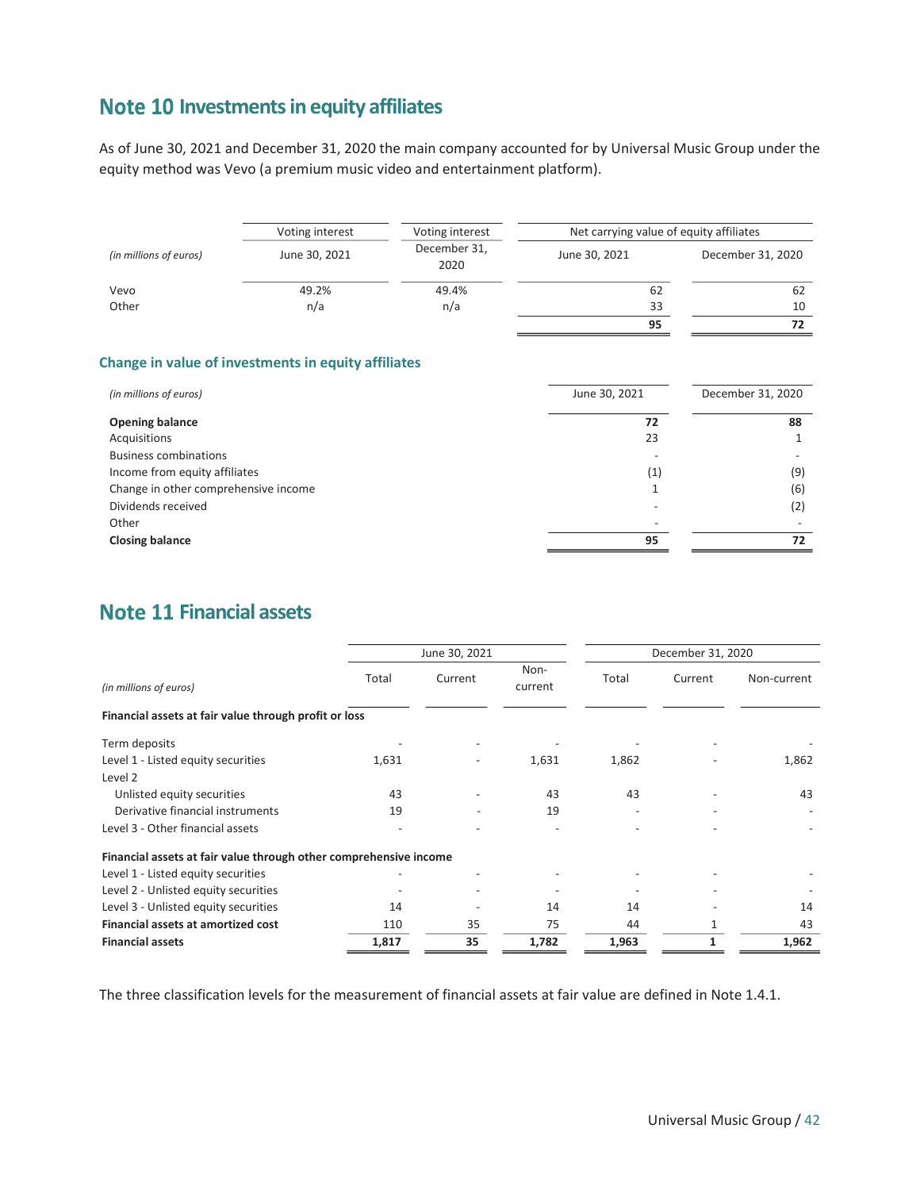# Note 10 Investments in equity affiliates

As of June 30, 2021 and December 31, 2020 the main company accounted for by Universal Music Group under the equity method was Vevo (a premium music video and entertainment platform).

| *(in millions of euros)* | Voting interest | Voting interest | Net carrying value of equity affiliates | |
|---|---|---|---|---|
| | June 30, 2021 | December 31, 2020 | June 30, 2021 | December 31, 2020 |
| Vevo | 49.2% | 49.4% | 62 | 62 |
| Other | n/a | n/a | 33 | 10 |
| | | | **95** | **72** |

## Change in value of investments in equity affiliates

| *(in millions of euros)* | June 30, 2021 | December 31, 2020 |
|---|---|---|
| **Opening balance** | **72** | **88** |
| Acquisitions | 23 | 1 |
| Business combinations | - | - |
| Income from equity affiliates | (1) | (9) |
| Change in other comprehensive income | 1 | (6) |
| Dividends received | - | (2) |
| Other | - | - |
| **Closing balance** | **95** | **72** |

# Note 11 Financial assets

| *(in millions of euros)* | June 30, 2021 | | | December 31, 2020 | | |
|---|---|---|---|---|---|---|
| | Total | Current | Non-current | Total | Current | Non-current |
| **Financial assets at fair value through profit or loss** | | | | | | |
| Term deposits | - | - | - | - | - | - |
| Level 1 - Listed equity securities | 1,631 | - | 1,631 | 1,862 | - | 1,862 |
| Level 2 | | | | | | |
| Unlisted equity securities | 43 | - | 43 | 43 | - | 43 |
| Derivative financial instruments | 19 | - | 19 | - | - | - |
| Level 3 - Other financial assets | - | - | - | - | - | - |
| **Financial assets at fair value through other comprehensive income** | | | | | | |
| Level 1 - Listed equity securities | - | - | - | - | - | - |
| Level 2 - Unlisted equity securities | - | - | - | - | - | - |
| Level 3 - Unlisted equity securities | 14 | - | 14 | 14 | - | 14 |
| **Financial assets at amortized cost** | 110 | 35 | 75 | 44 | 1 | 43 |
| **Financial assets** | **1,817** | **35** | **1,782** | **1,963** | **1** | **1,962** |

The three classification levels for the measurement of financial assets at fair value are defined in Note 1.4.1.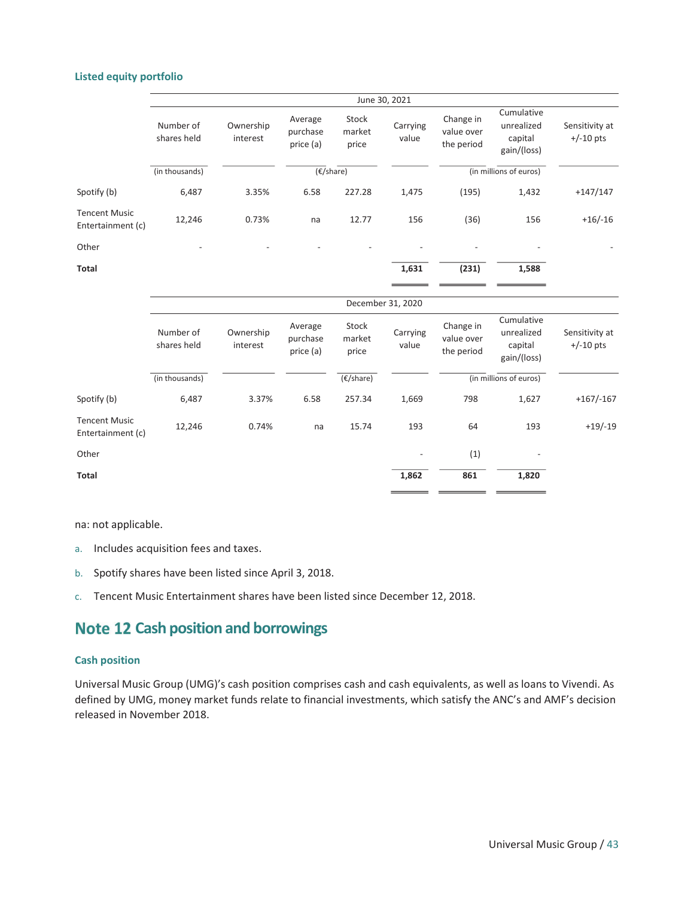### Listed equity portfolio

| | June 30, 2021 | | | | | | | |
|---|---|---|---|---|---|---|---|---|
| | Number of shares held | Ownership interest | Average purchase price (a) | Stock market price | Carrying value | Change in value over the period | Cumulative unrealized capital gain/(loss) | Sensitivity at +/-10 pts |
| | (in thousands) | | (€/share) | | | (in millions of euros) | | |
| Spotify (b) | 6,487 | 3.35% | 6.58 | 227.28 | 1,475 | (195) | 1,432 | +147/147 |
| Tencent Music Entertainment (c) | 12,246 | 0.73% | na | 12.77 | 156 | (36) | 156 | +16/-16 |
| Other | - | - | - | - | - | - | - | - |
| **Total** | | | | | **1,631** | **(231)** | **1,588** | |

| | December 31, 2020 | | | | | | | |
|---|---|---|---|---|---|---|---|---|
| | Number of shares held | Ownership interest | Average purchase price (a) | Stock market price | Carrying value | Change in value over the period | Cumulative unrealized capital gain/(loss) | Sensitivity at +/-10 pts |
| | (in thousands) | | | (€/share) | | (in millions of euros) | | |
| Spotify (b) | 6,487 | 3.37% | 6.58 | 257.34 | 1,669 | 798 | 1,627 | +167/-167 |
| Tencent Music Entertainment (c) | 12,246 | 0.74% | na | 15.74 | 193 | 64 | 193 | +19/-19 |
| Other | | | | | - | (1) | - | |
| **Total** | | | | | **1,862** | **861** | **1,820** | |

na: not applicable.

a. Includes acquisition fees and taxes.

b. Spotify shares have been listed since April 3, 2018.

c. Tencent Music Entertainment shares have been listed since December 12, 2018.

## Note 12 Cash position and borrowings

### Cash position

Universal Music Group (UMG)'s cash position comprises cash and cash equivalents, as well as loans to Vivendi. As defined by UMG, money market funds relate to financial investments, which satisfy the ANC's and AMF's decision released in November 2018.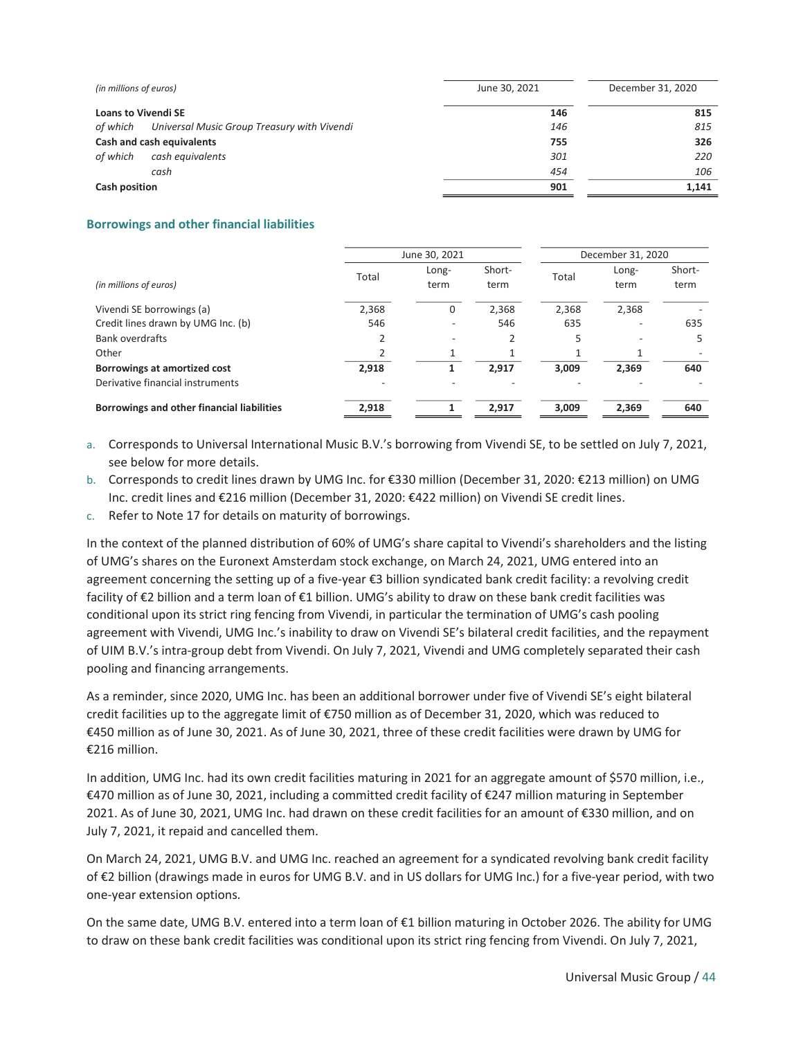| *(in millions of euros)* | | June 30, 2021 | December 31, 2020 |
|---|---|---|---|
| **Loans to Vivendi SE** | | **146** | **815** |
| *of which* | *Universal Music Group Treasury with Vivendi* | *146* | *815* |
| **Cash and cash equivalents** | | **755** | **326** |
| *of which* | *cash equivalents* | *301* | *220* |
| | *cash* | *454* | *106* |
| **Cash position** | | **901** | **1,141** |

### Borrowings and other financial liabilities

| | June 30, 2021 | | | December 31, 2020 | | |
|---|---|---|---|---|---|---|
| *(in millions of euros)* | Total | Long-term | Short-term | Total | Long-term | Short-term |
| Vivendi SE borrowings (a) | 2,368 | 0 | 2,368 | 2,368 | 2,368 | - |
| Credit lines drawn by UMG Inc. (b) | 546 | - | 546 | 635 | - | 635 |
| Bank overdrafts | 2 | - | 2 | 5 | - | 5 |
| Other | 2 | 1 | 1 | 1 | 1 | - |
| **Borrowings at amortized cost** | **2,918** | **1** | **2,917** | **3,009** | **2,369** | **640** |
| Derivative financial instruments | - | - | - | - | - | - |
| **Borrowings and other financial liabilities** | **2,918** | **1** | **2,917** | **3,009** | **2,369** | **640** |

a. Corresponds to Universal International Music B.V.'s borrowing from Vivendi SE, to be settled on July 7, 2021, see below for more details.
b. Corresponds to credit lines drawn by UMG Inc. for €330 million (December 31, 2020: €213 million) on UMG Inc. credit lines and €216 million (December 31, 2020: €422 million) on Vivendi SE credit lines.
c. Refer to Note 17 for details on maturity of borrowings.

In the context of the planned distribution of 60% of UMG's share capital to Vivendi's shareholders and the listing of UMG's shares on the Euronext Amsterdam stock exchange, on March 24, 2021, UMG entered into an agreement concerning the setting up of a five-year €3 billion syndicated bank credit facility: a revolving credit facility of €2 billion and a term loan of €1 billion. UMG's ability to draw on these bank credit facilities was conditional upon its strict ring fencing from Vivendi, in particular the termination of UMG's cash pooling agreement with Vivendi, UMG Inc.'s inability to draw on Vivendi SE's bilateral credit facilities, and the repayment of UIM B.V.'s intra-group debt from Vivendi. On July 7, 2021, Vivendi and UMG completely separated their cash pooling and financing arrangements.

As a reminder, since 2020, UMG Inc. has been an additional borrower under five of Vivendi SE's eight bilateral credit facilities up to the aggregate limit of €750 million as of December 31, 2020, which was reduced to €450 million as of June 30, 2021. As of June 30, 2021, three of these credit facilities were drawn by UMG for €216 million.

In addition, UMG Inc. had its own credit facilities maturing in 2021 for an aggregate amount of $570 million, i.e., €470 million as of June 30, 2021, including a committed credit facility of €247 million maturing in September 2021. As of June 30, 2021, UMG Inc. had drawn on these credit facilities for an amount of €330 million, and on July 7, 2021, it repaid and cancelled them.

On March 24, 2021, UMG B.V. and UMG Inc. reached an agreement for a syndicated revolving bank credit facility of €2 billion (drawings made in euros for UMG B.V. and in US dollars for UMG Inc.) for a five-year period, with two one-year extension options.

On the same date, UMG B.V. entered into a term loan of €1 billion maturing in October 2026. The ability for UMG to draw on these bank credit facilities was conditional upon its strict ring fencing from Vivendi. On July 7, 2021,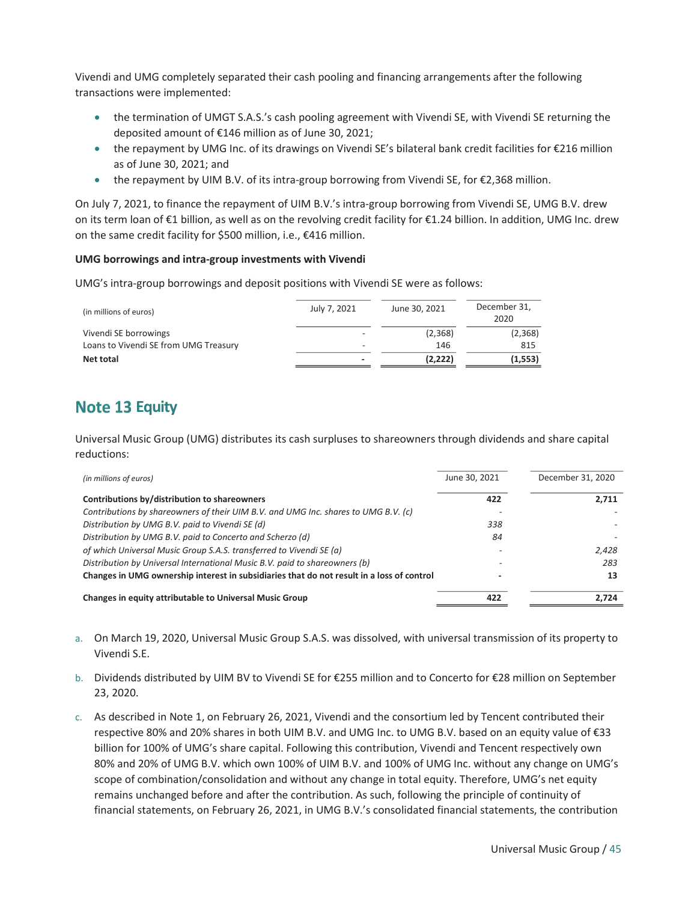Vivendi and UMG completely separated their cash pooling and financing arrangements after the following transactions were implemented:

- the termination of UMGT S.A.S.'s cash pooling agreement with Vivendi SE, with Vivendi SE returning the deposited amount of €146 million as of June 30, 2021;
- the repayment by UMG Inc. of its drawings on Vivendi SE's bilateral bank credit facilities for €216 million as of June 30, 2021; and
- the repayment by UIM B.V. of its intra-group borrowing from Vivendi SE, for €2,368 million.

On July 7, 2021, to finance the repayment of UIM B.V.'s intra-group borrowing from Vivendi SE, UMG B.V. drew on its term loan of €1 billion, as well as on the revolving credit facility for €1.24 billion. In addition, UMG Inc. drew on the same credit facility for $500 million, i.e., €416 million.

**UMG borrowings and intra-group investments with Vivendi**

UMG's intra-group borrowings and deposit positions with Vivendi SE were as follows:

| (in millions of euros) | July 7, 2021 | June 30, 2021 | December 31, 2020 |
|---|---|---|---|
| Vivendi SE borrowings | - | (2,368) | (2,368) |
| Loans to Vivendi SE from UMG Treasury | - | 146 | 815 |
| **Net total** | **-** | **(2,222)** | **(1,553)** |

## Note 13 Equity

Universal Music Group (UMG) distributes its cash surpluses to shareowners through dividends and share capital reductions:

| *(in millions of euros)* | June 30, 2021 | December 31, 2020 |
|---|---|---|
| **Contributions by/distribution to shareowners** | **422** | **2,711** |
| *Contributions by shareowners of their UIM B.V. and UMG Inc. shares to UMG B.V. (c)* | - | - |
| *Distribution by UMG B.V. paid to Vivendi SE (d)* | *338* | - |
| *Distribution by UMG B.V. paid to Concerto and Scherzo (d)* | *84* | - |
| *of which Universal Music Group S.A.S. transferred to Vivendi SE (a)* | - | *2,428* |
| *Distribution by Universal International Music B.V. paid to shareowners (b)* | - | *283* |
| **Changes in UMG ownership interest in subsidiaries that do not result in a loss of control** | **-** | **13** |
| **Changes in equity attributable to Universal Music Group** | **422** | **2,724** |

a. On March 19, 2020, Universal Music Group S.A.S. was dissolved, with universal transmission of its property to Vivendi S.E.

b. Dividends distributed by UIM BV to Vivendi SE for €255 million and to Concerto for €28 million on September 23, 2020.

c. As described in Note 1, on February 26, 2021, Vivendi and the consortium led by Tencent contributed their respective 80% and 20% shares in both UIM B.V. and UMG Inc. to UMG B.V. based on an equity value of €33 billion for 100% of UMG's share capital. Following this contribution, Vivendi and Tencent respectively own 80% and 20% of UMG B.V. which own 100% of UIM B.V. and 100% of UMG Inc. without any change on UMG's scope of combination/consolidation and without any change in total equity. Therefore, UMG's net equity remains unchanged before and after the contribution. As such, following the principle of continuity of financial statements, on February 26, 2021, in UMG B.V.'s consolidated financial statements, the contribution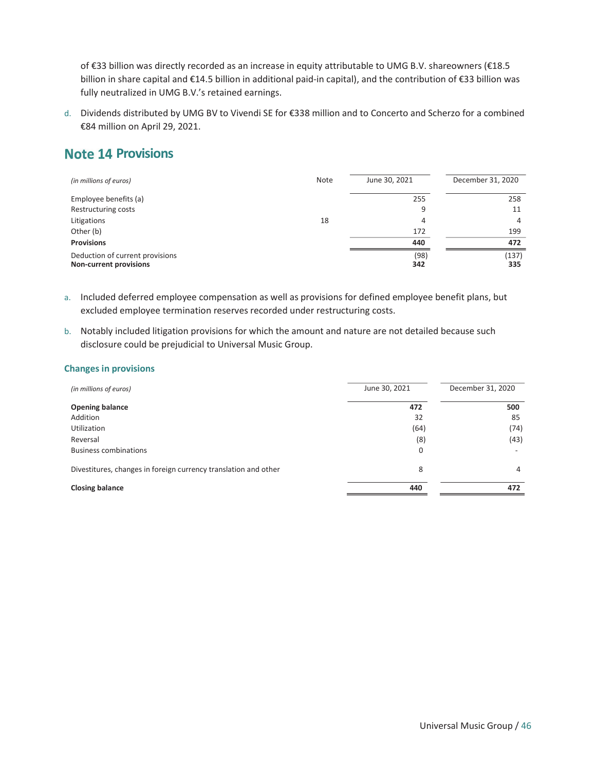of €33 billion was directly recorded as an increase in equity attributable to UMG B.V. shareowners (€18.5 billion in share capital and €14.5 billion in additional paid-in capital), and the contribution of €33 billion was fully neutralized in UMG B.V.'s retained earnings.

d. Dividends distributed by UMG BV to Vivendi SE for €338 million and to Concerto and Scherzo for a combined €84 million on April 29, 2021.

## Note 14 Provisions

| *(in millions of euros)* | Note | June 30, 2021 | December 31, 2020 |
|---|---|---|---|
| Employee benefits (a) | | 255 | 258 |
| Restructuring costs | | 9 | 11 |
| Litigations | 18 | 4 | 4 |
| Other (b) | | 172 | 199 |
| **Provisions** | | **440** | **472** |
| Deduction of current provisions | | (98) | (137) |
| **Non-current provisions** | | **342** | **335** |

a. Included deferred employee compensation as well as provisions for defined employee benefit plans, but excluded employee termination reserves recorded under restructuring costs.

b. Notably included litigation provisions for which the amount and nature are not detailed because such disclosure could be prejudicial to Universal Music Group.

### Changes in provisions

| *(in millions of euros)* | June 30, 2021 | December 31, 2020 |
|---|---|---|
| **Opening balance** | **472** | **500** |
| Addition | 32 | 85 |
| Utilization | (64) | (74) |
| Reversal | (8) | (43) |
| Business combinations | 0 | - |
| Divestitures, changes in foreign currency translation and other | 8 | 4 |
| **Closing balance** | **440** | **472** |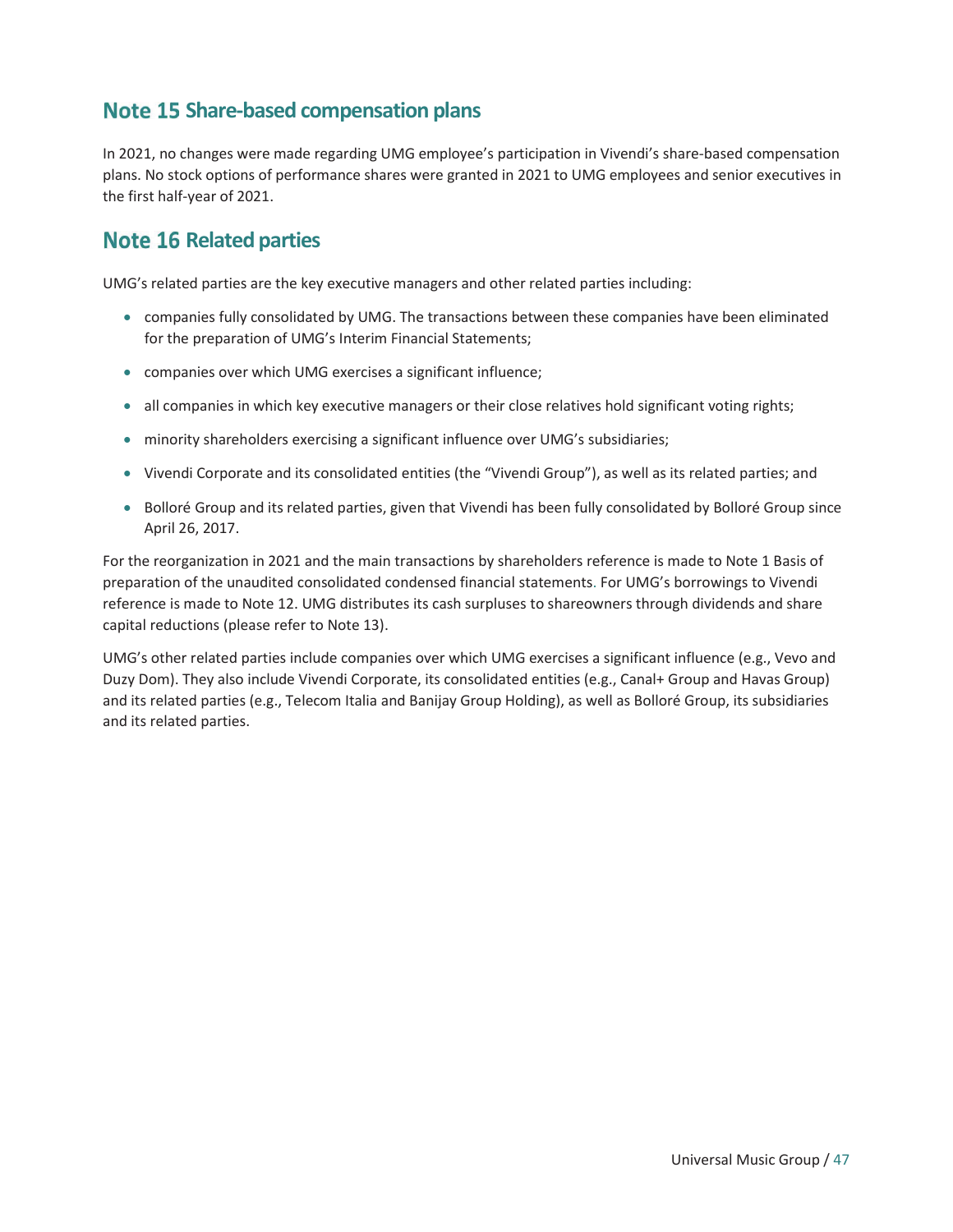## Note 15 Share-based compensation plans

In 2021, no changes were made regarding UMG employee's participation in Vivendi's share-based compensation plans. No stock options of performance shares were granted in 2021 to UMG employees and senior executives in the first half-year of 2021.

## Note 16 Related parties

UMG's related parties are the key executive managers and other related parties including:

- companies fully consolidated by UMG. The transactions between these companies have been eliminated for the preparation of UMG's Interim Financial Statements;
- companies over which UMG exercises a significant influence;
- all companies in which key executive managers or their close relatives hold significant voting rights;
- minority shareholders exercising a significant influence over UMG's subsidiaries;
- Vivendi Corporate and its consolidated entities (the "Vivendi Group"), as well as its related parties; and
- Bolloré Group and its related parties, given that Vivendi has been fully consolidated by Bolloré Group since April 26, 2017.

For the reorganization in 2021 and the main transactions by shareholders reference is made to Note 1 Basis of preparation of the unaudited consolidated condensed financial statements. For UMG's borrowings to Vivendi reference is made to Note 12. UMG distributes its cash surpluses to shareowners through dividends and share capital reductions (please refer to Note 13).

UMG's other related parties include companies over which UMG exercises a significant influence (e.g., Vevo and Duzy Dom). They also include Vivendi Corporate, its consolidated entities (e.g., Canal+ Group and Havas Group) and its related parties (e.g., Telecom Italia and Banijay Group Holding), as well as Bolloré Group, its subsidiaries and its related parties.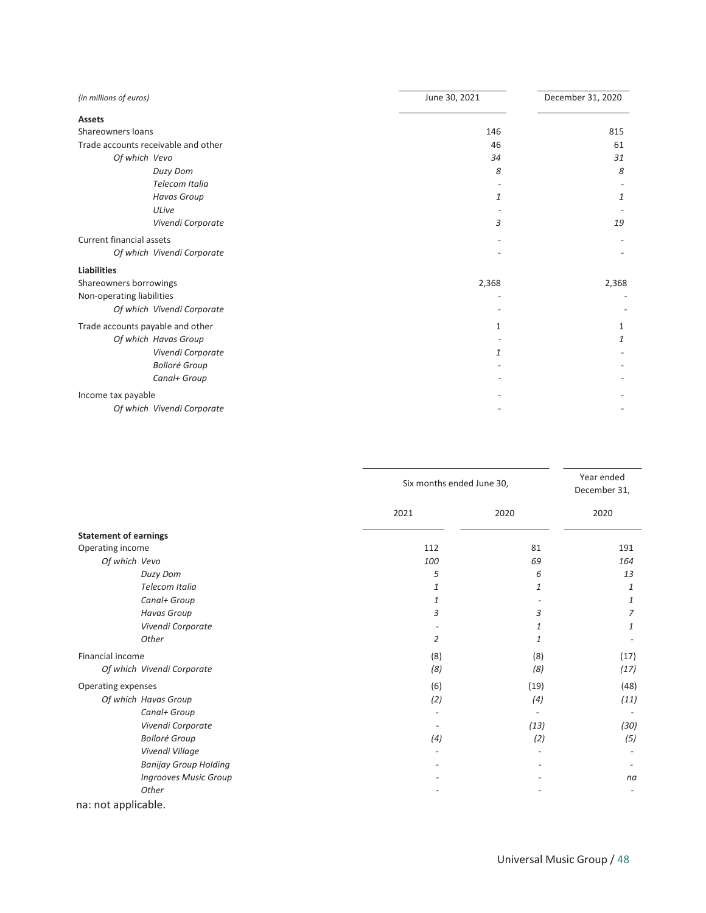| *(in millions of euros)* | June 30, 2021 | December 31, 2020 |
|---|---|---|
| **Assets** | | |
| Shareowners loans | 146 | 815 |
| Trade accounts receivable and other | 46 | 61 |
| *Of which Vevo* | *34* | *31* |
| *Duzy Dom* | *8* | *8* |
| *Telecom Italia* | - | - |
| *Havas Group* | *1* | *1* |
| *ULive* | - | - |
| *Vivendi Corporate* | *3* | *19* |
| Current financial assets | - | - |
| *Of which Vivendi Corporate* | - | - |
| **Liabilities** | | |
| Shareowners borrowings | 2,368 | 2,368 |
| Non-operating liabilities | - | - |
| *Of which Vivendi Corporate* | - | - |
| Trade accounts payable and other | 1 | 1 |
| *Of which Havas Group* | - | *1* |
| *Vivendi Corporate* | *1* | - |
| *Bolloré Group* | - | - |
| *Canal+ Group* | - | - |
| Income tax payable | - | - |
| *Of which Vivendi Corporate* | - | - |

| | Six months ended June 30, | | Year ended December 31, |
|---|---|---|---|
| | 2021 | 2020 | 2020 |
| **Statement of earnings** | | | |
| Operating income | 112 | 81 | 191 |
| *Of which Vevo* | *100* | *69* | *164* |
| *Duzy Dom* | *5* | *6* | *13* |
| *Telecom Italia* | *1* | *1* | *1* |
| *Canal+ Group* | *1* | - | *1* |
| *Havas Group* | *3* | *3* | *7* |
| *Vivendi Corporate* | - | *1* | *1* |
| *Other* | *2* | *1* | - |
| Financial income | (8) | (8) | (17) |
| *Of which Vivendi Corporate* | *(8)* | *(8)* | *(17)* |
| Operating expenses | (6) | (19) | (48) |
| *Of which Havas Group* | *(2)* | *(4)* | *(11)* |
| *Canal+ Group* | - | - | - |
| *Vivendi Corporate* | - | *(13)* | *(30)* |
| *Bolloré Group* | *(4)* | *(2)* | *(5)* |
| *Vivendi Village* | - | - | - |
| *Banijay Group Holding* | - | - | - |
| *Ingrooves Music Group* | - | - | *na* |
| *Other* | - | - | - |

na: not applicable.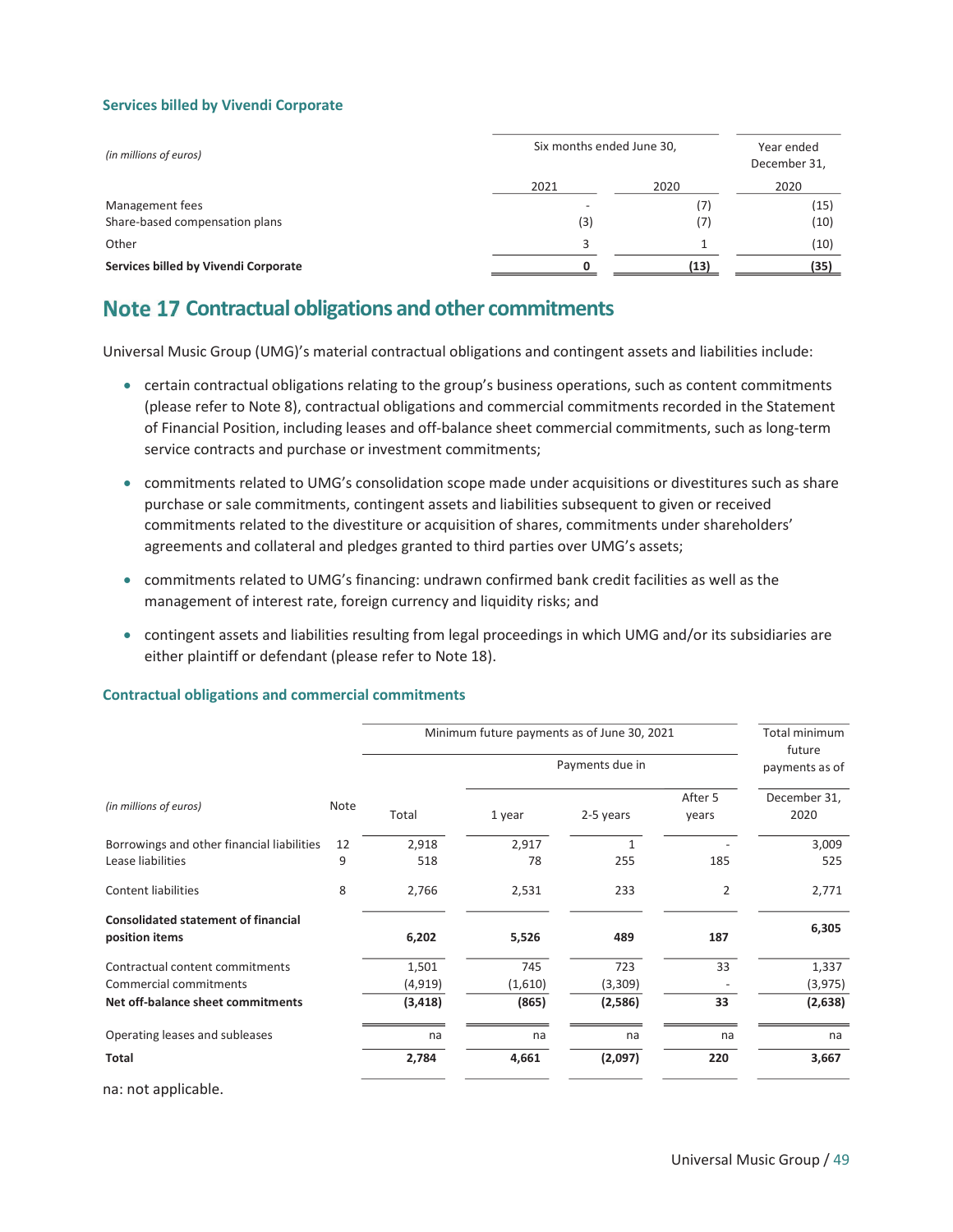### Services billed by Vivendi Corporate

| *(in millions of euros)* | Six months ended June 30, | | Year ended December 31, |
|---|---|---|---|
| | 2021 | 2020 | 2020 |
| Management fees | - | (7) | (15) |
| Share-based compensation plans | (3) | (7) | (10) |
| Other | 3 | 1 | (10) |
| **Services billed by Vivendi Corporate** | **0** | **(13)** | **(35)** |

## Note 17 Contractual obligations and other commitments

Universal Music Group (UMG)'s material contractual obligations and contingent assets and liabilities include:

- certain contractual obligations relating to the group's business operations, such as content commitments (please refer to Note 8), contractual obligations and commercial commitments recorded in the Statement of Financial Position, including leases and off-balance sheet commercial commitments, such as long-term service contracts and purchase or investment commitments;
- commitments related to UMG's consolidation scope made under acquisitions or divestitures such as share purchase or sale commitments, contingent assets and liabilities subsequent to given or received commitments related to the divestiture or acquisition of shares, commitments under shareholders' agreements and collateral and pledges granted to third parties over UMG's assets;
- commitments related to UMG's financing: undrawn confirmed bank credit facilities as well as the management of interest rate, foreign currency and liquidity risks; and
- contingent assets and liabilities resulting from legal proceedings in which UMG and/or its subsidiaries are either plaintiff or defendant (please refer to Note 18).

### Contractual obligations and commercial commitments

| | | Minimum future payments as of June 30, 2021 | | | | Total minimum future payments as of |
|---|---|---|---|---|---|---|
| | | | Payments due in | | | |
| *(in millions of euros)* | Note | Total | 1 year | 2-5 years | After 5 years | December 31, 2020 |
| Borrowings and other financial liabilities | 12 | 2,918 | 2,917 | 1 | - | 3,009 |
| Lease liabilities | 9 | 518 | 78 | 255 | 185 | 525 |
| Content liabilities | 8 | 2,766 | 2,531 | 233 | 2 | 2,771 |
| **Consolidated statement of financial position items** | | **6,202** | **5,526** | **489** | **187** | **6,305** |
| Contractual content commitments | | 1,501 | 745 | 723 | 33 | 1,337 |
| Commercial commitments | | (4,919) | (1,610) | (3,309) | - | (3,975) |
| **Net off-balance sheet commitments** | | **(3,418)** | **(865)** | **(2,586)** | **33** | **(2,638)** |
| Operating leases and subleases | | na | na | na | na | na |
| **Total** | | **2,784** | **4,661** | **(2,097)** | **220** | **3,667** |

na: not applicable.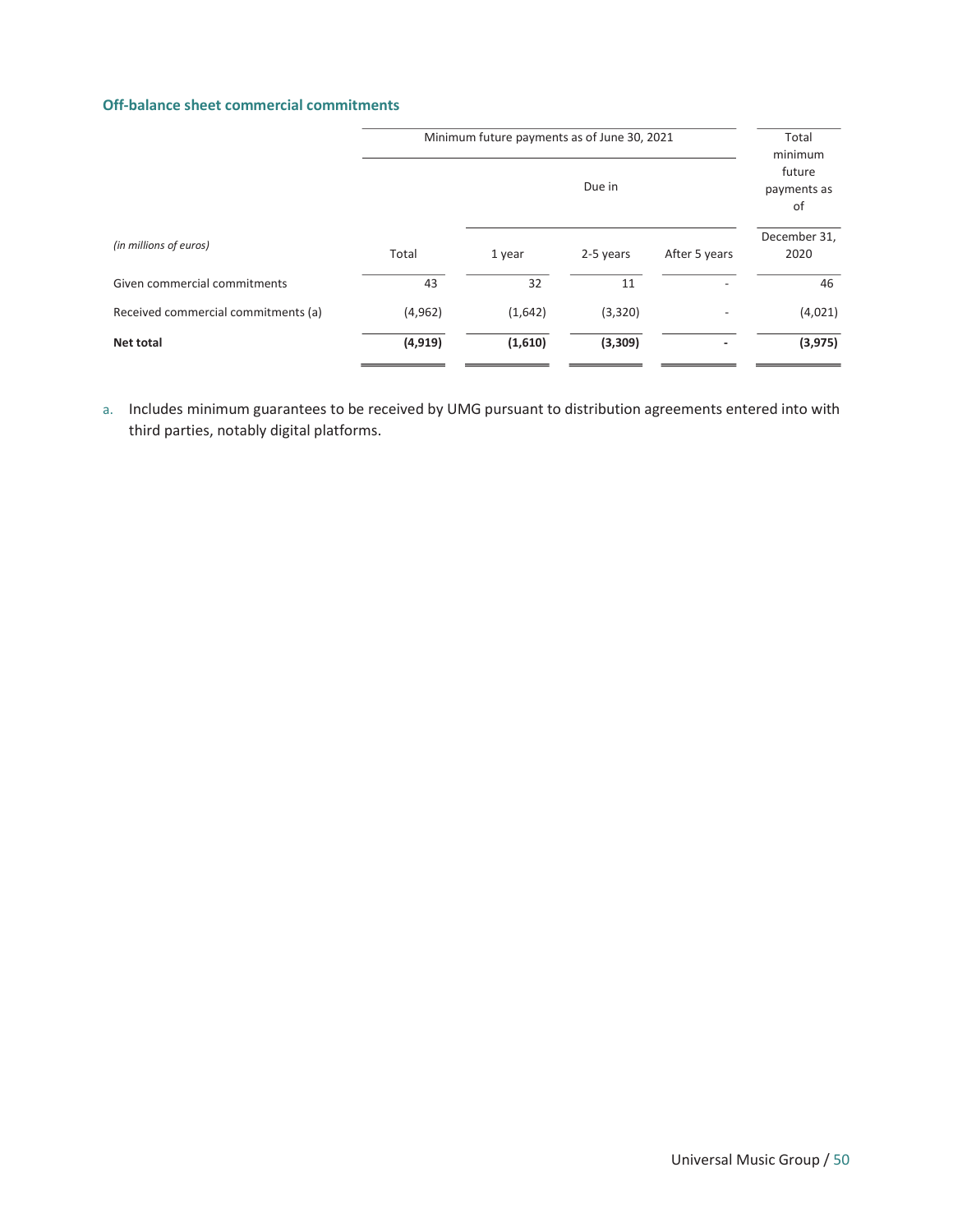### Off-balance sheet commercial commitments

| | Minimum future payments as of June 30, 2021 | | | | Total minimum future payments as of |
|---|---|---|---|---|---|
| | | Due in | | | |
| *(in millions of euros)* | Total | 1 year | 2-5 years | After 5 years | December 31, 2020 |
| Given commercial commitments | 43 | 32 | 11 | - | 46 |
| Received commercial commitments (a) | (4,962) | (1,642) | (3,320) | - | (4,021) |
| **Net total** | **(4,919)** | **(1,610)** | **(3,309)** | **-** | **(3,975)** |

a. Includes minimum guarantees to be received by UMG pursuant to distribution agreements entered into with third parties, notably digital platforms.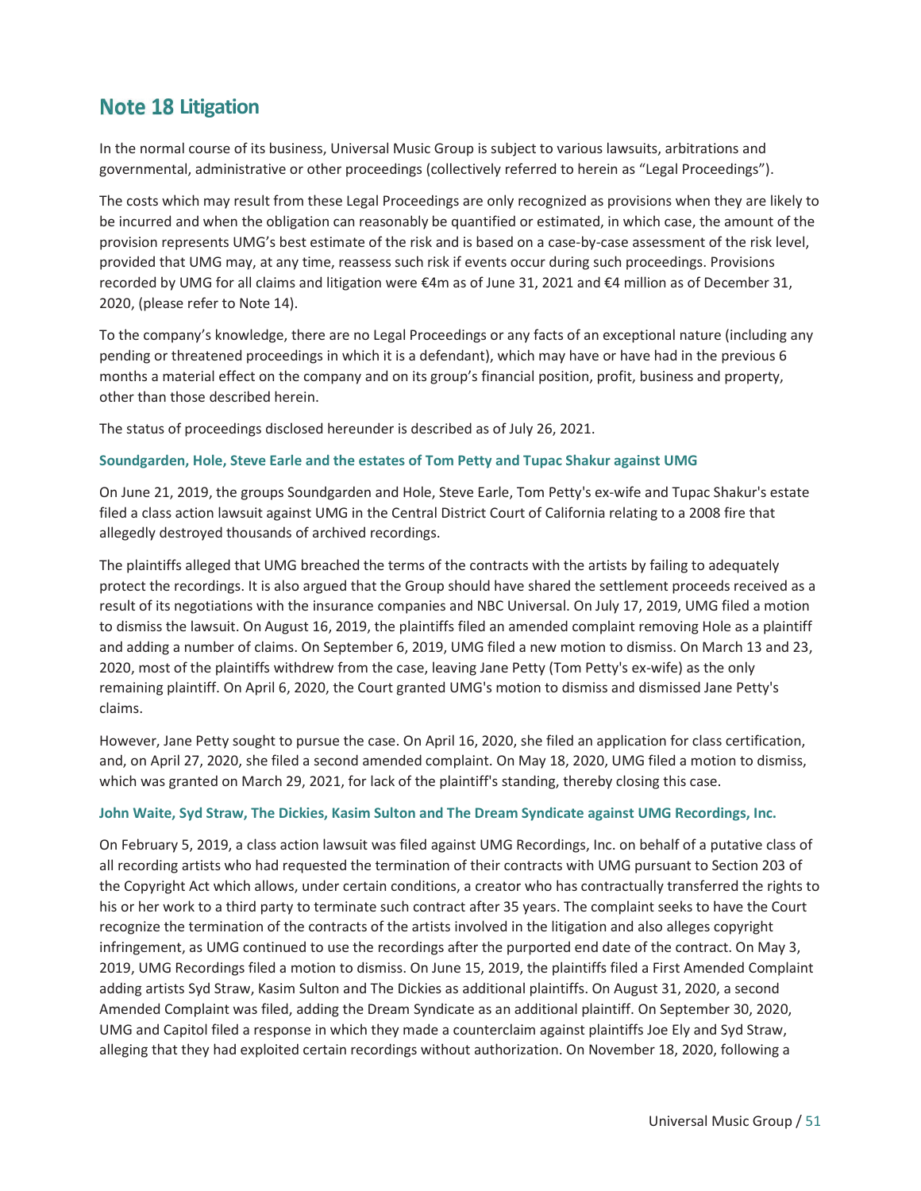## Note 18 Litigation

In the normal course of its business, Universal Music Group is subject to various lawsuits, arbitrations and governmental, administrative or other proceedings (collectively referred to herein as "Legal Proceedings").

The costs which may result from these Legal Proceedings are only recognized as provisions when they are likely to be incurred and when the obligation can reasonably be quantified or estimated, in which case, the amount of the provision represents UMG's best estimate of the risk and is based on a case-by-case assessment of the risk level, provided that UMG may, at any time, reassess such risk if events occur during such proceedings. Provisions recorded by UMG for all claims and litigation were €4m as of June 31, 2021 and €4 million as of December 31, 2020, (please refer to Note 14).

To the company's knowledge, there are no Legal Proceedings or any facts of an exceptional nature (including any pending or threatened proceedings in which it is a defendant), which may have or have had in the previous 6 months a material effect on the company and on its group's financial position, profit, business and property, other than those described herein.

The status of proceedings disclosed hereunder is described as of July 26, 2021.

#### Soundgarden, Hole, Steve Earle and the estates of Tom Petty and Tupac Shakur against UMG

On June 21, 2019, the groups Soundgarden and Hole, Steve Earle, Tom Petty's ex-wife and Tupac Shakur's estate filed a class action lawsuit against UMG in the Central District Court of California relating to a 2008 fire that allegedly destroyed thousands of archived recordings.

The plaintiffs alleged that UMG breached the terms of the contracts with the artists by failing to adequately protect the recordings. It is also argued that the Group should have shared the settlement proceeds received as a result of its negotiations with the insurance companies and NBC Universal. On July 17, 2019, UMG filed a motion to dismiss the lawsuit. On August 16, 2019, the plaintiffs filed an amended complaint removing Hole as a plaintiff and adding a number of claims. On September 6, 2019, UMG filed a new motion to dismiss. On March 13 and 23, 2020, most of the plaintiffs withdrew from the case, leaving Jane Petty (Tom Petty's ex-wife) as the only remaining plaintiff. On April 6, 2020, the Court granted UMG's motion to dismiss and dismissed Jane Petty's claims.

However, Jane Petty sought to pursue the case. On April 16, 2020, she filed an application for class certification, and, on April 27, 2020, she filed a second amended complaint. On May 18, 2020, UMG filed a motion to dismiss, which was granted on March 29, 2021, for lack of the plaintiff's standing, thereby closing this case.

#### John Waite, Syd Straw, The Dickies, Kasim Sulton and The Dream Syndicate against UMG Recordings, Inc.

On February 5, 2019, a class action lawsuit was filed against UMG Recordings, Inc. on behalf of a putative class of all recording artists who had requested the termination of their contracts with UMG pursuant to Section 203 of the Copyright Act which allows, under certain conditions, a creator who has contractually transferred the rights to his or her work to a third party to terminate such contract after 35 years. The complaint seeks to have the Court recognize the termination of the contracts of the artists involved in the litigation and also alleges copyright infringement, as UMG continued to use the recordings after the purported end date of the contract. On May 3, 2019, UMG Recordings filed a motion to dismiss. On June 15, 2019, the plaintiffs filed a First Amended Complaint adding artists Syd Straw, Kasim Sulton and The Dickies as additional plaintiffs. On August 31, 2020, a second Amended Complaint was filed, adding the Dream Syndicate as an additional plaintiff. On September 30, 2020, UMG and Capitol filed a response in which they made a counterclaim against plaintiffs Joe Ely and Syd Straw, alleging that they had exploited certain recordings without authorization. On November 18, 2020, following a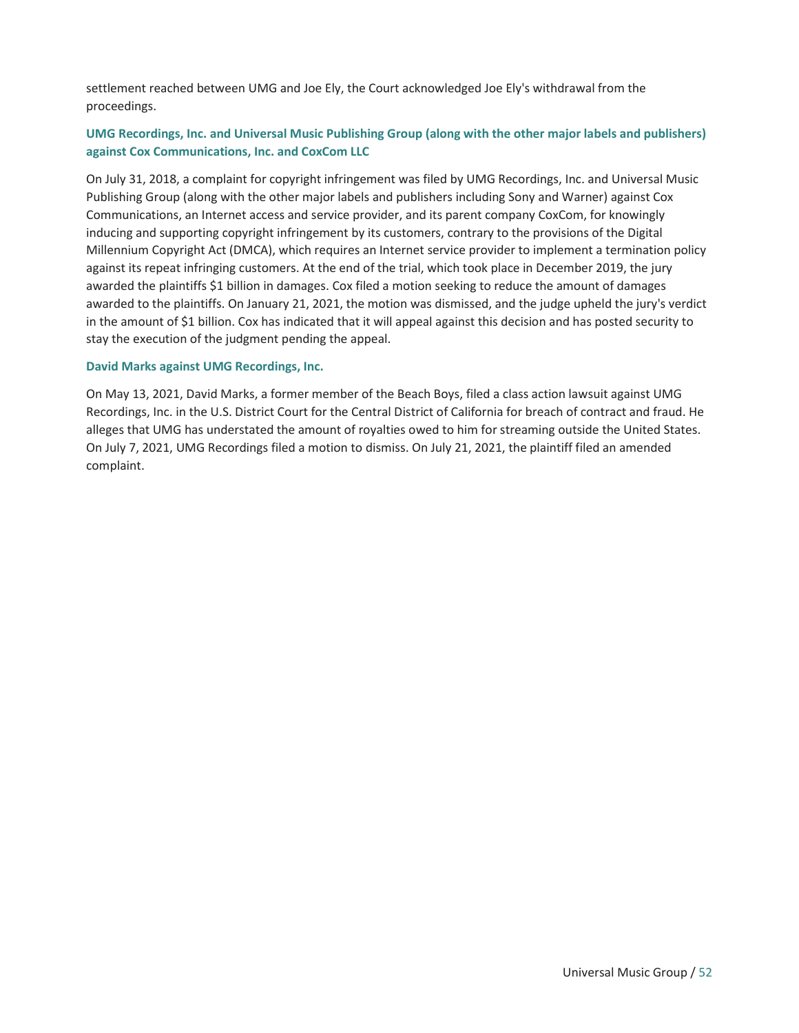settlement reached between UMG and Joe Ely, the Court acknowledged Joe Ely's withdrawal from the proceedings.

### UMG Recordings, Inc. and Universal Music Publishing Group (along with the other major labels and publishers) against Cox Communications, Inc. and CoxCom LLC

On July 31, 2018, a complaint for copyright infringement was filed by UMG Recordings, Inc. and Universal Music Publishing Group (along with the other major labels and publishers including Sony and Warner) against Cox Communications, an Internet access and service provider, and its parent company CoxCom, for knowingly inducing and supporting copyright infringement by its customers, contrary to the provisions of the Digital Millennium Copyright Act (DMCA), which requires an Internet service provider to implement a termination policy against its repeat infringing customers. At the end of the trial, which took place in December 2019, the jury awarded the plaintiffs $1 billion in damages. Cox filed a motion seeking to reduce the amount of damages awarded to the plaintiffs. On January 21, 2021, the motion was dismissed, and the judge upheld the jury's verdict in the amount of $1 billion. Cox has indicated that it will appeal against this decision and has posted security to stay the execution of the judgment pending the appeal.

### David Marks against UMG Recordings, Inc.

On May 13, 2021, David Marks, a former member of the Beach Boys, filed a class action lawsuit against UMG Recordings, Inc. in the U.S. District Court for the Central District of California for breach of contract and fraud. He alleges that UMG has understated the amount of royalties owed to him for streaming outside the United States. On July 7, 2021, UMG Recordings filed a motion to dismiss. On July 21, 2021, the plaintiff filed an amended complaint.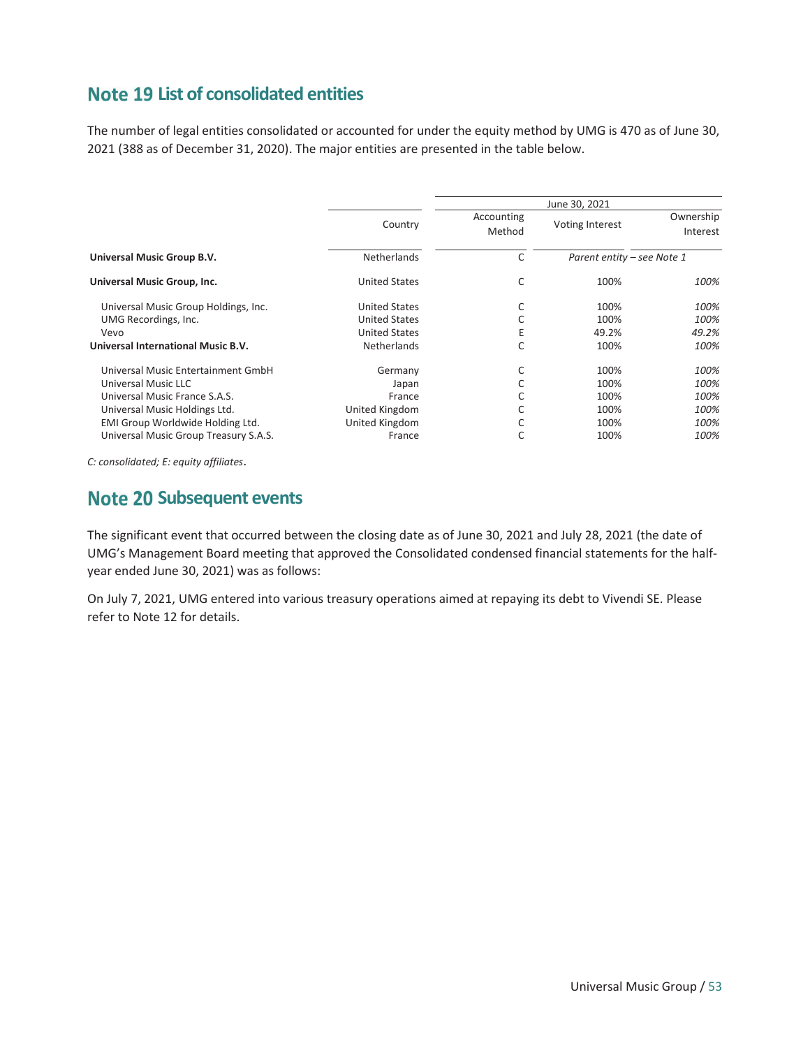## Note 19 List of consolidated entities

The number of legal entities consolidated or accounted for under the equity method by UMG is 470 as of June 30, 2021 (388 as of December 31, 2020). The major entities are presented in the table below.

| | | June 30, 2021 | | |
|---|---|---|---|---|
| | Country | Accounting Method | Voting Interest | Ownership Interest |
| **Universal Music Group B.V.** | Netherlands | C | *Parent entity – see Note 1* | |
| **Universal Music Group, Inc.** | United States | C | 100% | *100%* |
| Universal Music Group Holdings, Inc. | United States | C | 100% | *100%* |
| UMG Recordings, Inc. | United States | C | 100% | *100%* |
| Vevo | United States | E | 49.2% | *49.2%* |
| **Universal International Music B.V.** | Netherlands | C | 100% | *100%* |
| Universal Music Entertainment GmbH | Germany | C | 100% | *100%* |
| Universal Music LLC | Japan | C | 100% | *100%* |
| Universal Music France S.A.S. | France | C | 100% | *100%* |
| Universal Music Holdings Ltd. | United Kingdom | C | 100% | *100%* |
| EMI Group Worldwide Holding Ltd. | United Kingdom | C | 100% | *100%* |
| Universal Music Group Treasury S.A.S. | France | C | 100% | *100%* |

*C: consolidated; E: equity affiliates*.

## Note 20 Subsequent events

The significant event that occurred between the closing date as of June 30, 2021 and July 28, 2021 (the date of UMG's Management Board meeting that approved the Consolidated condensed financial statements for the half-year ended June 30, 2021) was as follows:

On July 7, 2021, UMG entered into various treasury operations aimed at repaying its debt to Vivendi SE. Please refer to Note 12 for details.